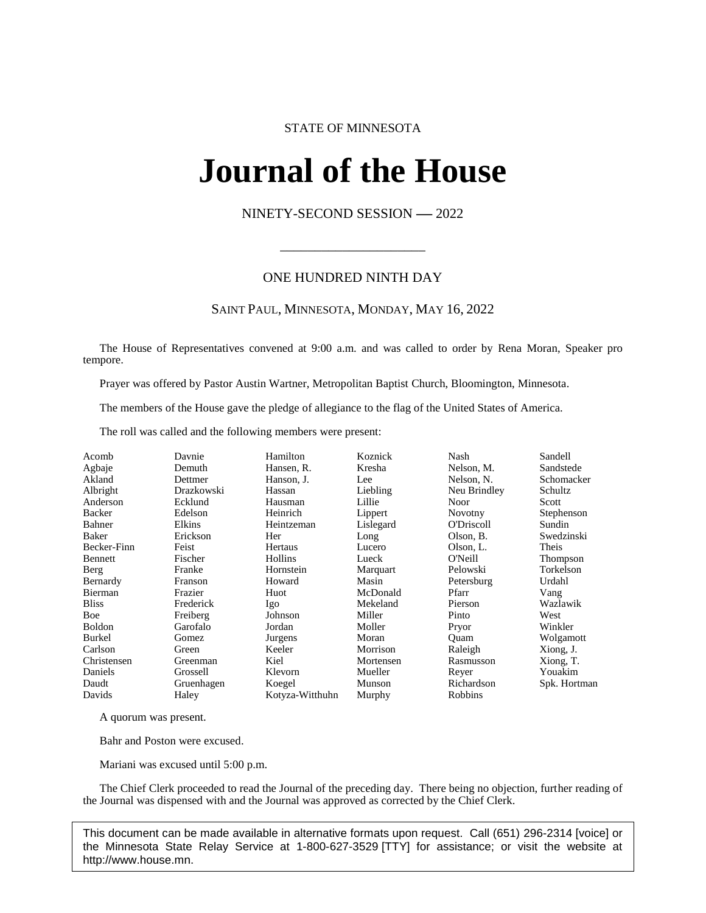STATE OF MINNESOTA

# Journal of the House

NINETY-SECOND SESSION — 2022

\_\_\_\_\_\_\_\_\_\_\_\_\_\_\_\_\_\_\_\_\_

ONE HUNDRED NINTH DAY

SAINT PAUL, MINNESOTA, MONDAY, MAY 16, 2022

The House of Representatives convened at 9:00 a.m. and was called to order by Rena Moran, Speaker pro tempore.

Prayer was offered by Pastor Austin Wartner, Metropolitan Baptist Church, Bloomington, Minnesota.

The members of the House gave the pledge of allegiance to the flag of the United States of America.

The roll was called and the following members were present:

| | | | | | |
|---|---|---|---|---|---|
| Acomb | Davnie | Hamilton | Koznick | Nash | Sandell |
| Agbaje | Demuth | Hansen, R. | Kresha | Nelson, M. | Sandstede |
| Akland | Dettmer | Hanson, J. | Lee | Nelson, N. | Schomacker |
| Albright | Drazkowski | Hassan | Liebling | Neu Brindley | Schultz |
| Anderson | Ecklund | Hausman | Lillie | Noor | Scott |
| Backer | Edelson | Heinrich | Lippert | Novotny | Stephenson |
| Bahner | Elkins | Heintzeman | Lislegard | O'Driscoll | Sundin |
| Baker | Erickson | Her | Long | Olson, B. | Swedzinski |
| Becker-Finn | Feist | Hertaus | Lucero | Olson, L. | Theis |
| Bennett | Fischer | Hollins | Lueck | O'Neill | Thompson |
| Berg | Franke | Hornstein | Marquart | Pelowski | Torkelson |
| Bernardy | Franson | Howard | Masin | Petersburg | Urdahl |
| Bierman | Frazier | Huot | McDonald | Pfarr | Vang |
| Bliss | Frederick | Igo | Mekeland | Pierson | Wazlawik |
| Boe | Freiberg | Johnson | Miller | Pinto | West |
| Boldon | Garofalo | Jordan | Moller | Pryor | Winkler |
| Burkel | Gomez | Jurgens | Moran | Quam | Wolgamott |
| Carlson | Green | Keeler | Morrison | Raleigh | Xiong, J. |
| Christensen | Greenman | Kiel | Mortensen | Rasmusson | Xiong, T. |
| Daniels | Grossell | Klevorn | Mueller | Reyer | Youakim |
| Daudt | Gruenhagen | Koegel | Munson | Richardson | Spk. Hortman |
| Davids | Haley | Kotyza-Witthuhn | Murphy | Robbins | |

A quorum was present.

Bahr and Poston were excused.

Mariani was excused until 5:00 p.m.

The Chief Clerk proceeded to read the Journal of the preceding day. There being no objection, further reading of the Journal was dispensed with and the Journal was approved as corrected by the Chief Clerk.

This document can be made available in alternative formats upon request. Call (651) 296-2314 [voice] or the Minnesota State Relay Service at 1-800-627-3529 [TTY] for assistance; or visit the website at http://www.house.mn.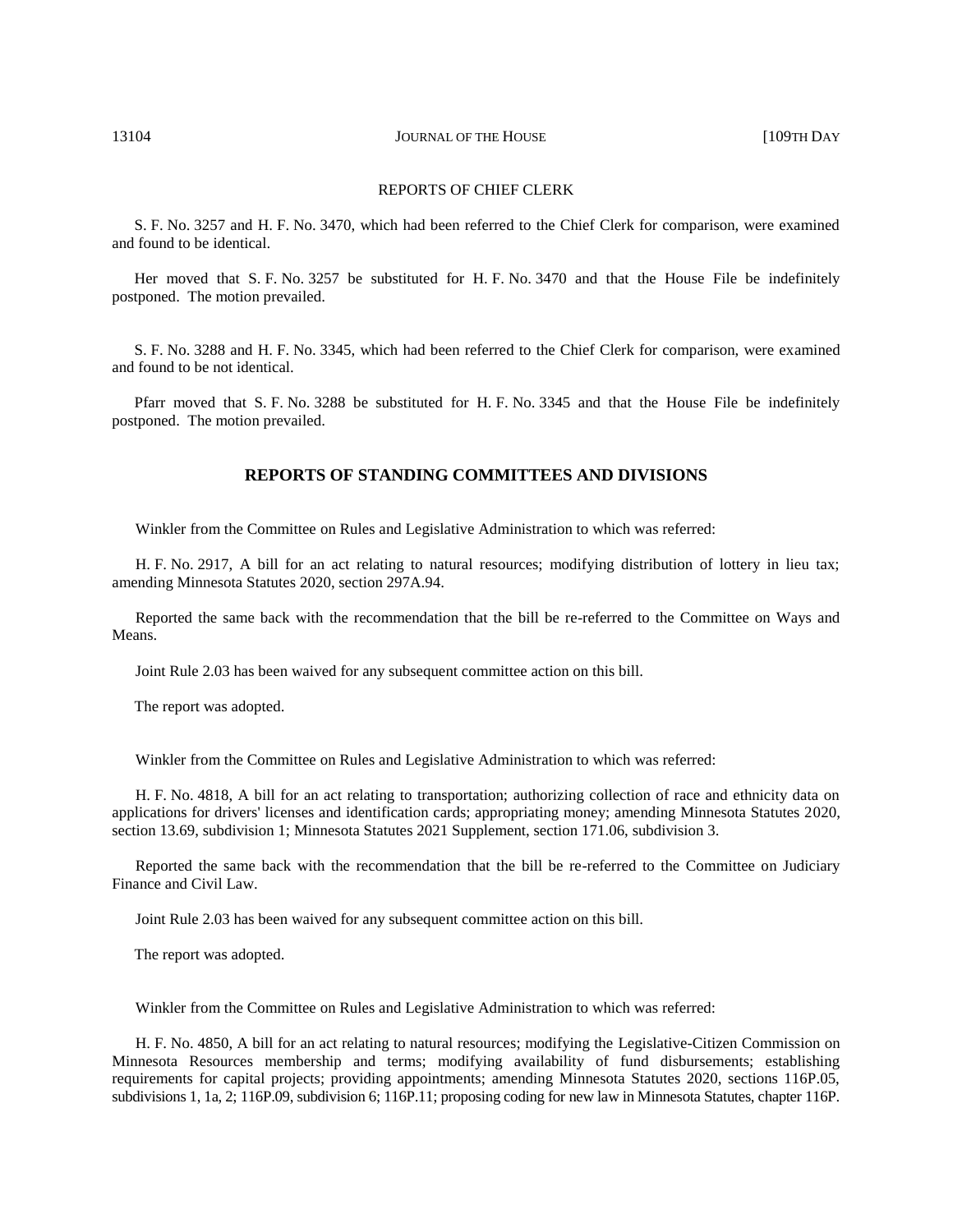## REPORTS OF CHIEF CLERK

S. F. No. 3257 and H. F. No. 3470, which had been referred to the Chief Clerk for comparison, were examined and found to be identical.

Her moved that S. F. No. 3257 be substituted for H. F. No. 3470 and that the House File be indefinitely postponed. The motion prevailed.

S. F. No. 3288 and H. F. No. 3345, which had been referred to the Chief Clerk for comparison, were examined and found to be not identical.

Pfarr moved that S. F. No. 3288 be substituted for H. F. No. 3345 and that the House File be indefinitely postponed. The motion prevailed.

## REPORTS OF STANDING COMMITTEES AND DIVISIONS

Winkler from the Committee on Rules and Legislative Administration to which was referred:

H. F. No. 2917, A bill for an act relating to natural resources; modifying distribution of lottery in lieu tax; amending Minnesota Statutes 2020, section 297A.94.

Reported the same back with the recommendation that the bill be re-referred to the Committee on Ways and Means.

Joint Rule 2.03 has been waived for any subsequent committee action on this bill.

The report was adopted.

Winkler from the Committee on Rules and Legislative Administration to which was referred:

H. F. No. 4818, A bill for an act relating to transportation; authorizing collection of race and ethnicity data on applications for drivers' licenses and identification cards; appropriating money; amending Minnesota Statutes 2020, section 13.69, subdivision 1; Minnesota Statutes 2021 Supplement, section 171.06, subdivision 3.

Reported the same back with the recommendation that the bill be re-referred to the Committee on Judiciary Finance and Civil Law.

Joint Rule 2.03 has been waived for any subsequent committee action on this bill.

The report was adopted.

Winkler from the Committee on Rules and Legislative Administration to which was referred:

H. F. No. 4850, A bill for an act relating to natural resources; modifying the Legislative-Citizen Commission on Minnesota Resources membership and terms; modifying availability of fund disbursements; establishing requirements for capital projects; providing appointments; amending Minnesota Statutes 2020, sections 116P.05, subdivisions 1, 1a, 2; 116P.09, subdivision 6; 116P.11; proposing coding for new law in Minnesota Statutes, chapter 116P.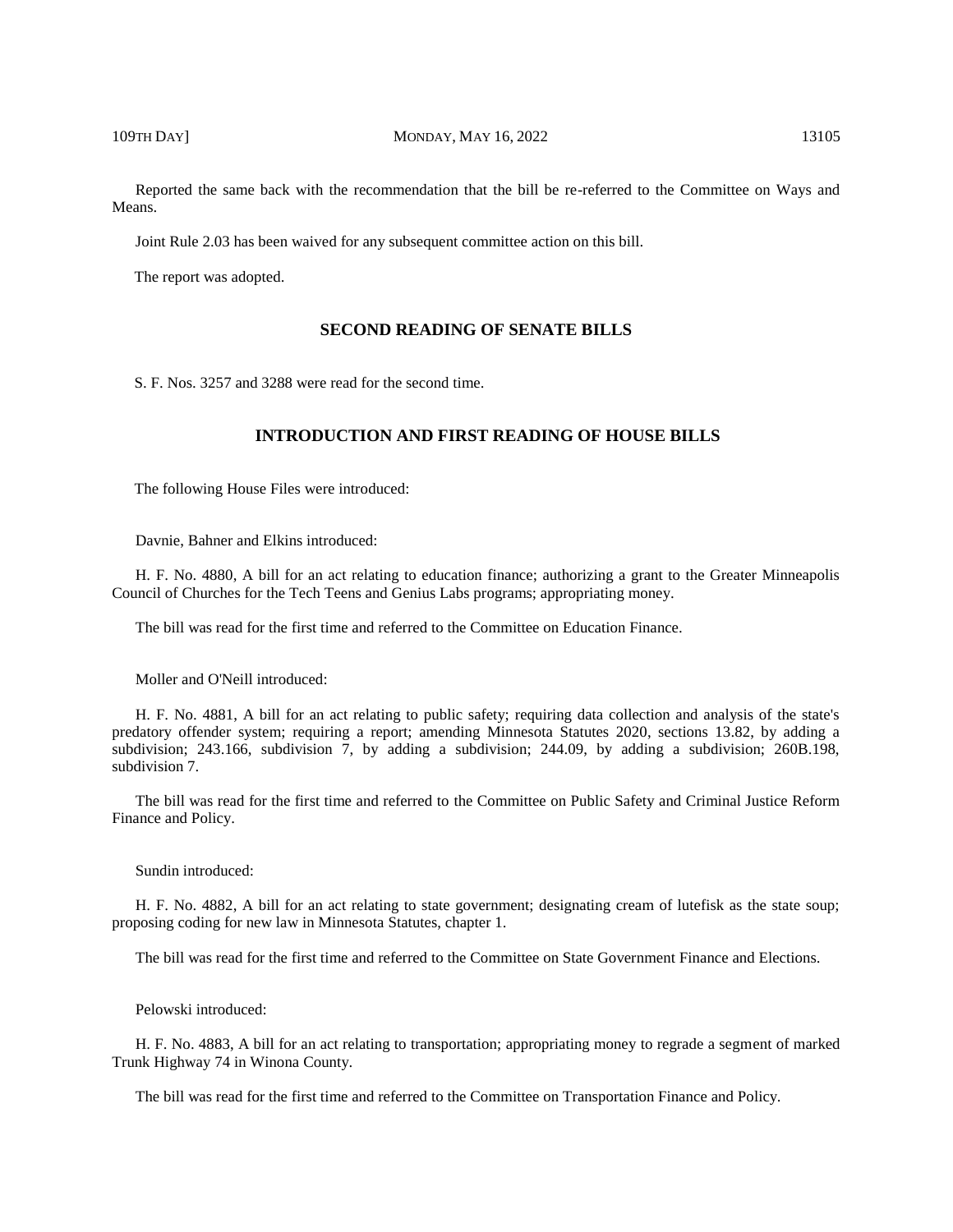Reported the same back with the recommendation that the bill be re-referred to the Committee on Ways and Means.

Joint Rule 2.03 has been waived for any subsequent committee action on this bill.

The report was adopted.

## SECOND READING OF SENATE BILLS

S. F. Nos. 3257 and 3288 were read for the second time.

## INTRODUCTION AND FIRST READING OF HOUSE BILLS

The following House Files were introduced:

Davnie, Bahner and Elkins introduced:

H. F. No. 4880, A bill for an act relating to education finance; authorizing a grant to the Greater Minneapolis Council of Churches for the Tech Teens and Genius Labs programs; appropriating money.

The bill was read for the first time and referred to the Committee on Education Finance.

Moller and O'Neill introduced:

H. F. No. 4881, A bill for an act relating to public safety; requiring data collection and analysis of the state's predatory offender system; requiring a report; amending Minnesota Statutes 2020, sections 13.82, by adding a subdivision; 243.166, subdivision 7, by adding a subdivision; 244.09, by adding a subdivision; 260B.198, subdivision 7.

The bill was read for the first time and referred to the Committee on Public Safety and Criminal Justice Reform Finance and Policy.

Sundin introduced:

H. F. No. 4882, A bill for an act relating to state government; designating cream of lutefisk as the state soup; proposing coding for new law in Minnesota Statutes, chapter 1.

The bill was read for the first time and referred to the Committee on State Government Finance and Elections.

Pelowski introduced:

H. F. No. 4883, A bill for an act relating to transportation; appropriating money to regrade a segment of marked Trunk Highway 74 in Winona County.

The bill was read for the first time and referred to the Committee on Transportation Finance and Policy.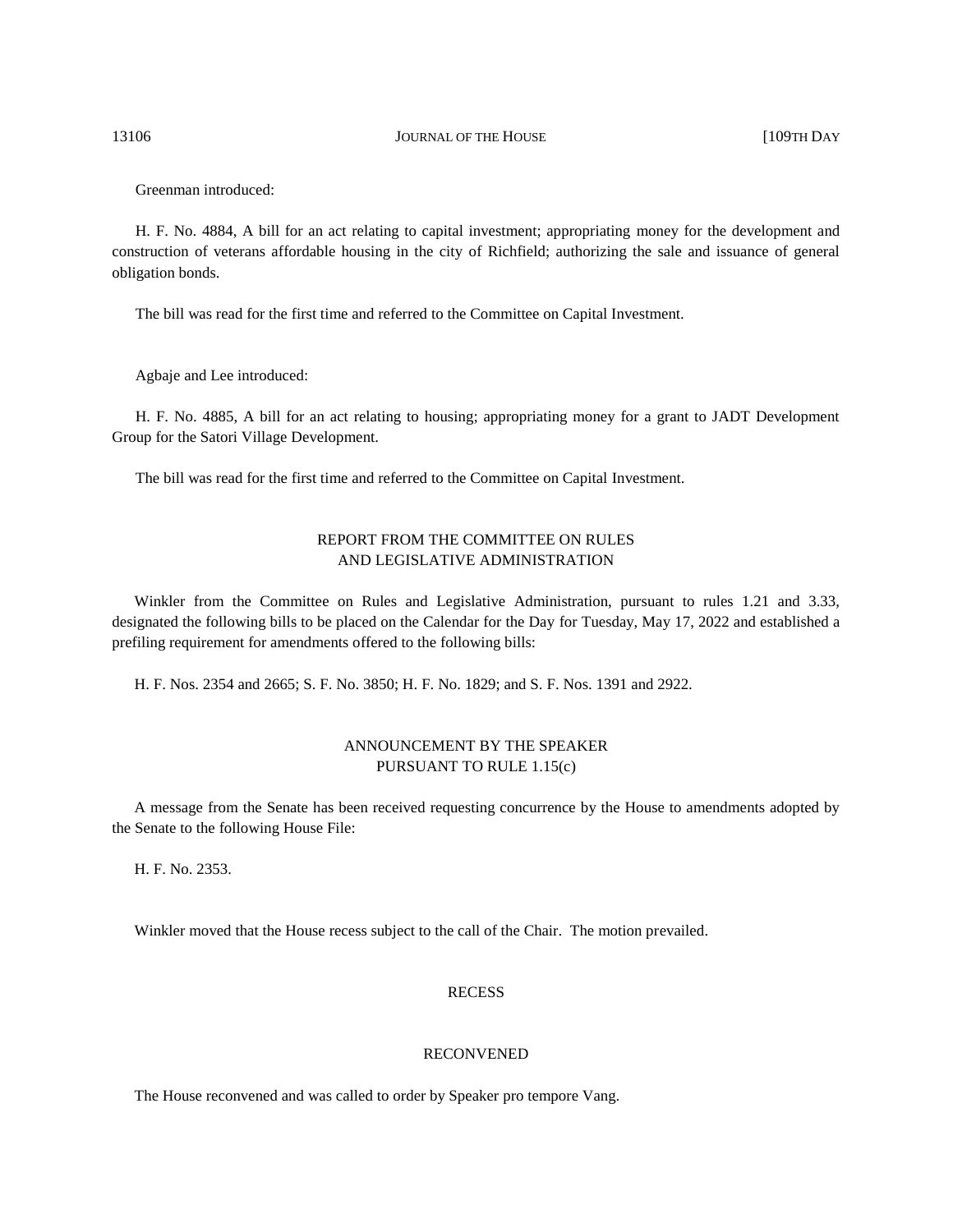Greenman introduced:

H. F. No. 4884, A bill for an act relating to capital investment; appropriating money for the development and construction of veterans affordable housing in the city of Richfield; authorizing the sale and issuance of general obligation bonds.

The bill was read for the first time and referred to the Committee on Capital Investment.

Agbaje and Lee introduced:

H. F. No. 4885, A bill for an act relating to housing; appropriating money for a grant to JADT Development Group for the Satori Village Development.

The bill was read for the first time and referred to the Committee on Capital Investment.

## REPORT FROM THE COMMITTEE ON RULES AND LEGISLATIVE ADMINISTRATION

Winkler from the Committee on Rules and Legislative Administration, pursuant to rules 1.21 and 3.33, designated the following bills to be placed on the Calendar for the Day for Tuesday, May 17, 2022 and established a prefiling requirement for amendments offered to the following bills:

H. F. Nos. 2354 and 2665; S. F. No. 3850; H. F. No. 1829; and S. F. Nos. 1391 and 2922.

## ANNOUNCEMENT BY THE SPEAKER PURSUANT TO RULE 1.15(c)

A message from the Senate has been received requesting concurrence by the House to amendments adopted by the Senate to the following House File:

H. F. No. 2353.

Winkler moved that the House recess subject to the call of the Chair. The motion prevailed.

## RECESS

## RECONVENED

The House reconvened and was called to order by Speaker pro tempore Vang.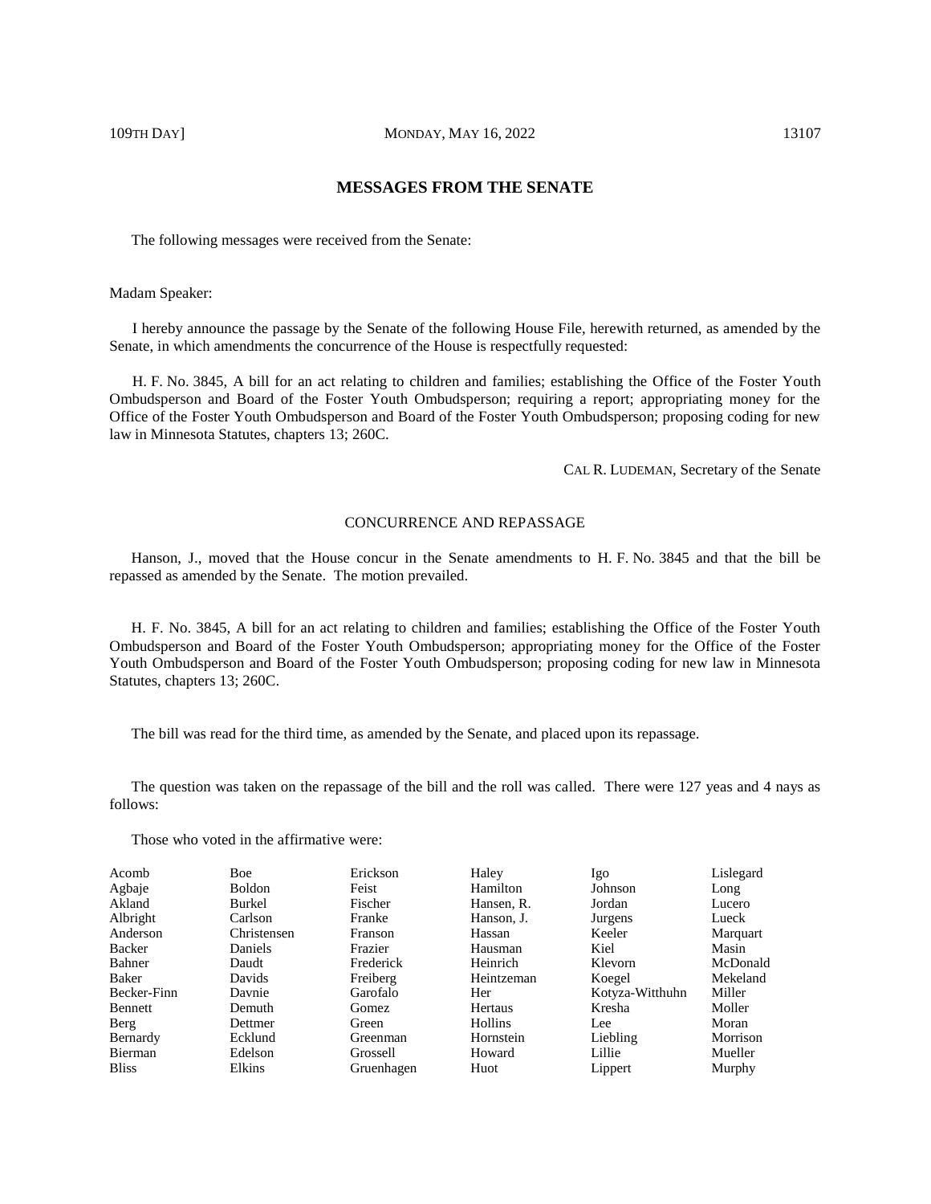## MESSAGES FROM THE SENATE

The following messages were received from the Senate:

Madam Speaker:

I hereby announce the passage by the Senate of the following House File, herewith returned, as amended by the Senate, in which amendments the concurrence of the House is respectfully requested:

H. F. No. 3845, A bill for an act relating to children and families; establishing the Office of the Foster Youth Ombudsperson and Board of the Foster Youth Ombudsperson; requiring a report; appropriating money for the Office of the Foster Youth Ombudsperson and Board of the Foster Youth Ombudsperson; proposing coding for new law in Minnesota Statutes, chapters 13; 260C.

CAL R. LUDEMAN, Secretary of the Senate

### CONCURRENCE AND REPASSAGE

Hanson, J., moved that the House concur in the Senate amendments to H. F. No. 3845 and that the bill be repassed as amended by the Senate. The motion prevailed.

H. F. No. 3845, A bill for an act relating to children and families; establishing the Office of the Foster Youth Ombudsperson and Board of the Foster Youth Ombudsperson; appropriating money for the Office of the Foster Youth Ombudsperson and Board of the Foster Youth Ombudsperson; proposing coding for new law in Minnesota Statutes, chapters 13; 260C.

The bill was read for the third time, as amended by the Senate, and placed upon its repassage.

The question was taken on the repassage of the bill and the roll was called. There were 127 yeas and 4 nays as follows:

Those who voted in the affirmative were:

| | | | | | |
|---|---|---|---|---|---|
| Acomb | Boe | Erickson | Haley | Igo | Lislegard |
| Agbaje | Boldon | Feist | Hamilton | Johnson | Long |
| Akland | Burkel | Fischer | Hansen, R. | Jordan | Lucero |
| Albright | Carlson | Franke | Hanson, J. | Jurgens | Lueck |
| Anderson | Christensen | Franson | Hassan | Keeler | Marquart |
| Backer | Daniels | Frazier | Hausman | Kiel | Masin |
| Bahner | Daudt | Frederick | Heinrich | Klevorn | McDonald |
| Baker | Davids | Freiberg | Heintzeman | Koegel | Mekeland |
| Becker-Finn | Davnie | Garofalo | Her | Kotyza-Witthuhn | Miller |
| Bennett | Demuth | Gomez | Hertaus | Kresha | Moller |
| Berg | Dettmer | Green | Hollins | Lee | Moran |
| Bernardy | Ecklund | Greenman | Hornstein | Liebling | Morrison |
| Bierman | Edelson | Grossell | Howard | Lillie | Mueller |
| Bliss | Elkins | Gruenhagen | Huot | Lippert | Murphy |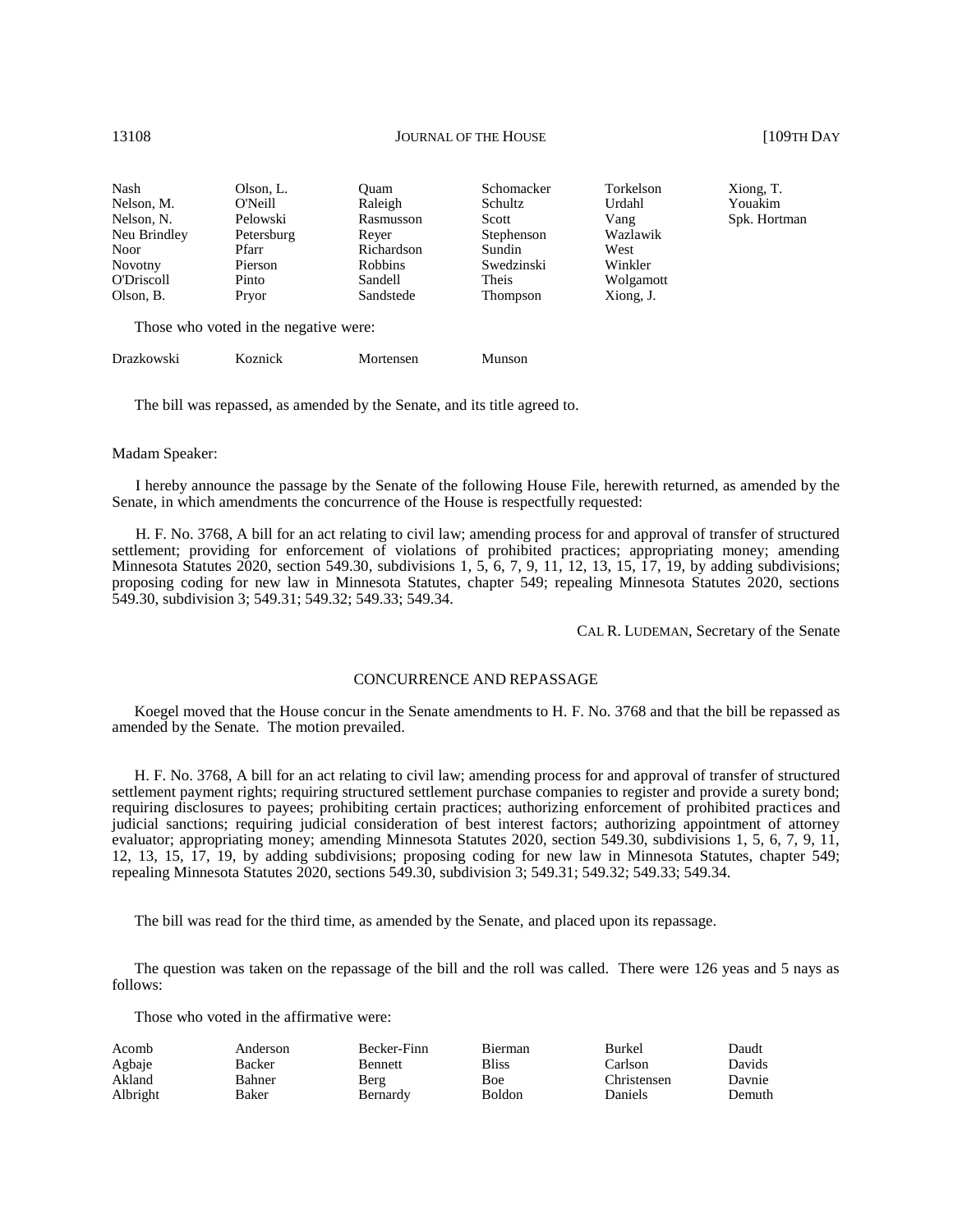| | | | | | |
|---|---|---|---|---|---|
| Nash | Olson, L. | Quam | Schomacker | Torkelson | Xiong, T. |
| Nelson, M. | O'Neill | Raleigh | Schultz | Urdahl | Youakim |
| Nelson, N. | Pelowski | Rasmusson | Scott | Vang | Spk. Hortman |
| Neu Brindley | Petersburg | Reyer | Stephenson | Wazlawik | |
| Noor | Pfarr | Richardson | Sundin | West | |
| Novotny | Pierson | Robbins | Swedzinski | Winkler | |
| O'Driscoll | Pinto | Sandell | Theis | Wolgamott | |
| Olson, B. | Pryor | Sandstede | Thompson | Xiong, J. | |

Those who voted in the negative were:

| | | | |
|---|---|---|---|
| Drazkowski | Koznick | Mortensen | Munson |

The bill was repassed, as amended by the Senate, and its title agreed to.

Madam Speaker:

I hereby announce the passage by the Senate of the following House File, herewith returned, as amended by the Senate, in which amendments the concurrence of the House is respectfully requested:

H. F. No. 3768, A bill for an act relating to civil law; amending process for and approval of transfer of structured settlement; providing for enforcement of violations of prohibited practices; appropriating money; amending Minnesota Statutes 2020, section 549.30, subdivisions 1, 5, 6, 7, 9, 11, 12, 13, 15, 17, 19, by adding subdivisions; proposing coding for new law in Minnesota Statutes, chapter 549; repealing Minnesota Statutes 2020, sections 549.30, subdivision 3; 549.31; 549.32; 549.33; 549.34.

CAL R. LUDEMAN, Secretary of the Senate

## CONCURRENCE AND REPASSAGE

Koegel moved that the House concur in the Senate amendments to H. F. No. 3768 and that the bill be repassed as amended by the Senate. The motion prevailed.

H. F. No. 3768, A bill for an act relating to civil law; amending process for and approval of transfer of structured settlement payment rights; requiring structured settlement purchase companies to register and provide a surety bond; requiring disclosures to payees; prohibiting certain practices; authorizing enforcement of prohibited practices and judicial sanctions; requiring judicial consideration of best interest factors; authorizing appointment of attorney evaluator; appropriating money; amending Minnesota Statutes 2020, section 549.30, subdivisions 1, 5, 6, 7, 9, 11, 12, 13, 15, 17, 19, by adding subdivisions; proposing coding for new law in Minnesota Statutes, chapter 549; repealing Minnesota Statutes 2020, sections 549.30, subdivision 3; 549.31; 549.32; 549.33; 549.34.

The bill was read for the third time, as amended by the Senate, and placed upon its repassage.

The question was taken on the repassage of the bill and the roll was called. There were 126 yeas and 5 nays as follows:

Those who voted in the affirmative were:

| | | | | | |
|---|---|---|---|---|---|
| Acomb | Anderson | Becker-Finn | Bierman | Burkel | Daudt |
| Agbaje | Backer | Bennett | Bliss | Carlson | Davids |
| Akland | Bahner | Berg | Boe | Christensen | Davnie |
| Albright | Baker | Bernardy | Boldon | Daniels | Demuth |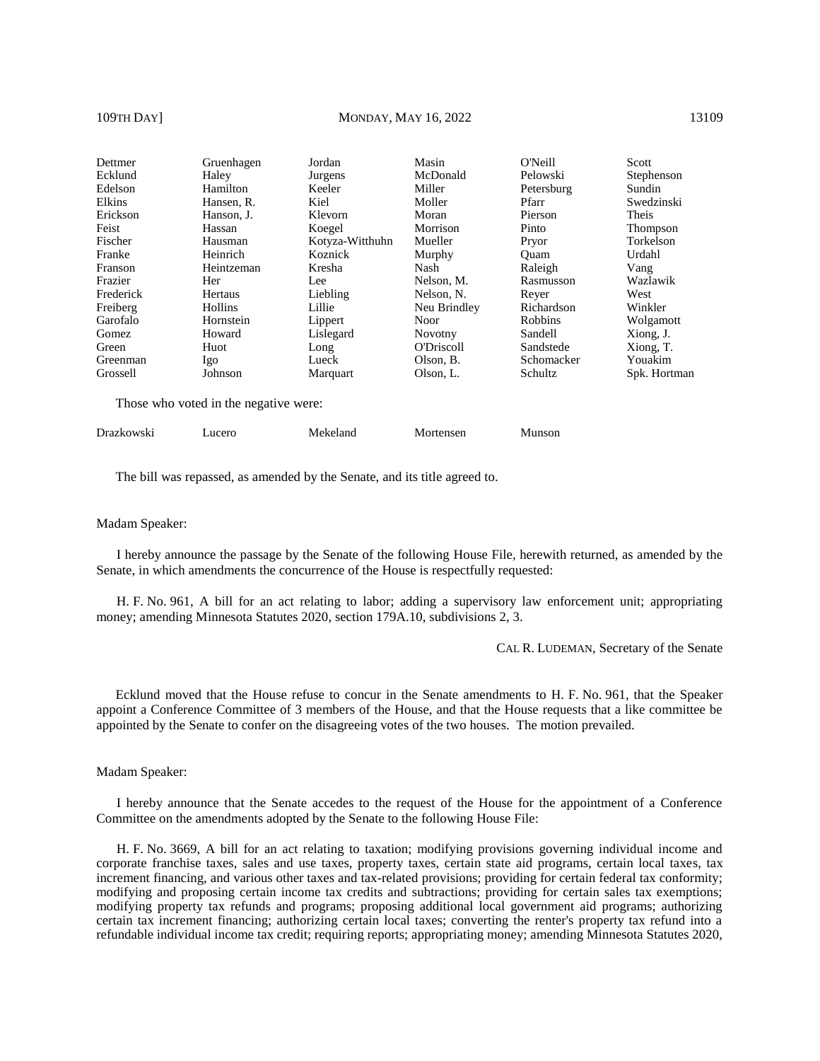| | | | | | |
|---|---|---|---|---|---|
| Dettmer | Gruenhagen | Jordan | Masin | O'Neill | Scott |
| Ecklund | Haley | Jurgens | McDonald | Pelowski | Stephenson |
| Edelson | Hamilton | Keeler | Miller | Petersburg | Sundin |
| Elkins | Hansen, R. | Kiel | Moller | Pfarr | Swedzinski |
| Erickson | Hanson, J. | Klevorn | Moran | Pierson | Theis |
| Feist | Hassan | Koegel | Morrison | Pinto | Thompson |
| Fischer | Hausman | Kotyza-Witthuhn | Mueller | Pryor | Torkelson |
| Franke | Heinrich | Koznick | Murphy | Quam | Urdahl |
| Franson | Heintzeman | Kresha | Nash | Raleigh | Vang |
| Frazier | Her | Lee | Nelson, M. | Rasmusson | Wazlawik |
| Frederick | Hertaus | Liebling | Nelson, N. | Reyer | West |
| Freiberg | Hollins | Lillie | Neu Brindley | Richardson | Winkler |
| Garofalo | Hornstein | Lippert | Noor | Robbins | Wolgamott |
| Gomez | Howard | Lislegard | Novotny | Sandell | Xiong, J. |
| Green | Huot | Long | O'Driscoll | Sandstede | Xiong, T. |
| Greenman | Igo | Lueck | Olson, B. | Schomacker | Youakim |
| Grossell | Johnson | Marquart | Olson, L. | Schultz | Spk. Hortman |

Those who voted in the negative were:

| | | | | |
|---|---|---|---|---|
| Drazkowski | Lucero | Mekeland | Mortensen | Munson |

The bill was repassed, as amended by the Senate, and its title agreed to.

Madam Speaker:

I hereby announce the passage by the Senate of the following House File, herewith returned, as amended by the Senate, in which amendments the concurrence of the House is respectfully requested:

H. F. No. 961, A bill for an act relating to labor; adding a supervisory law enforcement unit; appropriating money; amending Minnesota Statutes 2020, section 179A.10, subdivisions 2, 3.

CAL R. LUDEMAN, Secretary of the Senate

Ecklund moved that the House refuse to concur in the Senate amendments to H. F. No. 961, that the Speaker appoint a Conference Committee of 3 members of the House, and that the House requests that a like committee be appointed by the Senate to confer on the disagreeing votes of the two houses. The motion prevailed.

Madam Speaker:

I hereby announce that the Senate accedes to the request of the House for the appointment of a Conference Committee on the amendments adopted by the Senate to the following House File:

H. F. No. 3669, A bill for an act relating to taxation; modifying provisions governing individual income and corporate franchise taxes, sales and use taxes, property taxes, certain state aid programs, certain local taxes, tax increment financing, and various other taxes and tax-related provisions; providing for certain federal tax conformity; modifying and proposing certain income tax credits and subtractions; providing for certain sales tax exemptions; modifying property tax refunds and programs; proposing additional local government aid programs; authorizing certain tax increment financing; authorizing certain local taxes; converting the renter's property tax refund into a refundable individual income tax credit; requiring reports; appropriating money; amending Minnesota Statutes 2020,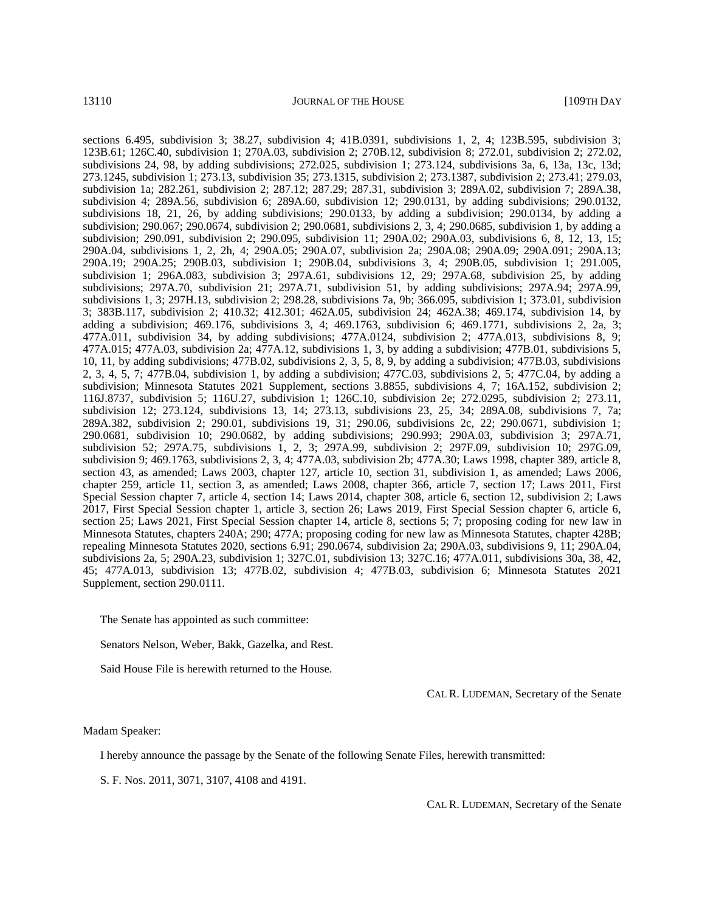sections 6.495, subdivision 3; 38.27, subdivision 4; 41B.0391, subdivisions 1, 2, 4; 123B.595, subdivision 3; 123B.61; 126C.40, subdivision 1; 270A.03, subdivision 2; 270B.12, subdivision 8; 272.01, subdivision 2; 272.02, subdivisions 24, 98, by adding subdivisions; 272.025, subdivision 1; 273.124, subdivisions 3a, 6, 13a, 13c, 13d; 273.1245, subdivision 1; 273.13, subdivision 35; 273.1315, subdivision 2; 273.1387, subdivision 2; 273.41; 279.03, subdivision 1a; 282.261, subdivision 2; 287.12; 287.29; 287.31, subdivision 3; 289A.02, subdivision 7; 289A.38, subdivision 4; 289A.56, subdivision 6; 289A.60, subdivision 12; 290.0131, by adding subdivisions; 290.0132, subdivisions 18, 21, 26, by adding subdivisions; 290.0133, by adding a subdivision; 290.0134, by adding a subdivision; 290.067; 290.0674, subdivision 2; 290.0681, subdivisions 2, 3, 4; 290.0685, subdivision 1, by adding a subdivision; 290.091, subdivision 2; 290.095, subdivision 11; 290A.02; 290A.03, subdivisions 6, 8, 12, 13, 15; 290A.04, subdivisions 1, 2, 2h, 4; 290A.05; 290A.07, subdivision 2a; 290A.08; 290A.09; 290A.091; 290A.13; 290A.19; 290A.25; 290B.03, subdivision 1; 290B.04, subdivisions 3, 4; 290B.05, subdivision 1; 291.005, subdivision 1; 296A.083, subdivision 3; 297A.61, subdivisions 12, 29; 297A.68, subdivision 25, by adding subdivisions; 297A.70, subdivision 21; 297A.71, subdivision 51, by adding subdivisions; 297A.94; 297A.99, subdivisions 1, 3; 297H.13, subdivision 2; 298.28, subdivisions 7a, 9b; 366.095, subdivision 1; 373.01, subdivision 3; 383B.117, subdivision 2; 410.32; 412.301; 462A.05, subdivision 24; 462A.38; 469.174, subdivision 14, by adding a subdivision; 469.176, subdivisions 3, 4; 469.1763, subdivision 6; 469.1771, subdivisions 2, 2a, 3; 477A.011, subdivision 34, by adding subdivisions; 477A.0124, subdivision 2; 477A.013, subdivisions 8, 9; 477A.015; 477A.03, subdivision 2a; 477A.12, subdivisions 1, 3, by adding a subdivision; 477B.01, subdivisions 5, 10, 11, by adding subdivisions; 477B.02, subdivisions 2, 3, 5, 8, 9, by adding a subdivision; 477B.03, subdivisions 2, 3, 4, 5, 7; 477B.04, subdivision 1, by adding a subdivision; 477C.03, subdivisions 2, 5; 477C.04, by adding a subdivision; Minnesota Statutes 2021 Supplement, sections 3.8855, subdivisions 4, 7; 16A.152, subdivision 2; 116J.8737, subdivision 5; 116U.27, subdivision 1; 126C.10, subdivision 2e; 272.0295, subdivision 2; 273.11, subdivision 12; 273.124, subdivisions 13, 14; 273.13, subdivisions 23, 25, 34; 289A.08, subdivisions 7, 7a; 289A.382, subdivision 2; 290.01, subdivisions 19, 31; 290.06, subdivisions 2c, 22; 290.0671, subdivision 1; 290.0681, subdivision 10; 290.0682, by adding subdivisions; 290.993; 290A.03, subdivision 3; 297A.71, subdivision 52; 297A.75, subdivisions 1, 2, 3; 297A.99, subdivision 2; 297F.09, subdivision 10; 297G.09, subdivision 9; 469.1763, subdivisions 2, 3, 4; 477A.03, subdivision 2b; 477A.30; Laws 1998, chapter 389, article 8, section 43, as amended; Laws 2003, chapter 127, article 10, section 31, subdivision 1, as amended; Laws 2006, chapter 259, article 11, section 3, as amended; Laws 2008, chapter 366, article 7, section 17; Laws 2011, First Special Session chapter 7, article 4, section 14; Laws 2014, chapter 308, article 6, section 12, subdivision 2; Laws 2017, First Special Session chapter 1, article 3, section 26; Laws 2019, First Special Session chapter 6, article 6, section 25; Laws 2021, First Special Session chapter 14, article 8, sections 5; 7; proposing coding for new law in Minnesota Statutes, chapters 240A; 290; 477A; proposing coding for new law as Minnesota Statutes, chapter 428B; repealing Minnesota Statutes 2020, sections 6.91; 290.0674, subdivision 2a; 290A.03, subdivisions 9, 11; 290A.04, subdivisions 2a, 5; 290A.23, subdivision 1; 327C.01, subdivision 13; 327C.16; 477A.011, subdivisions 30a, 38, 42, 45; 477A.013, subdivision 13; 477B.02, subdivision 4; 477B.03, subdivision 6; Minnesota Statutes 2021 Supplement, section 290.0111.

The Senate has appointed as such committee:

Senators Nelson, Weber, Bakk, Gazelka, and Rest.

Said House File is herewith returned to the House.

CAL R. LUDEMAN, Secretary of the Senate

Madam Speaker:

I hereby announce the passage by the Senate of the following Senate Files, herewith transmitted:

S. F. Nos. 2011, 3071, 3107, 4108 and 4191.

CAL R. LUDEMAN, Secretary of the Senate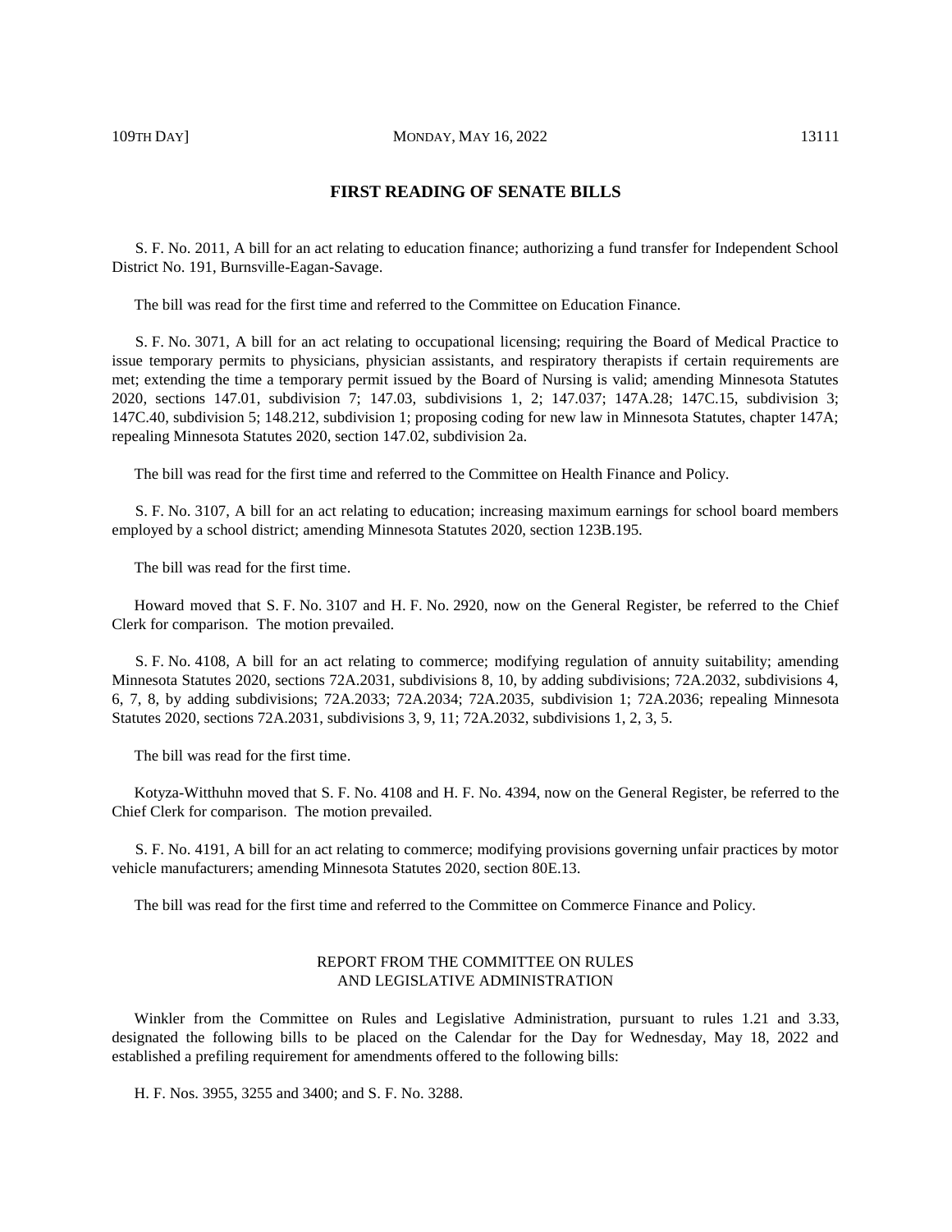## FIRST READING OF SENATE BILLS

S. F. No. 2011, A bill for an act relating to education finance; authorizing a fund transfer for Independent School District No. 191, Burnsville-Eagan-Savage.

The bill was read for the first time and referred to the Committee on Education Finance.

S. F. No. 3071, A bill for an act relating to occupational licensing; requiring the Board of Medical Practice to issue temporary permits to physicians, physician assistants, and respiratory therapists if certain requirements are met; extending the time a temporary permit issued by the Board of Nursing is valid; amending Minnesota Statutes 2020, sections 147.01, subdivision 7; 147.03, subdivisions 1, 2; 147.037; 147A.28; 147C.15, subdivision 3; 147C.40, subdivision 5; 148.212, subdivision 1; proposing coding for new law in Minnesota Statutes, chapter 147A; repealing Minnesota Statutes 2020, section 147.02, subdivision 2a.

The bill was read for the first time and referred to the Committee on Health Finance and Policy.

S. F. No. 3107, A bill for an act relating to education; increasing maximum earnings for school board members employed by a school district; amending Minnesota Statutes 2020, section 123B.195.

The bill was read for the first time.

Howard moved that S. F. No. 3107 and H. F. No. 2920, now on the General Register, be referred to the Chief Clerk for comparison. The motion prevailed.

S. F. No. 4108, A bill for an act relating to commerce; modifying regulation of annuity suitability; amending Minnesota Statutes 2020, sections 72A.2031, subdivisions 8, 10, by adding subdivisions; 72A.2032, subdivisions 4, 6, 7, 8, by adding subdivisions; 72A.2033; 72A.2034; 72A.2035, subdivision 1; 72A.2036; repealing Minnesota Statutes 2020, sections 72A.2031, subdivisions 3, 9, 11; 72A.2032, subdivisions 1, 2, 3, 5.

The bill was read for the first time.

Kotyza-Witthuhn moved that S. F. No. 4108 and H. F. No. 4394, now on the General Register, be referred to the Chief Clerk for comparison. The motion prevailed.

S. F. No. 4191, A bill for an act relating to commerce; modifying provisions governing unfair practices by motor vehicle manufacturers; amending Minnesota Statutes 2020, section 80E.13.

The bill was read for the first time and referred to the Committee on Commerce Finance and Policy.

### REPORT FROM THE COMMITTEE ON RULES AND LEGISLATIVE ADMINISTRATION

Winkler from the Committee on Rules and Legislative Administration, pursuant to rules 1.21 and 3.33, designated the following bills to be placed on the Calendar for the Day for Wednesday, May 18, 2022 and established a prefiling requirement for amendments offered to the following bills:

H. F. Nos. 3955, 3255 and 3400; and S. F. No. 3288.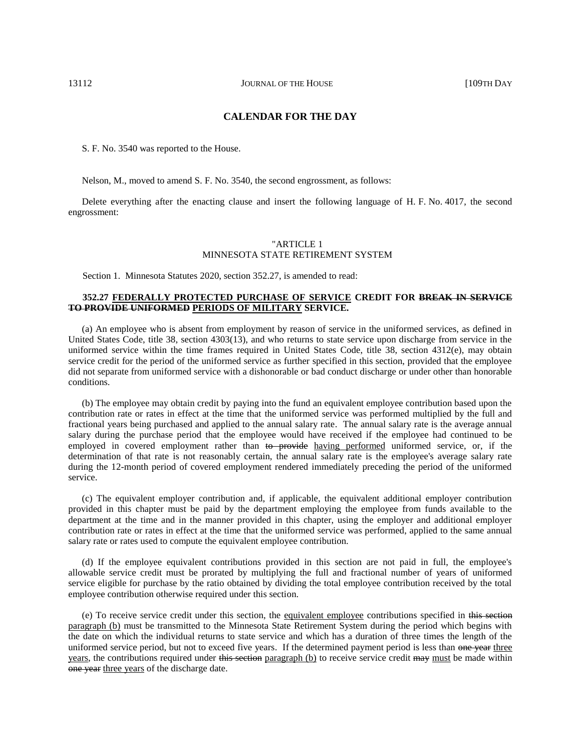## CALENDAR FOR THE DAY

S. F. No. 3540 was reported to the House.

Nelson, M., moved to amend S. F. No. 3540, the second engrossment, as follows:

Delete everything after the enacting clause and insert the following language of H. F. No. 4017, the second engrossment:

"ARTICLE 1
MINNESOTA STATE RETIREMENT SYSTEM

Section 1. Minnesota Statutes 2020, section 352.27, is amended to read:

**352.27 <u>FEDERALLY PROTECTED PURCHASE OF SERVICE</u> CREDIT FOR ~~BREAK IN SERVICE TO PROVIDE UNIFORMED~~ <u>PERIODS OF MILITARY</u> SERVICE.**

(a) An employee who is absent from employment by reason of service in the uniformed services, as defined in United States Code, title 38, section 4303(13), and who returns to state service upon discharge from service in the uniformed service within the time frames required in United States Code, title 38, section 4312(e), may obtain service credit for the period of the uniformed service as further specified in this section, provided that the employee did not separate from uniformed service with a dishonorable or bad conduct discharge or under other than honorable conditions.

(b) The employee may obtain credit by paying into the fund an equivalent employee contribution based upon the contribution rate or rates in effect at the time that the uniformed service was performed multiplied by the full and fractional years being purchased and applied to the annual salary rate. The annual salary rate is the average annual salary during the purchase period that the employee would have received if the employee had continued to be employed in covered employment rather than ~~to provide~~ <u>having performed</u> uniformed service, or, if the determination of that rate is not reasonably certain, the annual salary rate is the employee's average salary rate during the 12-month period of covered employment rendered immediately preceding the period of the uniformed service.

(c) The equivalent employer contribution and, if applicable, the equivalent additional employer contribution provided in this chapter must be paid by the department employing the employee from funds available to the department at the time and in the manner provided in this chapter, using the employer and additional employer contribution rate or rates in effect at the time that the uniformed service was performed, applied to the same annual salary rate or rates used to compute the equivalent employee contribution.

(d) If the employee equivalent contributions provided in this section are not paid in full, the employee's allowable service credit must be prorated by multiplying the full and fractional number of years of uniformed service eligible for purchase by the ratio obtained by dividing the total employee contribution received by the total employee contribution otherwise required under this section.

(e) To receive service credit under this section, the <u>equivalent employee</u> contributions specified in ~~this section~~ <u>paragraph (b)</u> must be transmitted to the Minnesota State Retirement System during the period which begins with the date on which the individual returns to state service and which has a duration of three times the length of the uniformed service period, but not to exceed five years. If the determined payment period is less than ~~one year~~ <u>three years</u>, the contributions required under ~~this section~~ <u>paragraph (b)</u> to receive service credit ~~may~~ <u>must</u> be made within ~~one year~~ <u>three years</u> of the discharge date.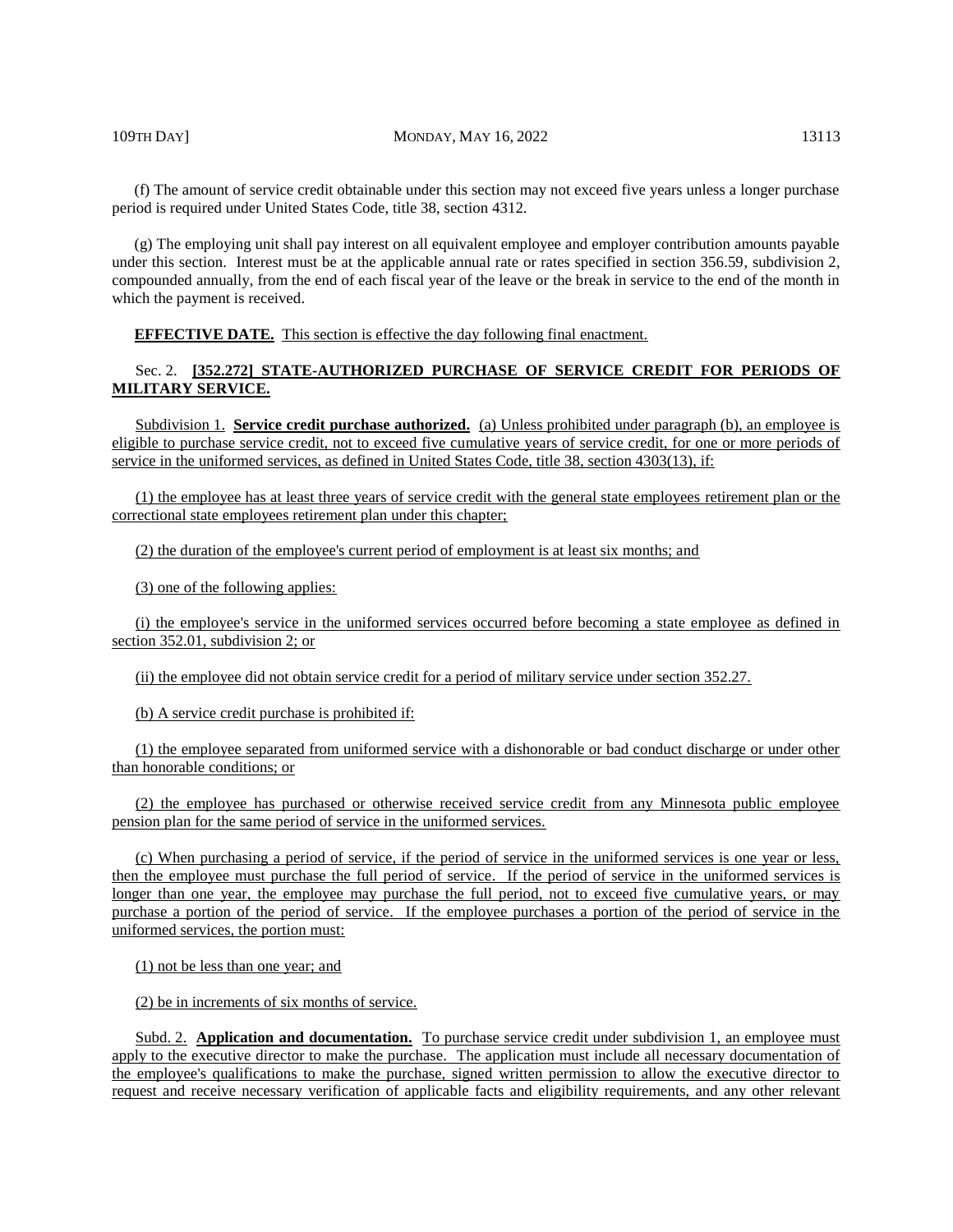(f) The amount of service credit obtainable under this section may not exceed five years unless a longer purchase period is required under United States Code, title 38, section 4312.

(g) The employing unit shall pay interest on all equivalent employee and employer contribution amounts payable under this section. Interest must be at the applicable annual rate or rates specified in section 356.59, subdivision 2, compounded annually, from the end of each fiscal year of the leave or the break in service to the end of the month in which the payment is received.

**EFFECTIVE DATE.** This section is effective the day following final enactment.

Sec. 2. **[352.272] STATE-AUTHORIZED PURCHASE OF SERVICE CREDIT FOR PERIODS OF MILITARY SERVICE.**

Subdivision 1. **Service credit purchase authorized.** (a) Unless prohibited under paragraph (b), an employee is eligible to purchase service credit, not to exceed five cumulative years of service credit, for one or more periods of service in the uniformed services, as defined in United States Code, title 38, section 4303(13), if:

(1) the employee has at least three years of service credit with the general state employees retirement plan or the correctional state employees retirement plan under this chapter;

(2) the duration of the employee's current period of employment is at least six months; and

(3) one of the following applies:

(i) the employee's service in the uniformed services occurred before becoming a state employee as defined in section 352.01, subdivision 2; or

(ii) the employee did not obtain service credit for a period of military service under section 352.27.

(b) A service credit purchase is prohibited if:

(1) the employee separated from uniformed service with a dishonorable or bad conduct discharge or under other than honorable conditions; or

(2) the employee has purchased or otherwise received service credit from any Minnesota public employee pension plan for the same period of service in the uniformed services.

(c) When purchasing a period of service, if the period of service in the uniformed services is one year or less, then the employee must purchase the full period of service. If the period of service in the uniformed services is longer than one year, the employee may purchase the full period, not to exceed five cumulative years, or may purchase a portion of the period of service. If the employee purchases a portion of the period of service in the uniformed services, the portion must:

(1) not be less than one year; and

(2) be in increments of six months of service.

Subd. 2. **Application and documentation.** To purchase service credit under subdivision 1, an employee must apply to the executive director to make the purchase. The application must include all necessary documentation of the employee's qualifications to make the purchase, signed written permission to allow the executive director to request and receive necessary verification of applicable facts and eligibility requirements, and any other relevant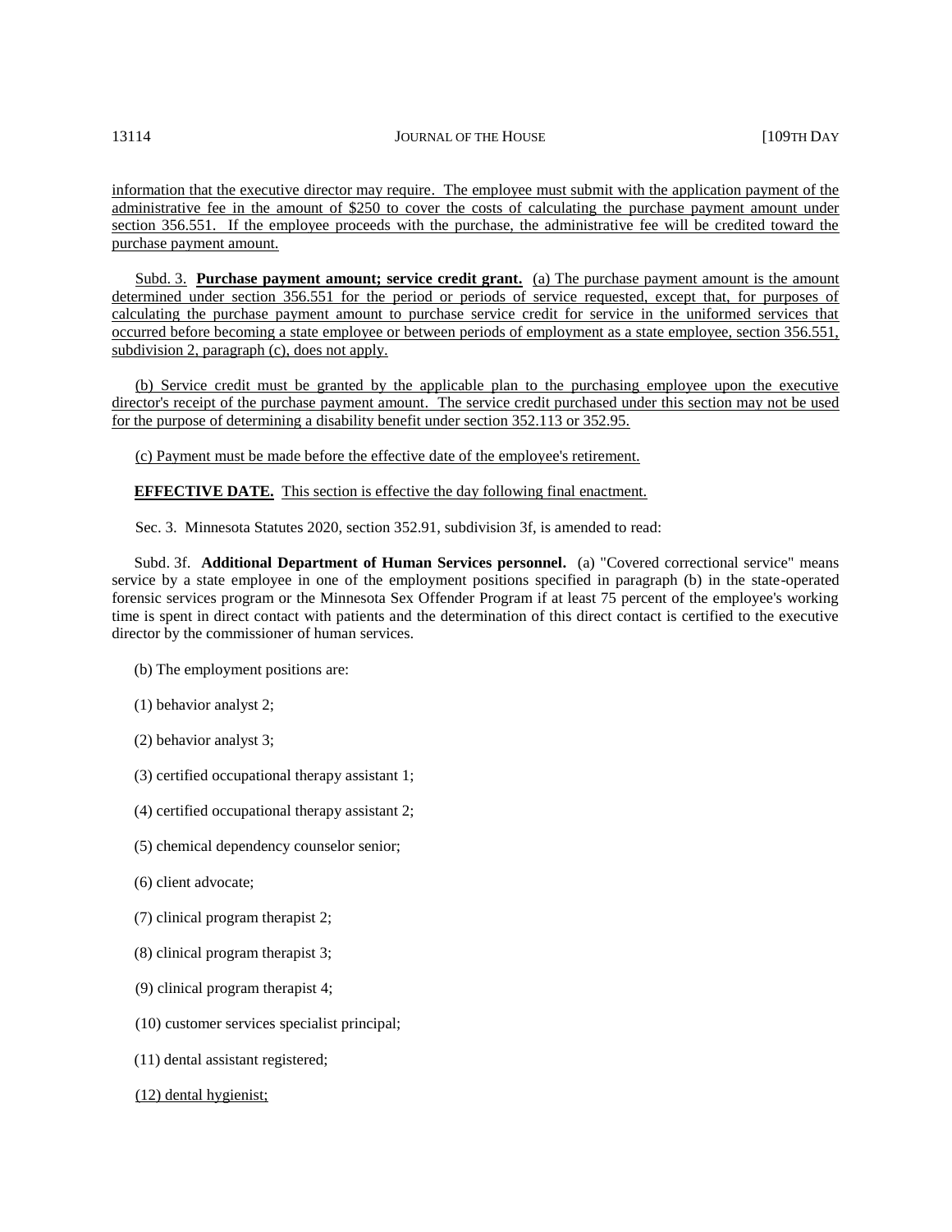information that the executive director may require. The employee must submit with the application payment of the administrative fee in the amount of $250 to cover the costs of calculating the purchase payment amount under section 356.551. If the employee proceeds with the purchase, the administrative fee will be credited toward the purchase payment amount.

Subd. 3. **Purchase payment amount; service credit grant.** (a) The purchase payment amount is the amount determined under section 356.551 for the period or periods of service requested, except that, for purposes of calculating the purchase payment amount to purchase service credit for service in the uniformed services that occurred before becoming a state employee or between periods of employment as a state employee, section 356.551, subdivision 2, paragraph (c), does not apply.

(b) Service credit must be granted by the applicable plan to the purchasing employee upon the executive director's receipt of the purchase payment amount. The service credit purchased under this section may not be used for the purpose of determining a disability benefit under section 352.113 or 352.95.

(c) Payment must be made before the effective date of the employee's retirement.

**EFFECTIVE DATE.** This section is effective the day following final enactment.

Sec. 3. Minnesota Statutes 2020, section 352.91, subdivision 3f, is amended to read:

Subd. 3f. **Additional Department of Human Services personnel.** (a) "Covered correctional service" means service by a state employee in one of the employment positions specified in paragraph (b) in the state-operated forensic services program or the Minnesota Sex Offender Program if at least 75 percent of the employee's working time is spent in direct contact with patients and the determination of this direct contact is certified to the executive director by the commissioner of human services.

(b) The employment positions are:

(1) behavior analyst 2;

(2) behavior analyst 3;

(3) certified occupational therapy assistant 1;

(4) certified occupational therapy assistant 2;

(5) chemical dependency counselor senior;

(6) client advocate;

(7) clinical program therapist 2;

(8) clinical program therapist 3;

(9) clinical program therapist 4;

(10) customer services specialist principal;

(11) dental assistant registered;

(12) dental hygienist;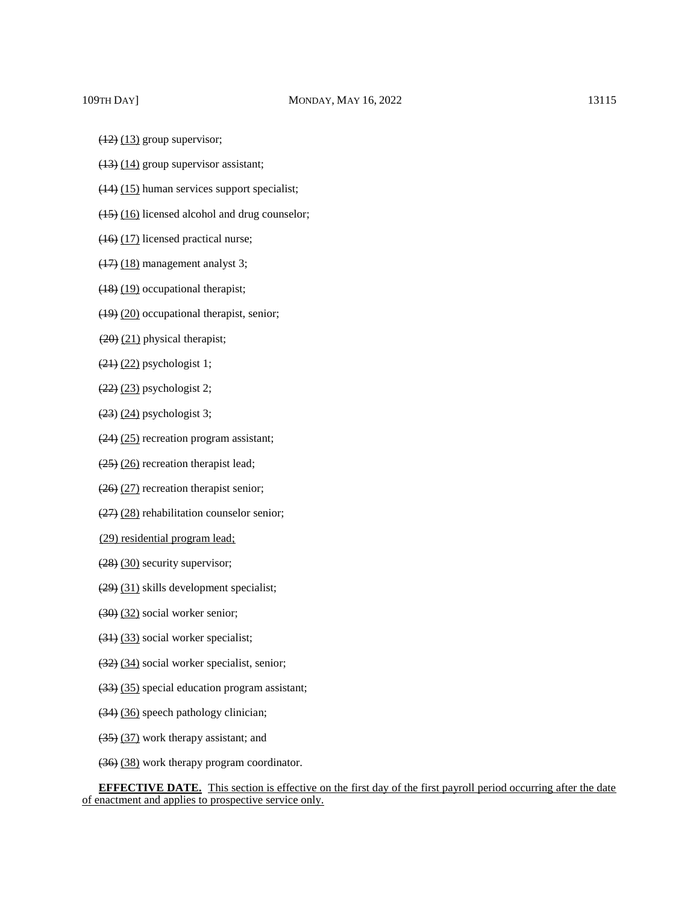~~(12)~~ (13) group supervisor;

~~(13)~~ (14) group supervisor assistant;

~~(14)~~ (15) human services support specialist;

~~(15)~~ (16) licensed alcohol and drug counselor;

~~(16)~~ (17) licensed practical nurse;

~~(17)~~ (18) management analyst 3;

~~(18)~~ (19) occupational therapist;

~~(19)~~ (20) occupational therapist, senior;

~~(20)~~ (21) physical therapist;

~~(21)~~ (22) psychologist 1;

~~(22)~~ (23) psychologist 2;

~~(23)~~ (24) psychologist 3;

~~(24)~~ (25) recreation program assistant;

~~(25)~~ (26) recreation therapist lead;

~~(26)~~ (27) recreation therapist senior;

~~(27)~~ (28) rehabilitation counselor senior;

(29) residential program lead;

~~(28)~~ (30) security supervisor;

~~(29)~~ (31) skills development specialist;

~~(30)~~ (32) social worker senior;

~~(31)~~ (33) social worker specialist;

~~(32)~~ (34) social worker specialist, senior;

~~(33)~~ (35) special education program assistant;

~~(34)~~ (36) speech pathology clinician;

~~(35)~~ (37) work therapy assistant; and

~~(36)~~ (38) work therapy program coordinator.

**EFFECTIVE DATE.** This section is effective on the first day of the first payroll period occurring after the date of enactment and applies to prospective service only.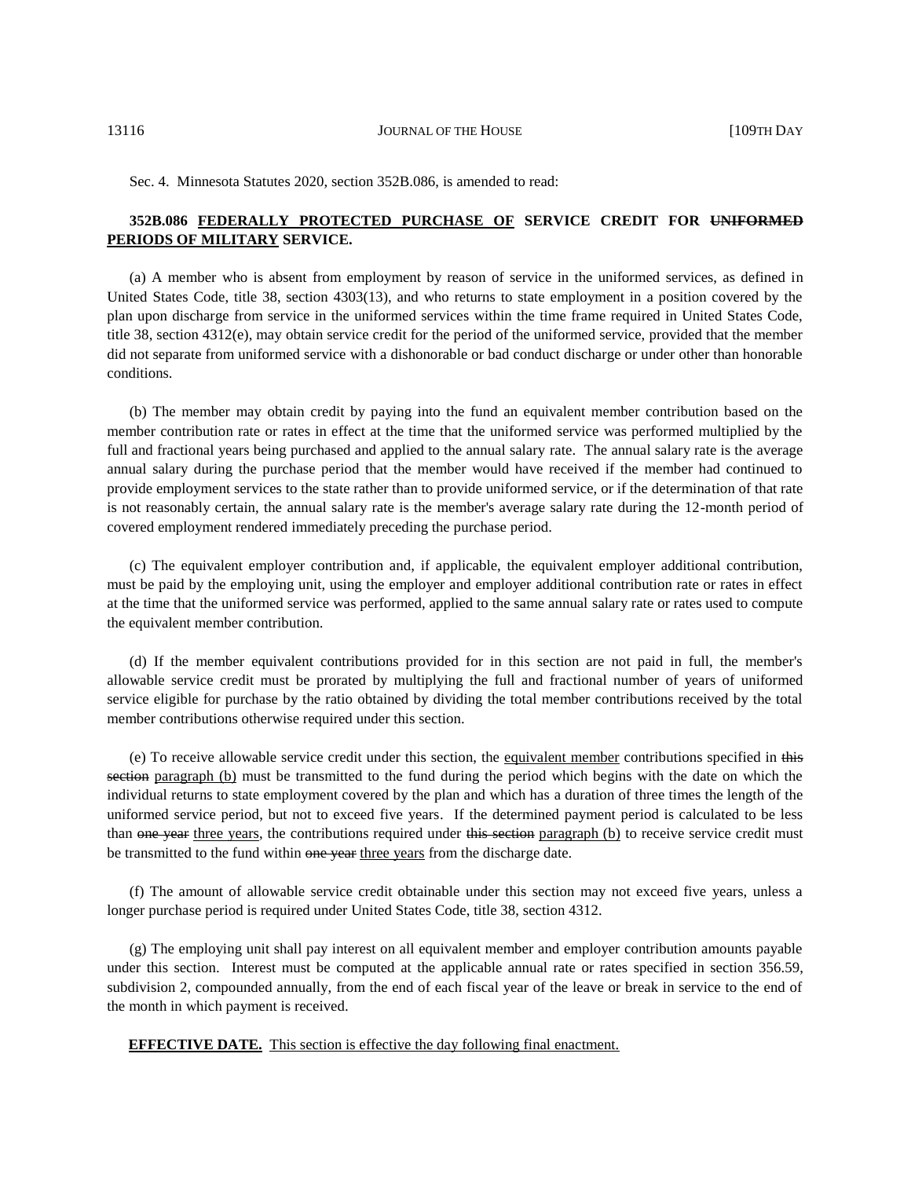Sec. 4. Minnesota Statutes 2020, section 352B.086, is amended to read:

**352B.086 <u>FEDERALLY PROTECTED PURCHASE OF</u> SERVICE CREDIT FOR ~~UNIFORMED~~ <u>PERIODS OF MILITARY</u> SERVICE.**

(a) A member who is absent from employment by reason of service in the uniformed services, as defined in United States Code, title 38, section 4303(13), and who returns to state employment in a position covered by the plan upon discharge from service in the uniformed services within the time frame required in United States Code, title 38, section 4312(e), may obtain service credit for the period of the uniformed service, provided that the member did not separate from uniformed service with a dishonorable or bad conduct discharge or under other than honorable conditions.

(b) The member may obtain credit by paying into the fund an equivalent member contribution based on the member contribution rate or rates in effect at the time that the uniformed service was performed multiplied by the full and fractional years being purchased and applied to the annual salary rate. The annual salary rate is the average annual salary during the purchase period that the member would have received if the member had continued to provide employment services to the state rather than to provide uniformed service, or if the determination of that rate is not reasonably certain, the annual salary rate is the member's average salary rate during the 12-month period of covered employment rendered immediately preceding the purchase period.

(c) The equivalent employer contribution and, if applicable, the equivalent employer additional contribution, must be paid by the employing unit, using the employer and employer additional contribution rate or rates in effect at the time that the uniformed service was performed, applied to the same annual salary rate or rates used to compute the equivalent member contribution.

(d) If the member equivalent contributions provided for in this section are not paid in full, the member's allowable service credit must be prorated by multiplying the full and fractional number of years of uniformed service eligible for purchase by the ratio obtained by dividing the total member contributions received by the total member contributions otherwise required under this section.

(e) To receive allowable service credit under this section, the <u>equivalent member</u> contributions specified in ~~this section~~ <u>paragraph (b)</u> must be transmitted to the fund during the period which begins with the date on which the individual returns to state employment covered by the plan and which has a duration of three times the length of the uniformed service period, but not to exceed five years. If the determined payment period is calculated to be less than ~~one year~~ <u>three years</u>, the contributions required under ~~this section~~ <u>paragraph (b)</u> to receive service credit must be transmitted to the fund within ~~one year~~ <u>three years</u> from the discharge date.

(f) The amount of allowable service credit obtainable under this section may not exceed five years, unless a longer purchase period is required under United States Code, title 38, section 4312.

(g) The employing unit shall pay interest on all equivalent member and employer contribution amounts payable under this section. Interest must be computed at the applicable annual rate or rates specified in section 356.59, subdivision 2, compounded annually, from the end of each fiscal year of the leave or break in service to the end of the month in which payment is received.

<u>**EFFECTIVE DATE.** This section is effective the day following final enactment.</u>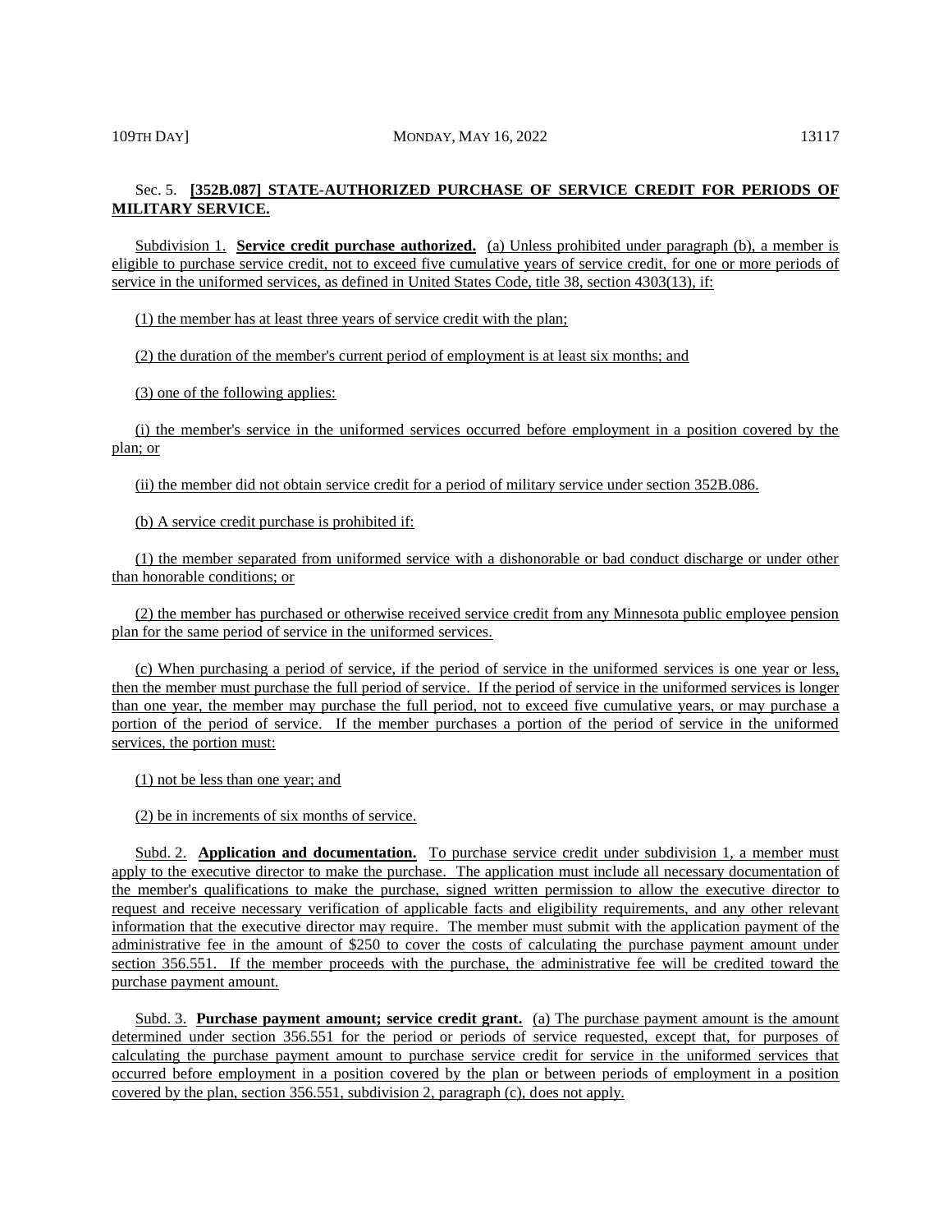Sec. 5. **[352B.087] STATE-AUTHORIZED PURCHASE OF SERVICE CREDIT FOR PERIODS OF MILITARY SERVICE.**

Subdivision 1. **Service credit purchase authorized.** (a) Unless prohibited under paragraph (b), a member is eligible to purchase service credit, not to exceed five cumulative years of service credit, for one or more periods of service in the uniformed services, as defined in United States Code, title 38, section 4303(13), if:

(1) the member has at least three years of service credit with the plan;

(2) the duration of the member's current period of employment is at least six months; and

(3) one of the following applies:

(i) the member's service in the uniformed services occurred before employment in a position covered by the plan; or

(ii) the member did not obtain service credit for a period of military service under section 352B.086.

(b) A service credit purchase is prohibited if:

(1) the member separated from uniformed service with a dishonorable or bad conduct discharge or under other than honorable conditions; or

(2) the member has purchased or otherwise received service credit from any Minnesota public employee pension plan for the same period of service in the uniformed services.

(c) When purchasing a period of service, if the period of service in the uniformed services is one year or less, then the member must purchase the full period of service. If the period of service in the uniformed services is longer than one year, the member may purchase the full period, not to exceed five cumulative years, or may purchase a portion of the period of service. If the member purchases a portion of the period of service in the uniformed services, the portion must:

(1) not be less than one year; and

(2) be in increments of six months of service.

Subd. 2. **Application and documentation.** To purchase service credit under subdivision 1, a member must apply to the executive director to make the purchase. The application must include all necessary documentation of the member's qualifications to make the purchase, signed written permission to allow the executive director to request and receive necessary verification of applicable facts and eligibility requirements, and any other relevant information that the executive director may require. The member must submit with the application payment of the administrative fee in the amount of $250 to cover the costs of calculating the purchase payment amount under section 356.551. If the member proceeds with the purchase, the administrative fee will be credited toward the purchase payment amount.

Subd. 3. **Purchase payment amount; service credit grant.** (a) The purchase payment amount is the amount determined under section 356.551 for the period or periods of service requested, except that, for purposes of calculating the purchase payment amount to purchase service credit for service in the uniformed services that occurred before employment in a position covered by the plan or between periods of employment in a position covered by the plan, section 356.551, subdivision 2, paragraph (c), does not apply.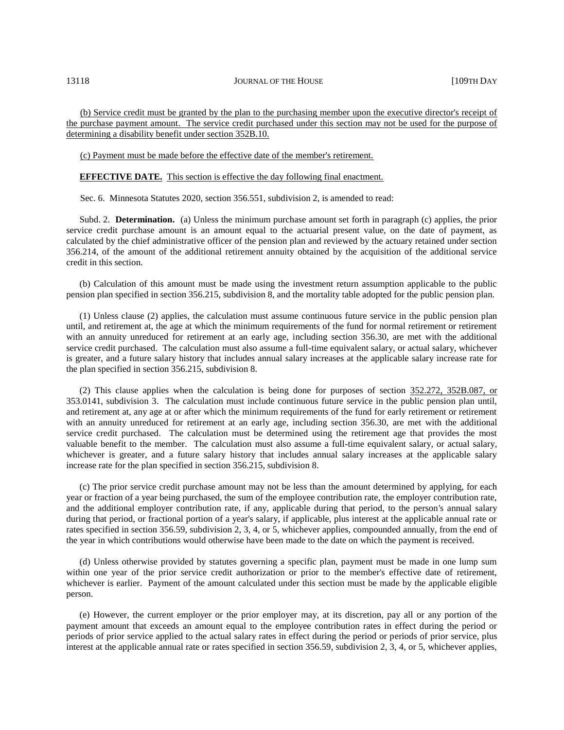(b) Service credit must be granted by the plan to the purchasing member upon the executive director's receipt of the purchase payment amount. The service credit purchased under this section may not be used for the purpose of determining a disability benefit under section 352B.10.

(c) Payment must be made before the effective date of the member's retirement.

**EFFECTIVE DATE.** This section is effective the day following final enactment.

Sec. 6. Minnesota Statutes 2020, section 356.551, subdivision 2, is amended to read:

Subd. 2. **Determination.** (a) Unless the minimum purchase amount set forth in paragraph (c) applies, the prior service credit purchase amount is an amount equal to the actuarial present value, on the date of payment, as calculated by the chief administrative officer of the pension plan and reviewed by the actuary retained under section 356.214, of the amount of the additional retirement annuity obtained by the acquisition of the additional service credit in this section.

(b) Calculation of this amount must be made using the investment return assumption applicable to the public pension plan specified in section 356.215, subdivision 8, and the mortality table adopted for the public pension plan.

(1) Unless clause (2) applies, the calculation must assume continuous future service in the public pension plan until, and retirement at, the age at which the minimum requirements of the fund for normal retirement or retirement with an annuity unreduced for retirement at an early age, including section 356.30, are met with the additional service credit purchased. The calculation must also assume a full-time equivalent salary, or actual salary, whichever is greater, and a future salary history that includes annual salary increases at the applicable salary increase rate for the plan specified in section 356.215, subdivision 8.

(2) This clause applies when the calculation is being done for purposes of section 352.272, 352B.087, or 353.0141, subdivision 3. The calculation must include continuous future service in the public pension plan until, and retirement at, any age at or after which the minimum requirements of the fund for early retirement or retirement with an annuity unreduced for retirement at an early age, including section 356.30, are met with the additional service credit purchased. The calculation must be determined using the retirement age that provides the most valuable benefit to the member. The calculation must also assume a full-time equivalent salary, or actual salary, whichever is greater, and a future salary history that includes annual salary increases at the applicable salary increase rate for the plan specified in section 356.215, subdivision 8.

(c) The prior service credit purchase amount may not be less than the amount determined by applying, for each year or fraction of a year being purchased, the sum of the employee contribution rate, the employer contribution rate, and the additional employer contribution rate, if any, applicable during that period, to the person's annual salary during that period, or fractional portion of a year's salary, if applicable, plus interest at the applicable annual rate or rates specified in section 356.59, subdivision 2, 3, 4, or 5, whichever applies, compounded annually, from the end of the year in which contributions would otherwise have been made to the date on which the payment is received.

(d) Unless otherwise provided by statutes governing a specific plan, payment must be made in one lump sum within one year of the prior service credit authorization or prior to the member's effective date of retirement, whichever is earlier. Payment of the amount calculated under this section must be made by the applicable eligible person.

(e) However, the current employer or the prior employer may, at its discretion, pay all or any portion of the payment amount that exceeds an amount equal to the employee contribution rates in effect during the period or periods of prior service applied to the actual salary rates in effect during the period or periods of prior service, plus interest at the applicable annual rate or rates specified in section 356.59, subdivision 2, 3, 4, or 5, whichever applies,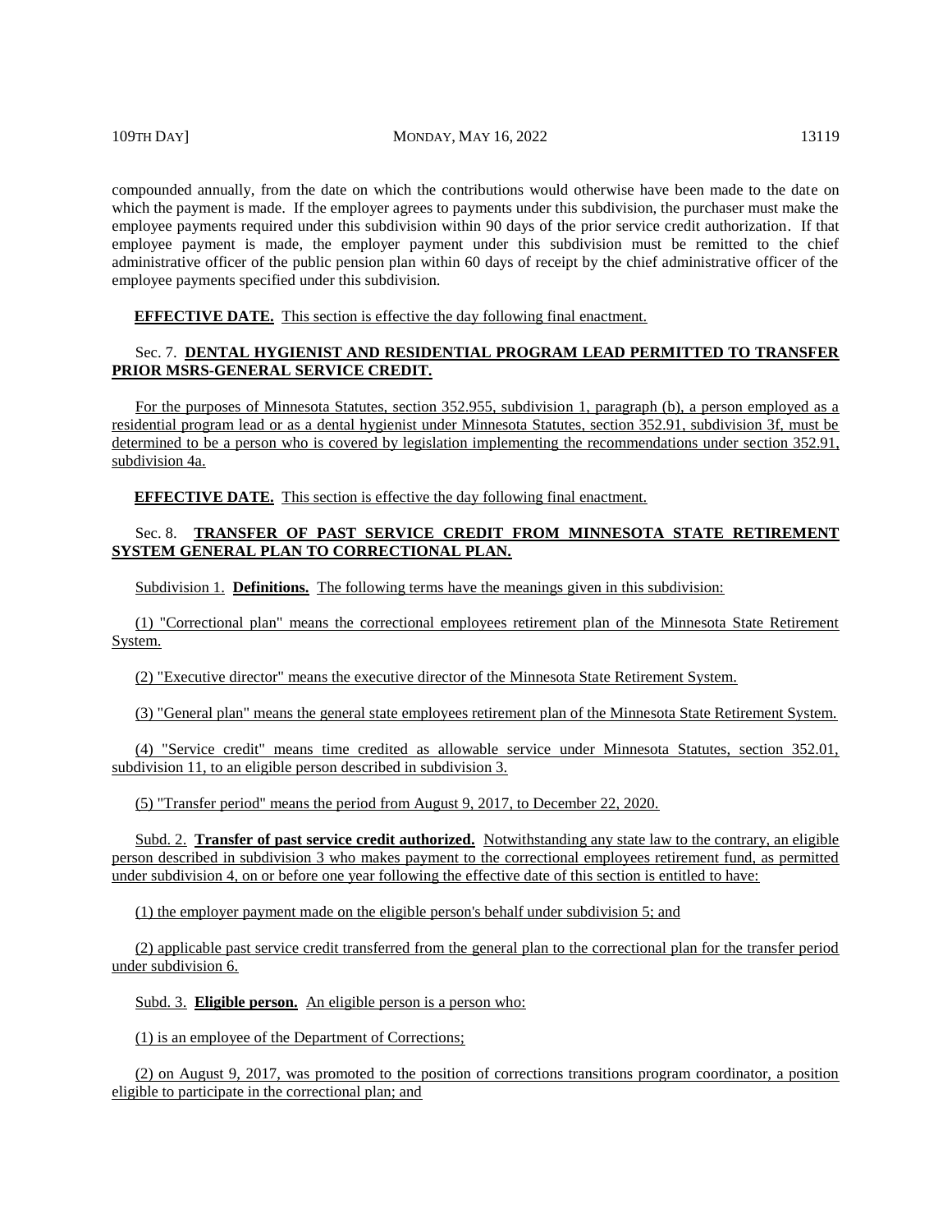compounded annually, from the date on which the contributions would otherwise have been made to the date on which the payment is made. If the employer agrees to payments under this subdivision, the purchaser must make the employee payments required under this subdivision within 90 days of the prior service credit authorization. If that employee payment is made, the employer payment under this subdivision must be remitted to the chief administrative officer of the public pension plan within 60 days of receipt by the chief administrative officer of the employee payments specified under this subdivision.

**EFFECTIVE DATE.** This section is effective the day following final enactment.

Sec. 7. **DENTAL HYGIENIST AND RESIDENTIAL PROGRAM LEAD PERMITTED TO TRANSFER PRIOR MSRS-GENERAL SERVICE CREDIT.**

For the purposes of Minnesota Statutes, section 352.955, subdivision 1, paragraph (b), a person employed as a residential program lead or as a dental hygienist under Minnesota Statutes, section 352.91, subdivision 3f, must be determined to be a person who is covered by legislation implementing the recommendations under section 352.91, subdivision 4a.

**EFFECTIVE DATE.** This section is effective the day following final enactment.

Sec. 8. **TRANSFER OF PAST SERVICE CREDIT FROM MINNESOTA STATE RETIREMENT SYSTEM GENERAL PLAN TO CORRECTIONAL PLAN.**

Subdivision 1. **Definitions.** The following terms have the meanings given in this subdivision:

(1) "Correctional plan" means the correctional employees retirement plan of the Minnesota State Retirement System.

(2) "Executive director" means the executive director of the Minnesota State Retirement System.

(3) "General plan" means the general state employees retirement plan of the Minnesota State Retirement System.

(4) "Service credit" means time credited as allowable service under Minnesota Statutes, section 352.01, subdivision 11, to an eligible person described in subdivision 3.

(5) "Transfer period" means the period from August 9, 2017, to December 22, 2020.

Subd. 2. **Transfer of past service credit authorized.** Notwithstanding any state law to the contrary, an eligible person described in subdivision 3 who makes payment to the correctional employees retirement fund, as permitted under subdivision 4, on or before one year following the effective date of this section is entitled to have:

(1) the employer payment made on the eligible person's behalf under subdivision 5; and

(2) applicable past service credit transferred from the general plan to the correctional plan for the transfer period under subdivision 6.

Subd. 3. **Eligible person.** An eligible person is a person who:

(1) is an employee of the Department of Corrections;

(2) on August 9, 2017, was promoted to the position of corrections transitions program coordinator, a position eligible to participate in the correctional plan; and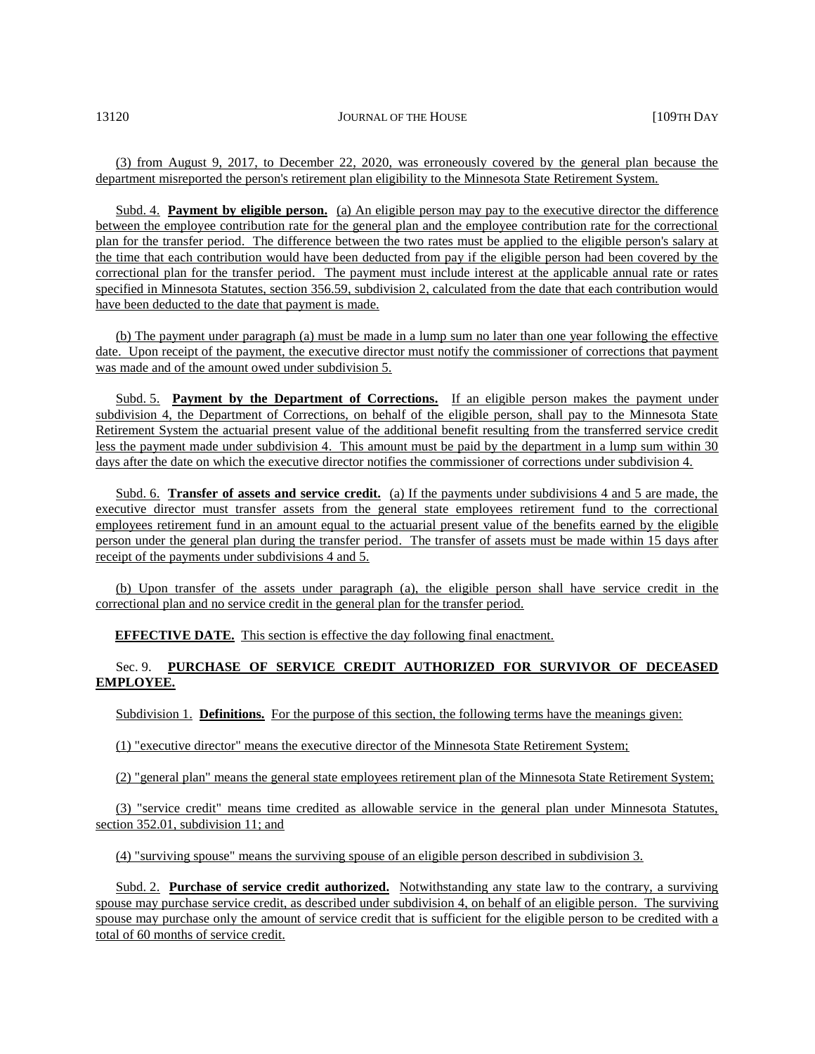(3) from August 9, 2017, to December 22, 2020, was erroneously covered by the general plan because the department misreported the person's retirement plan eligibility to the Minnesota State Retirement System.

Subd. 4. **Payment by eligible person.** (a) An eligible person may pay to the executive director the difference between the employee contribution rate for the general plan and the employee contribution rate for the correctional plan for the transfer period. The difference between the two rates must be applied to the eligible person's salary at the time that each contribution would have been deducted from pay if the eligible person had been covered by the correctional plan for the transfer period. The payment must include interest at the applicable annual rate or rates specified in Minnesota Statutes, section 356.59, subdivision 2, calculated from the date that each contribution would have been deducted to the date that payment is made.

(b) The payment under paragraph (a) must be made in a lump sum no later than one year following the effective date. Upon receipt of the payment, the executive director must notify the commissioner of corrections that payment was made and of the amount owed under subdivision 5.

Subd. 5. **Payment by the Department of Corrections.** If an eligible person makes the payment under subdivision 4, the Department of Corrections, on behalf of the eligible person, shall pay to the Minnesota State Retirement System the actuarial present value of the additional benefit resulting from the transferred service credit less the payment made under subdivision 4. This amount must be paid by the department in a lump sum within 30 days after the date on which the executive director notifies the commissioner of corrections under subdivision 4.

Subd. 6. **Transfer of assets and service credit.** (a) If the payments under subdivisions 4 and 5 are made, the executive director must transfer assets from the general state employees retirement fund to the correctional employees retirement fund in an amount equal to the actuarial present value of the benefits earned by the eligible person under the general plan during the transfer period. The transfer of assets must be made within 15 days after receipt of the payments under subdivisions 4 and 5.

(b) Upon transfer of the assets under paragraph (a), the eligible person shall have service credit in the correctional plan and no service credit in the general plan for the transfer period.

**EFFECTIVE DATE.** This section is effective the day following final enactment.

Sec. 9. **PURCHASE OF SERVICE CREDIT AUTHORIZED FOR SURVIVOR OF DECEASED EMPLOYEE.**

Subdivision 1. **Definitions.** For the purpose of this section, the following terms have the meanings given:

(1) "executive director" means the executive director of the Minnesota State Retirement System;

(2) "general plan" means the general state employees retirement plan of the Minnesota State Retirement System;

(3) "service credit" means time credited as allowable service in the general plan under Minnesota Statutes, section 352.01, subdivision 11; and

(4) "surviving spouse" means the surviving spouse of an eligible person described in subdivision 3.

Subd. 2. **Purchase of service credit authorized.** Notwithstanding any state law to the contrary, a surviving spouse may purchase service credit, as described under subdivision 4, on behalf of an eligible person. The surviving spouse may purchase only the amount of service credit that is sufficient for the eligible person to be credited with a total of 60 months of service credit.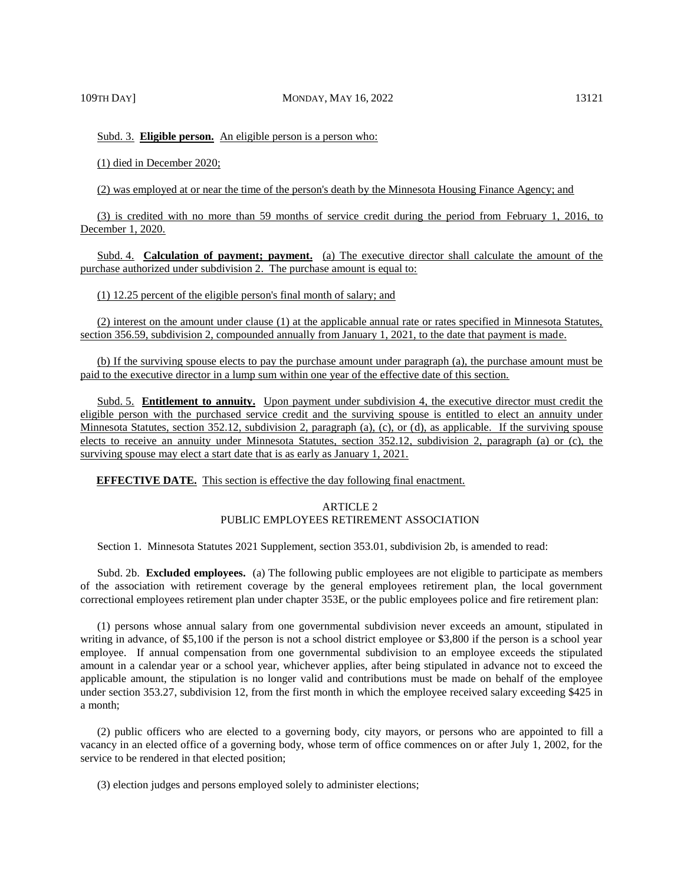Subd. 3. **Eligible person.** An eligible person is a person who:

(1) died in December 2020;

(2) was employed at or near the time of the person's death by the Minnesota Housing Finance Agency; and

(3) is credited with no more than 59 months of service credit during the period from February 1, 2016, to December 1, 2020.

Subd. 4. **Calculation of payment; payment.** (a) The executive director shall calculate the amount of the purchase authorized under subdivision 2. The purchase amount is equal to:

(1) 12.25 percent of the eligible person's final month of salary; and

(2) interest on the amount under clause (1) at the applicable annual rate or rates specified in Minnesota Statutes, section 356.59, subdivision 2, compounded annually from January 1, 2021, to the date that payment is made.

(b) If the surviving spouse elects to pay the purchase amount under paragraph (a), the purchase amount must be paid to the executive director in a lump sum within one year of the effective date of this section.

Subd. 5. **Entitlement to annuity.** Upon payment under subdivision 4, the executive director must credit the eligible person with the purchased service credit and the surviving spouse is entitled to elect an annuity under Minnesota Statutes, section 352.12, subdivision 2, paragraph (a), (c), or (d), as applicable. If the surviving spouse elects to receive an annuity under Minnesota Statutes, section 352.12, subdivision 2, paragraph (a) or (c), the surviving spouse may elect a start date that is as early as January 1, 2021.

**EFFECTIVE DATE.** This section is effective the day following final enactment.

ARTICLE 2
PUBLIC EMPLOYEES RETIREMENT ASSOCIATION

Section 1. Minnesota Statutes 2021 Supplement, section 353.01, subdivision 2b, is amended to read:

Subd. 2b. **Excluded employees.** (a) The following public employees are not eligible to participate as members of the association with retirement coverage by the general employees retirement plan, the local government correctional employees retirement plan under chapter 353E, or the public employees police and fire retirement plan:

(1) persons whose annual salary from one governmental subdivision never exceeds an amount, stipulated in writing in advance, of $5,100 if the person is not a school district employee or $3,800 if the person is a school year employee. If annual compensation from one governmental subdivision to an employee exceeds the stipulated amount in a calendar year or a school year, whichever applies, after being stipulated in advance not to exceed the applicable amount, the stipulation is no longer valid and contributions must be made on behalf of the employee under section 353.27, subdivision 12, from the first month in which the employee received salary exceeding $425 in a month;

(2) public officers who are elected to a governing body, city mayors, or persons who are appointed to fill a vacancy in an elected office of a governing body, whose term of office commences on or after July 1, 2002, for the service to be rendered in that elected position;

(3) election judges and persons employed solely to administer elections;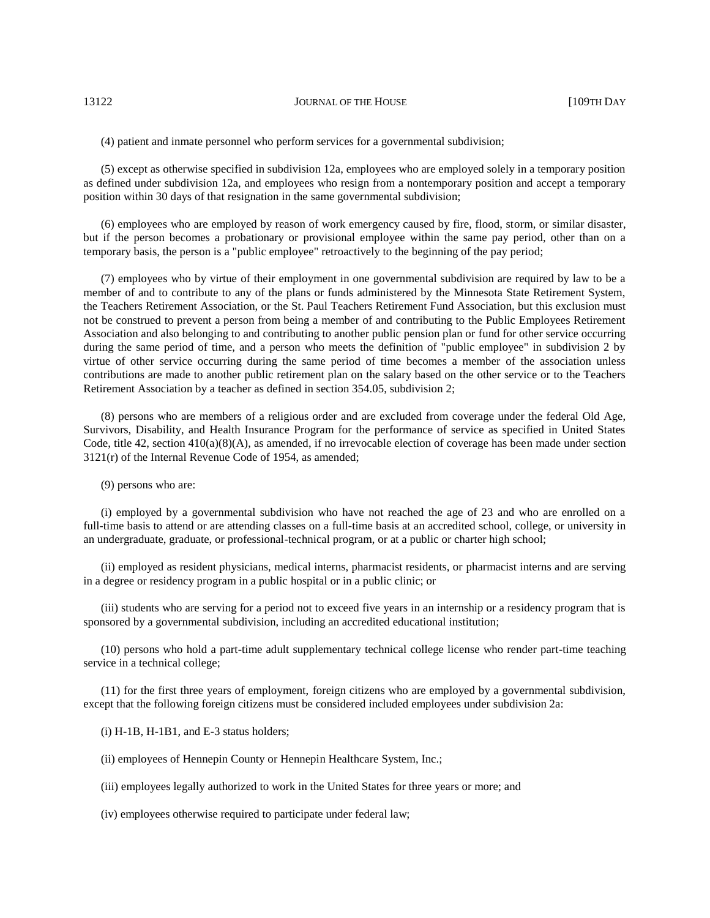(4) patient and inmate personnel who perform services for a governmental subdivision;

(5) except as otherwise specified in subdivision 12a, employees who are employed solely in a temporary position as defined under subdivision 12a, and employees who resign from a nontemporary position and accept a temporary position within 30 days of that resignation in the same governmental subdivision;

(6) employees who are employed by reason of work emergency caused by fire, flood, storm, or similar disaster, but if the person becomes a probationary or provisional employee within the same pay period, other than on a temporary basis, the person is a "public employee" retroactively to the beginning of the pay period;

(7) employees who by virtue of their employment in one governmental subdivision are required by law to be a member of and to contribute to any of the plans or funds administered by the Minnesota State Retirement System, the Teachers Retirement Association, or the St. Paul Teachers Retirement Fund Association, but this exclusion must not be construed to prevent a person from being a member of and contributing to the Public Employees Retirement Association and also belonging to and contributing to another public pension plan or fund for other service occurring during the same period of time, and a person who meets the definition of "public employee" in subdivision 2 by virtue of other service occurring during the same period of time becomes a member of the association unless contributions are made to another public retirement plan on the salary based on the other service or to the Teachers Retirement Association by a teacher as defined in section 354.05, subdivision 2;

(8) persons who are members of a religious order and are excluded from coverage under the federal Old Age, Survivors, Disability, and Health Insurance Program for the performance of service as specified in United States Code, title 42, section 410(a)(8)(A), as amended, if no irrevocable election of coverage has been made under section 3121(r) of the Internal Revenue Code of 1954, as amended;

(9) persons who are:

(i) employed by a governmental subdivision who have not reached the age of 23 and who are enrolled on a full-time basis to attend or are attending classes on a full-time basis at an accredited school, college, or university in an undergraduate, graduate, or professional-technical program, or at a public or charter high school;

(ii) employed as resident physicians, medical interns, pharmacist residents, or pharmacist interns and are serving in a degree or residency program in a public hospital or in a public clinic; or

(iii) students who are serving for a period not to exceed five years in an internship or a residency program that is sponsored by a governmental subdivision, including an accredited educational institution;

(10) persons who hold a part-time adult supplementary technical college license who render part-time teaching service in a technical college;

(11) for the first three years of employment, foreign citizens who are employed by a governmental subdivision, except that the following foreign citizens must be considered included employees under subdivision 2a:

(i) H-1B, H-1B1, and E-3 status holders;

(ii) employees of Hennepin County or Hennepin Healthcare System, Inc.;

(iii) employees legally authorized to work in the United States for three years or more; and

(iv) employees otherwise required to participate under federal law;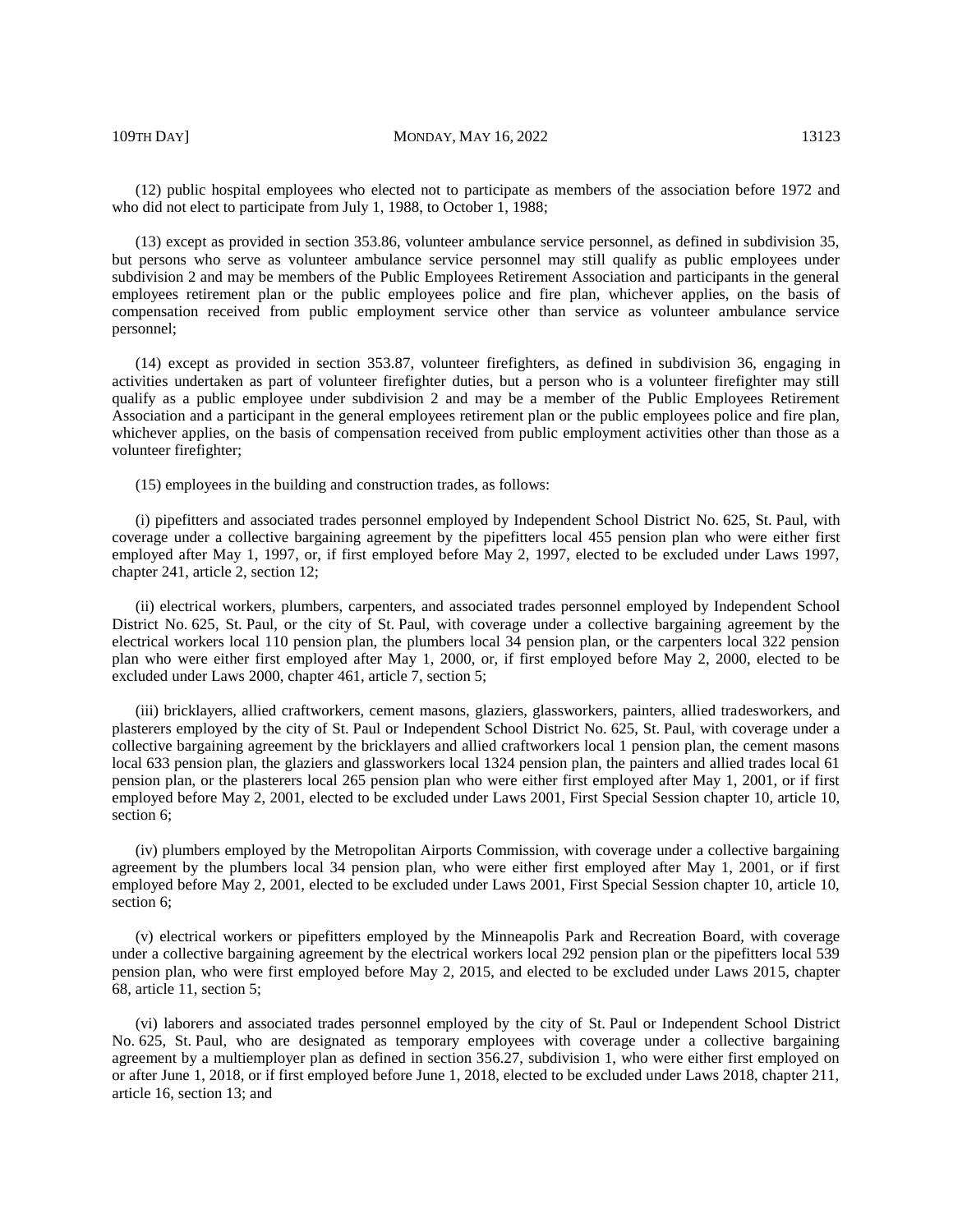(12) public hospital employees who elected not to participate as members of the association before 1972 and who did not elect to participate from July 1, 1988, to October 1, 1988;

(13) except as provided in section 353.86, volunteer ambulance service personnel, as defined in subdivision 35, but persons who serve as volunteer ambulance service personnel may still qualify as public employees under subdivision 2 and may be members of the Public Employees Retirement Association and participants in the general employees retirement plan or the public employees police and fire plan, whichever applies, on the basis of compensation received from public employment service other than service as volunteer ambulance service personnel;

(14) except as provided in section 353.87, volunteer firefighters, as defined in subdivision 36, engaging in activities undertaken as part of volunteer firefighter duties, but a person who is a volunteer firefighter may still qualify as a public employee under subdivision 2 and may be a member of the Public Employees Retirement Association and a participant in the general employees retirement plan or the public employees police and fire plan, whichever applies, on the basis of compensation received from public employment activities other than those as a volunteer firefighter;

(15) employees in the building and construction trades, as follows:

(i) pipefitters and associated trades personnel employed by Independent School District No. 625, St. Paul, with coverage under a collective bargaining agreement by the pipefitters local 455 pension plan who were either first employed after May 1, 1997, or, if first employed before May 2, 1997, elected to be excluded under Laws 1997, chapter 241, article 2, section 12;

(ii) electrical workers, plumbers, carpenters, and associated trades personnel employed by Independent School District No. 625, St. Paul, or the city of St. Paul, with coverage under a collective bargaining agreement by the electrical workers local 110 pension plan, the plumbers local 34 pension plan, or the carpenters local 322 pension plan who were either first employed after May 1, 2000, or, if first employed before May 2, 2000, elected to be excluded under Laws 2000, chapter 461, article 7, section 5;

(iii) bricklayers, allied craftworkers, cement masons, glaziers, glassworkers, painters, allied tradesworkers, and plasterers employed by the city of St. Paul or Independent School District No. 625, St. Paul, with coverage under a collective bargaining agreement by the bricklayers and allied craftworkers local 1 pension plan, the cement masons local 633 pension plan, the glaziers and glassworkers local 1324 pension plan, the painters and allied trades local 61 pension plan, or the plasterers local 265 pension plan who were either first employed after May 1, 2001, or if first employed before May 2, 2001, elected to be excluded under Laws 2001, First Special Session chapter 10, article 10, section 6;

(iv) plumbers employed by the Metropolitan Airports Commission, with coverage under a collective bargaining agreement by the plumbers local 34 pension plan, who were either first employed after May 1, 2001, or if first employed before May 2, 2001, elected to be excluded under Laws 2001, First Special Session chapter 10, article 10, section 6;

(v) electrical workers or pipefitters employed by the Minneapolis Park and Recreation Board, with coverage under a collective bargaining agreement by the electrical workers local 292 pension plan or the pipefitters local 539 pension plan, who were first employed before May 2, 2015, and elected to be excluded under Laws 2015, chapter 68, article 11, section 5;

(vi) laborers and associated trades personnel employed by the city of St. Paul or Independent School District No. 625, St. Paul, who are designated as temporary employees with coverage under a collective bargaining agreement by a multiemployer plan as defined in section 356.27, subdivision 1, who were either first employed on or after June 1, 2018, or if first employed before June 1, 2018, elected to be excluded under Laws 2018, chapter 211, article 16, section 13; and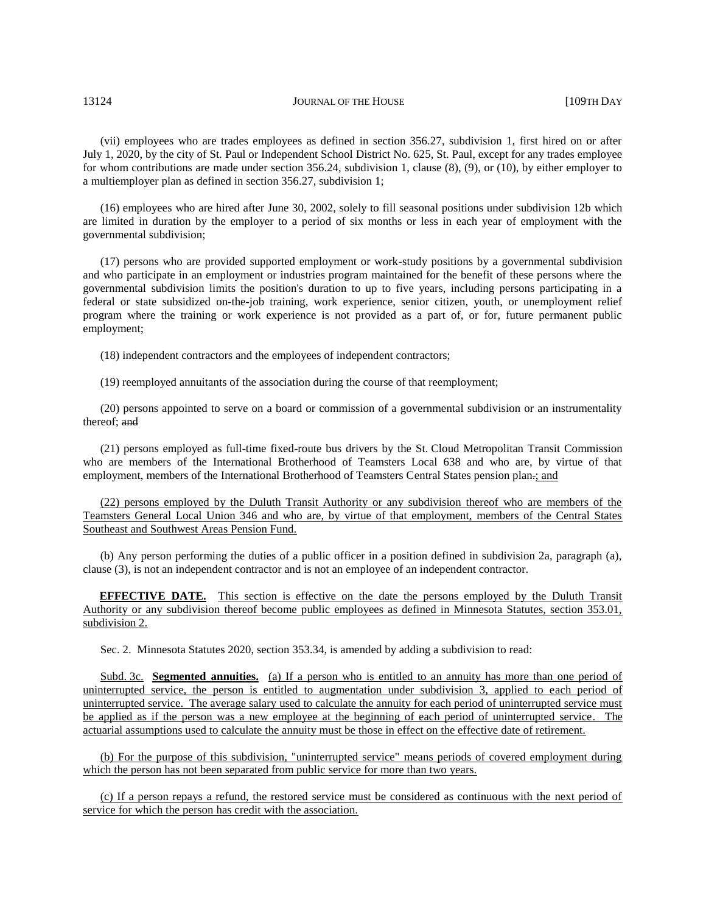(vii) employees who are trades employees as defined in section 356.27, subdivision 1, first hired on or after July 1, 2020, by the city of St. Paul or Independent School District No. 625, St. Paul, except for any trades employee for whom contributions are made under section 356.24, subdivision 1, clause (8), (9), or (10), by either employer to a multiemployer plan as defined in section 356.27, subdivision 1;

(16) employees who are hired after June 30, 2002, solely to fill seasonal positions under subdivision 12b which are limited in duration by the employer to a period of six months or less in each year of employment with the governmental subdivision;

(17) persons who are provided supported employment or work-study positions by a governmental subdivision and who participate in an employment or industries program maintained for the benefit of these persons where the governmental subdivision limits the position's duration to up to five years, including persons participating in a federal or state subsidized on-the-job training, work experience, senior citizen, youth, or unemployment relief program where the training or work experience is not provided as a part of, or for, future permanent public employment;

(18) independent contractors and the employees of independent contractors;

(19) reemployed annuitants of the association during the course of that reemployment;

(20) persons appointed to serve on a board or commission of a governmental subdivision or an instrumentality thereof; ~~and~~

(21) persons employed as full-time fixed-route bus drivers by the St. Cloud Metropolitan Transit Commission who are members of the International Brotherhood of Teamsters Local 638 and who are, by virtue of that employment, members of the International Brotherhood of Teamsters Central States pension plan~~.~~; and

(22) persons employed by the Duluth Transit Authority or any subdivision thereof who are members of the Teamsters General Local Union 346 and who are, by virtue of that employment, members of the Central States Southeast and Southwest Areas Pension Fund.

(b) Any person performing the duties of a public officer in a position defined in subdivision 2a, paragraph (a), clause (3), is not an independent contractor and is not an employee of an independent contractor.

**EFFECTIVE DATE.** This section is effective on the date the persons employed by the Duluth Transit Authority or any subdivision thereof become public employees as defined in Minnesota Statutes, section 353.01, subdivision 2.

Sec. 2. Minnesota Statutes 2020, section 353.34, is amended by adding a subdivision to read:

Subd. 3c. **Segmented annuities.** (a) If a person who is entitled to an annuity has more than one period of uninterrupted service, the person is entitled to augmentation under subdivision 3, applied to each period of uninterrupted service. The average salary used to calculate the annuity for each period of uninterrupted service must be applied as if the person was a new employee at the beginning of each period of uninterrupted service. The actuarial assumptions used to calculate the annuity must be those in effect on the effective date of retirement.

(b) For the purpose of this subdivision, "uninterrupted service" means periods of covered employment during which the person has not been separated from public service for more than two years.

(c) If a person repays a refund, the restored service must be considered as continuous with the next period of service for which the person has credit with the association.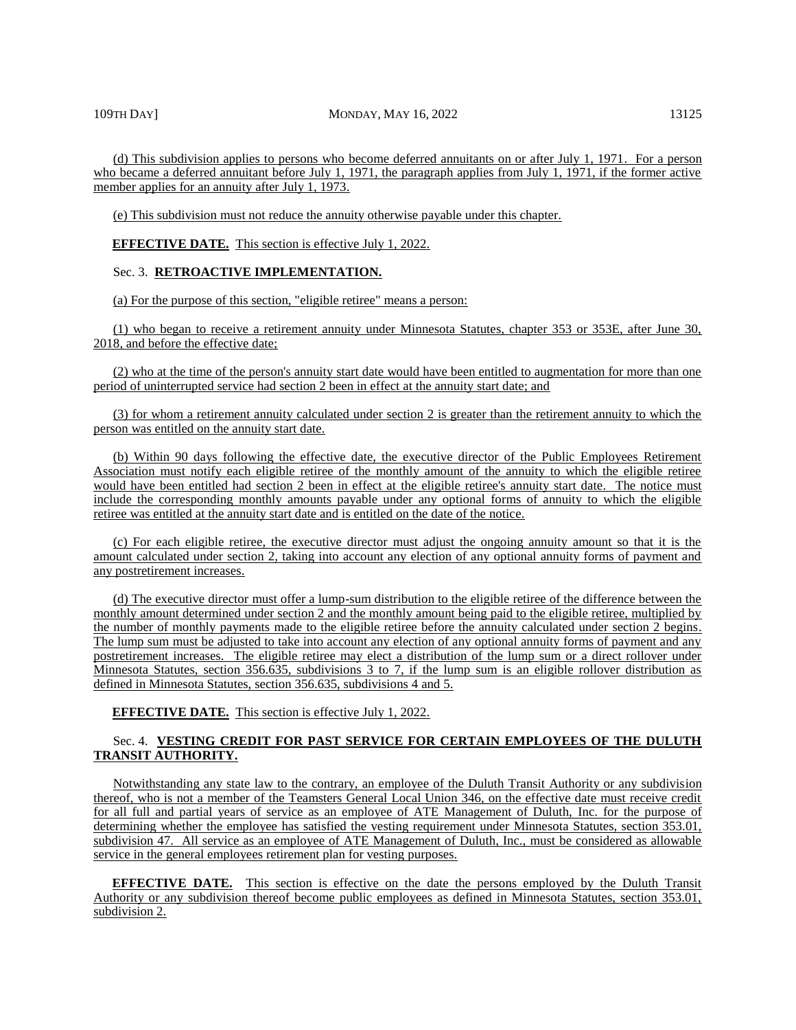(d) This subdivision applies to persons who become deferred annuitants on or after July 1, 1971. For a person who became a deferred annuitant before July 1, 1971, the paragraph applies from July 1, 1971, if the former active member applies for an annuity after July 1, 1973.

(e) This subdivision must not reduce the annuity otherwise payable under this chapter.

**EFFECTIVE DATE.** This section is effective July 1, 2022.

Sec. 3. **RETROACTIVE IMPLEMENTATION.**

(a) For the purpose of this section, "eligible retiree" means a person:

(1) who began to receive a retirement annuity under Minnesota Statutes, chapter 353 or 353E, after June 30, 2018, and before the effective date;

(2) who at the time of the person's annuity start date would have been entitled to augmentation for more than one period of uninterrupted service had section 2 been in effect at the annuity start date; and

(3) for whom a retirement annuity calculated under section 2 is greater than the retirement annuity to which the person was entitled on the annuity start date.

(b) Within 90 days following the effective date, the executive director of the Public Employees Retirement Association must notify each eligible retiree of the monthly amount of the annuity to which the eligible retiree would have been entitled had section 2 been in effect at the eligible retiree's annuity start date. The notice must include the corresponding monthly amounts payable under any optional forms of annuity to which the eligible retiree was entitled at the annuity start date and is entitled on the date of the notice.

(c) For each eligible retiree, the executive director must adjust the ongoing annuity amount so that it is the amount calculated under section 2, taking into account any election of any optional annuity forms of payment and any postretirement increases.

(d) The executive director must offer a lump-sum distribution to the eligible retiree of the difference between the monthly amount determined under section 2 and the monthly amount being paid to the eligible retiree, multiplied by the number of monthly payments made to the eligible retiree before the annuity calculated under section 2 begins. The lump sum must be adjusted to take into account any election of any optional annuity forms of payment and any postretirement increases. The eligible retiree may elect a distribution of the lump sum or a direct rollover under Minnesota Statutes, section 356.635, subdivisions 3 to 7, if the lump sum is an eligible rollover distribution as defined in Minnesota Statutes, section 356.635, subdivisions 4 and 5.

**EFFECTIVE DATE.** This section is effective July 1, 2022.

Sec. 4. **VESTING CREDIT FOR PAST SERVICE FOR CERTAIN EMPLOYEES OF THE DULUTH TRANSIT AUTHORITY.**

Notwithstanding any state law to the contrary, an employee of the Duluth Transit Authority or any subdivision thereof, who is not a member of the Teamsters General Local Union 346, on the effective date must receive credit for all full and partial years of service as an employee of ATE Management of Duluth, Inc. for the purpose of determining whether the employee has satisfied the vesting requirement under Minnesota Statutes, section 353.01, subdivision 47. All service as an employee of ATE Management of Duluth, Inc., must be considered as allowable service in the general employees retirement plan for vesting purposes.

**EFFECTIVE DATE.** This section is effective on the date the persons employed by the Duluth Transit Authority or any subdivision thereof become public employees as defined in Minnesota Statutes, section 353.01, subdivision 2.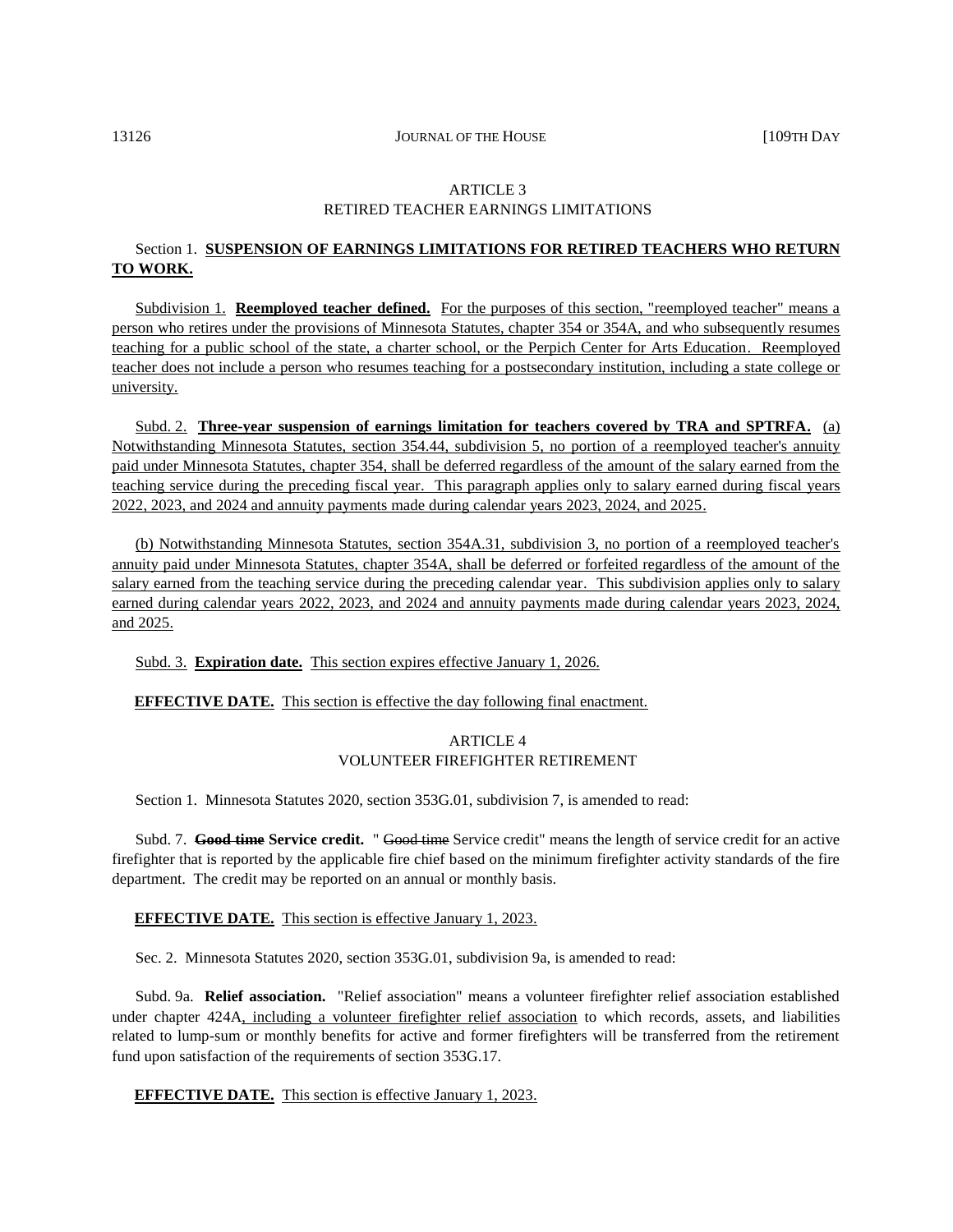ARTICLE 3
RETIRED TEACHER EARNINGS LIMITATIONS

Section 1. **SUSPENSION OF EARNINGS LIMITATIONS FOR RETIRED TEACHERS WHO RETURN TO WORK.**

Subdivision 1. **Reemployed teacher defined.** For the purposes of this section, "reemployed teacher" means a person who retires under the provisions of Minnesota Statutes, chapter 354 or 354A, and who subsequently resumes teaching for a public school of the state, a charter school, or the Perpich Center for Arts Education. Reemployed teacher does not include a person who resumes teaching for a postsecondary institution, including a state college or university.

Subd. 2. **Three-year suspension of earnings limitation for teachers covered by TRA and SPTRFA.** (a) Notwithstanding Minnesota Statutes, section 354.44, subdivision 5, no portion of a reemployed teacher's annuity paid under Minnesota Statutes, chapter 354, shall be deferred regardless of the amount of the salary earned from the teaching service during the preceding fiscal year. This paragraph applies only to salary earned during fiscal years 2022, 2023, and 2024 and annuity payments made during calendar years 2023, 2024, and 2025.

(b) Notwithstanding Minnesota Statutes, section 354A.31, subdivision 3, no portion of a reemployed teacher's annuity paid under Minnesota Statutes, chapter 354A, shall be deferred or forfeited regardless of the amount of the salary earned from the teaching service during the preceding calendar year. This subdivision applies only to salary earned during calendar years 2022, 2023, and 2024 and annuity payments made during calendar years 2023, 2024, and 2025.

Subd. 3. **Expiration date.** This section expires effective January 1, 2026.

**EFFECTIVE DATE.** This section is effective the day following final enactment.

ARTICLE 4
VOLUNTEER FIREFIGHTER RETIREMENT

Section 1. Minnesota Statutes 2020, section 353G.01, subdivision 7, is amended to read:

Subd. 7. ~~**Good time**~~ **Service credit.** " ~~Good time~~ Service credit" means the length of service credit for an active firefighter that is reported by the applicable fire chief based on the minimum firefighter activity standards of the fire department. The credit may be reported on an annual or monthly basis.

**EFFECTIVE DATE.** This section is effective January 1, 2023.

Sec. 2. Minnesota Statutes 2020, section 353G.01, subdivision 9a, is amended to read:

Subd. 9a. **Relief association.** "Relief association" means a volunteer firefighter relief association established under chapter 424A, including a volunteer firefighter relief association to which records, assets, and liabilities related to lump-sum or monthly benefits for active and former firefighters will be transferred from the retirement fund upon satisfaction of the requirements of section 353G.17.

**EFFECTIVE DATE.** This section is effective January 1, 2023.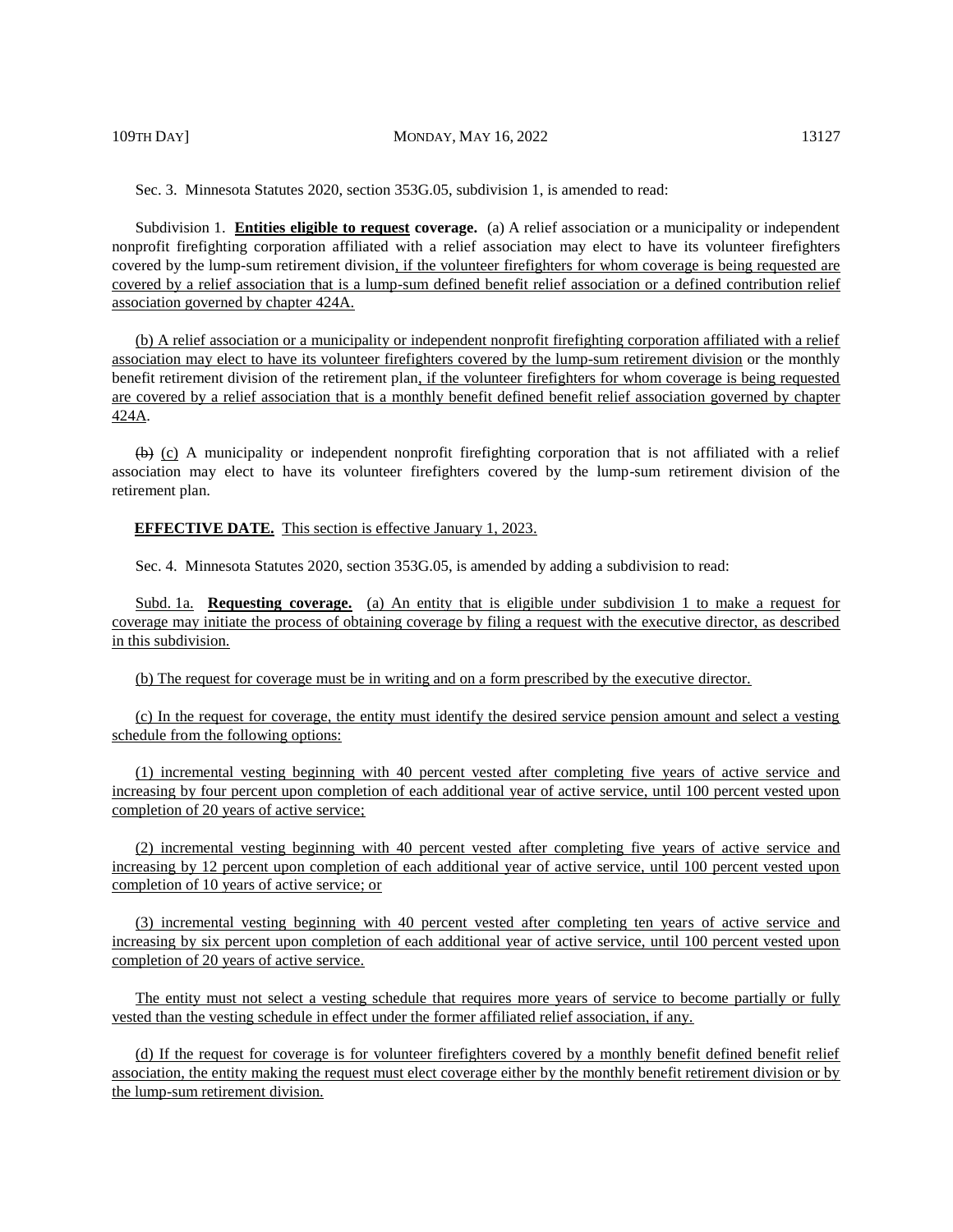Sec. 3. Minnesota Statutes 2020, section 353G.05, subdivision 1, is amended to read:

Subdivision 1. **Entities eligible to request coverage.** (a) A relief association or a municipality or independent nonprofit firefighting corporation affiliated with a relief association may elect to have its volunteer firefighters covered by the lump-sum retirement division, if the volunteer firefighters for whom coverage is being requested are covered by a relief association that is a lump-sum defined benefit relief association or a defined contribution relief association governed by chapter 424A.

(b) A relief association or a municipality or independent nonprofit firefighting corporation affiliated with a relief association may elect to have its volunteer firefighters covered by the lump-sum retirement division or the monthly benefit retirement division of the retirement plan, if the volunteer firefighters for whom coverage is being requested are covered by a relief association that is a monthly benefit defined benefit relief association governed by chapter 424A.

~~(b)~~ (c) A municipality or independent nonprofit firefighting corporation that is not affiliated with a relief association may elect to have its volunteer firefighters covered by the lump-sum retirement division of the retirement plan.

**EFFECTIVE DATE.** This section is effective January 1, 2023.

Sec. 4. Minnesota Statutes 2020, section 353G.05, is amended by adding a subdivision to read:

Subd. 1a. **Requesting coverage.** (a) An entity that is eligible under subdivision 1 to make a request for coverage may initiate the process of obtaining coverage by filing a request with the executive director, as described in this subdivision.

(b) The request for coverage must be in writing and on a form prescribed by the executive director.

(c) In the request for coverage, the entity must identify the desired service pension amount and select a vesting schedule from the following options:

(1) incremental vesting beginning with 40 percent vested after completing five years of active service and increasing by four percent upon completion of each additional year of active service, until 100 percent vested upon completion of 20 years of active service;

(2) incremental vesting beginning with 40 percent vested after completing five years of active service and increasing by 12 percent upon completion of each additional year of active service, until 100 percent vested upon completion of 10 years of active service; or

(3) incremental vesting beginning with 40 percent vested after completing ten years of active service and increasing by six percent upon completion of each additional year of active service, until 100 percent vested upon completion of 20 years of active service.

The entity must not select a vesting schedule that requires more years of service to become partially or fully vested than the vesting schedule in effect under the former affiliated relief association, if any.

(d) If the request for coverage is for volunteer firefighters covered by a monthly benefit defined benefit relief association, the entity making the request must elect coverage either by the monthly benefit retirement division or by the lump-sum retirement division.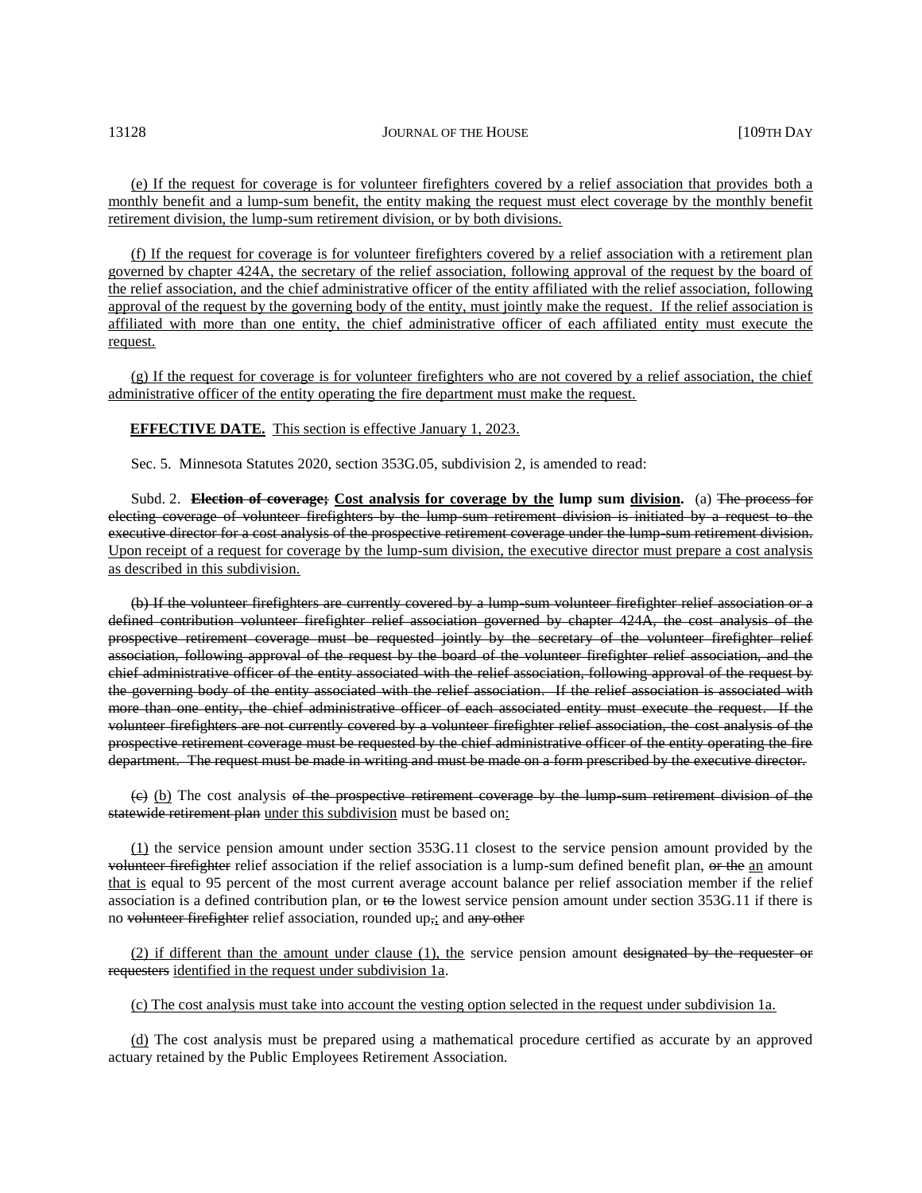(e) If the request for coverage is for volunteer firefighters covered by a relief association that provides both a monthly benefit and a lump-sum benefit, the entity making the request must elect coverage by the monthly benefit retirement division, the lump-sum retirement division, or by both divisions.

(f) If the request for coverage is for volunteer firefighters covered by a relief association with a retirement plan governed by chapter 424A, the secretary of the relief association, following approval of the request by the board of the relief association, and the chief administrative officer of the entity affiliated with the relief association, following approval of the request by the governing body of the entity, must jointly make the request. If the relief association is affiliated with more than one entity, the chief administrative officer of each affiliated entity must execute the request.

(g) If the request for coverage is for volunteer firefighters who are not covered by a relief association, the chief administrative officer of the entity operating the fire department must make the request.

**EFFECTIVE DATE.** This section is effective January 1, 2023.

Sec. 5. Minnesota Statutes 2020, section 353G.05, subdivision 2, is amended to read:

Subd. 2. **~~Election of coverage;~~ Cost analysis for coverage by the lump sum division.** (a) ~~The process for electing coverage of volunteer firefighters by the lump-sum retirement division is initiated by a request to the executive director for a cost analysis of the prospective retirement coverage under the lump-sum retirement division.~~ Upon receipt of a request for coverage by the lump-sum division, the executive director must prepare a cost analysis as described in this subdivision.

~~(b) If the volunteer firefighters are currently covered by a lump-sum volunteer firefighter relief association or a defined contribution volunteer firefighter relief association governed by chapter 424A, the cost analysis of the prospective retirement coverage must be requested jointly by the secretary of the volunteer firefighter relief association, following approval of the request by the board of the volunteer firefighter relief association, and the chief administrative officer of the entity associated with the relief association, following approval of the request by the governing body of the entity associated with the relief association. If the relief association is associated with more than one entity, the chief administrative officer of each associated entity must execute the request. If the volunteer firefighters are not currently covered by a volunteer firefighter relief association, the cost analysis of the prospective retirement coverage must be requested by the chief administrative officer of the entity operating the fire department. The request must be made in writing and must be made on a form prescribed by the executive director.~~

~~(c)~~ (b) The cost analysis ~~of the prospective retirement coverage by the lump-sum retirement division of the statewide retirement plan~~ under this subdivision must be based on:

(1) the service pension amount under section 353G.11 closest to the service pension amount provided by the ~~volunteer firefighter~~ relief association if the relief association is a lump-sum defined benefit plan, ~~or the~~ an amount that is equal to 95 percent of the most current average account balance per relief association member if the relief association is a defined contribution plan, or ~~to~~ the lowest service pension amount under section 353G.11 if there is no ~~volunteer firefighter~~ relief association, rounded up~~,~~; and ~~any other~~

(2) if different than the amount under clause (1), the service pension amount ~~designated by the requester or requesters~~ identified in the request under subdivision 1a.

(c) The cost analysis must take into account the vesting option selected in the request under subdivision 1a.

(d) The cost analysis must be prepared using a mathematical procedure certified as accurate by an approved actuary retained by the Public Employees Retirement Association.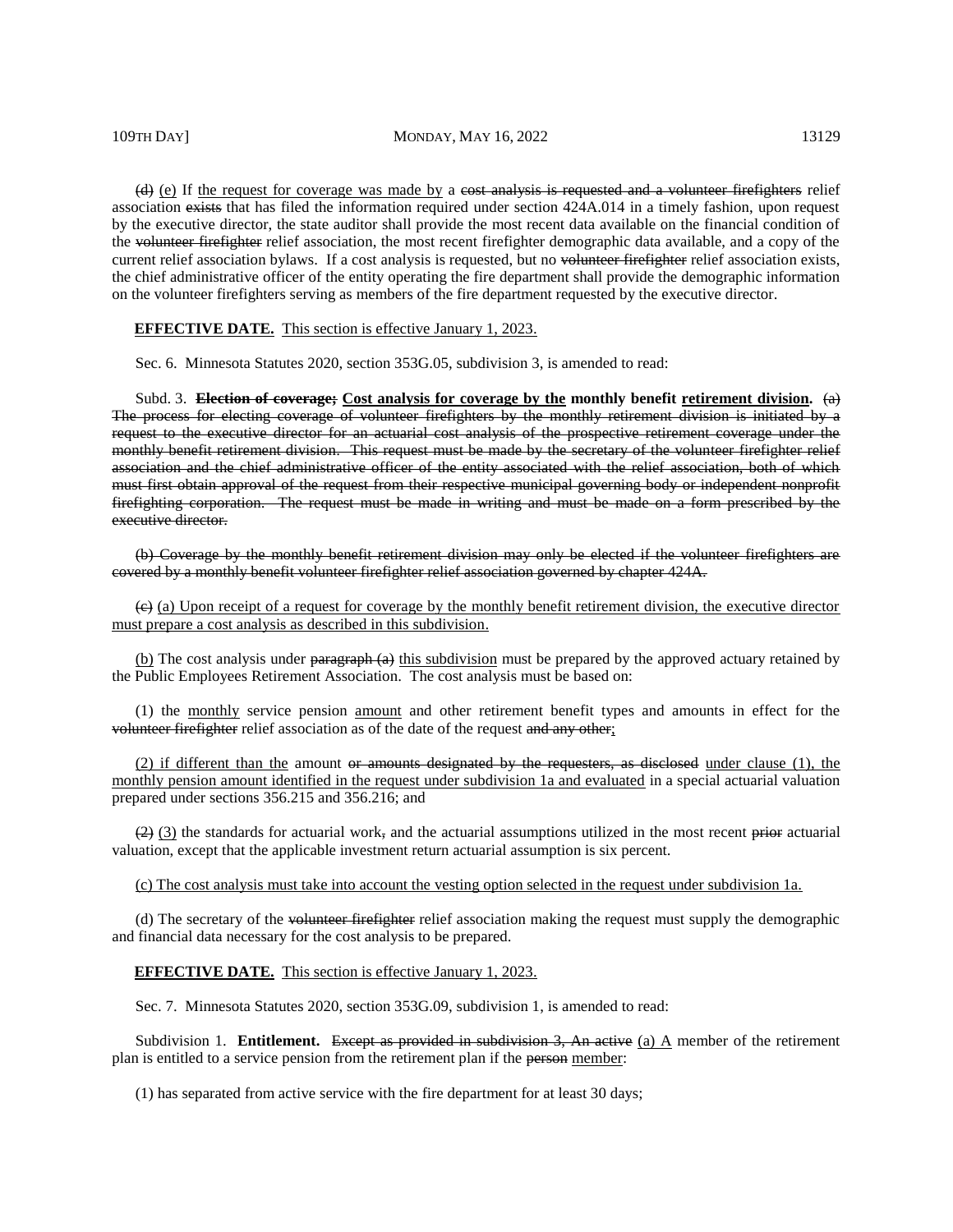~~(d)~~ <u>(e)</u> If <u>the request for coverage was made by</u> a ~~cost analysis is requested and a volunteer firefighters~~ relief association ~~exists~~ that has filed the information required under section 424A.014 in a timely fashion, upon request by the executive director, the state auditor shall provide the most recent data available on the financial condition of the ~~volunteer firefighter~~ relief association, the most recent firefighter demographic data available, and a copy of the current relief association bylaws. If a cost analysis is requested, but no ~~volunteer firefighter~~ relief association exists, the chief administrative officer of the entity operating the fire department shall provide the demographic information on the volunteer firefighters serving as members of the fire department requested by the executive director.

**EFFECTIVE DATE.** <u>This section is effective January 1, 2023.</u>

Sec. 6. Minnesota Statutes 2020, section 353G.05, subdivision 3, is amended to read:

Subd. 3. **~~Election of coverage;~~ <u>Cost analysis for coverage by the</u> monthly benefit <u>retirement division</u>.** ~~(a) The process for electing coverage of volunteer firefighters by the monthly retirement division is initiated by a request to the executive director for an actuarial cost analysis of the prospective retirement coverage under the monthly benefit retirement division. This request must be made by the secretary of the volunteer firefighter relief association and the chief administrative officer of the entity associated with the relief association, both of which must first obtain approval of the request from their respective municipal governing body or independent nonprofit firefighting corporation. The request must be made in writing and must be made on a form prescribed by the executive director.~~

~~(b) Coverage by the monthly benefit retirement division may only be elected if the volunteer firefighters are covered by a monthly benefit volunteer firefighter relief association governed by chapter 424A.~~

~~(c)~~ <u>(a) Upon receipt of a request for coverage by the monthly benefit retirement division, the executive director must prepare a cost analysis as described in this subdivision.</u>

<u>(b)</u> The cost analysis under ~~paragraph (a)~~ <u>this subdivision</u> must be prepared by the approved actuary retained by the Public Employees Retirement Association. The cost analysis must be based on:

(1) the <u>monthly</u> service pension <u>amount</u> and other retirement benefit types and amounts in effect for the ~~volunteer firefighter~~ relief association as of the date of the request ~~and any other~~<u>;</u>

<u>(2) if different than the</u> amount ~~or amounts designated by the requesters, as disclosed~~ <u>under clause (1), the monthly pension amount identified in the request under subdivision 1a and evaluated</u> in a special actuarial valuation prepared under sections 356.215 and 356.216; and

~~(2)~~ <u>(3)</u> the standards for actuarial work~~,~~ and the actuarial assumptions utilized in the most recent ~~prior~~ actuarial valuation, except that the applicable investment return actuarial assumption is six percent.

<u>(c) The cost analysis must take into account the vesting option selected in the request under subdivision 1a.</u>

(d) The secretary of the ~~volunteer firefighter~~ relief association making the request must supply the demographic and financial data necessary for the cost analysis to be prepared.

**EFFECTIVE DATE.** <u>This section is effective January 1, 2023.</u>

Sec. 7. Minnesota Statutes 2020, section 353G.09, subdivision 1, is amended to read:

Subdivision 1. **Entitlement.** ~~Except as provided in subdivision 3, An active~~ <u>(a) A</u> member of the retirement plan is entitled to a service pension from the retirement plan if the ~~person~~ <u>member</u>:

(1) has separated from active service with the fire department for at least 30 days;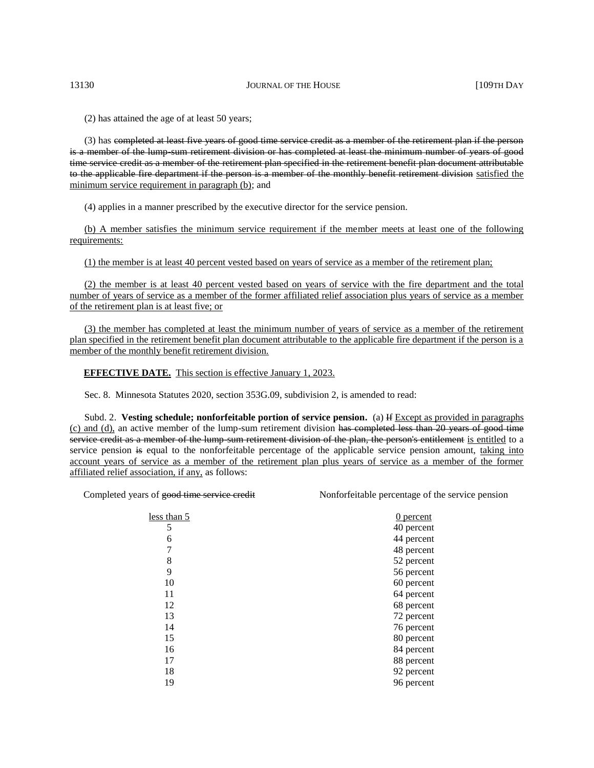(2) has attained the age of at least 50 years;

(3) has ~~completed at least five years of good time service credit as a member of the retirement plan if the person is a member of the lump-sum retirement division or has completed at least the minimum number of years of good time service credit as a member of the retirement plan specified in the retirement benefit plan document attributable to the applicable fire department if the person is a member of the monthly benefit retirement division~~ <u>satisfied the minimum service requirement in paragraph (b)</u>; and

(4) applies in a manner prescribed by the executive director for the service pension.

<u>(b) A member satisfies the minimum service requirement if the member meets at least one of the following requirements:</u>

<u>(1) the member is at least 40 percent vested based on years of service as a member of the retirement plan;</u>

<u>(2) the member is at least 40 percent vested based on years of service with the fire department and the total number of years of service as a member of the former affiliated relief association plus years of service as a member of the retirement plan is at least five; or</u>

<u>(3) the member has completed at least the minimum number of years of service as a member of the retirement plan specified in the retirement benefit plan document attributable to the applicable fire department if the person is a member of the monthly benefit retirement division.</u>

**<u>EFFECTIVE DATE.</u>** <u>This section is effective January 1, 2023.</u>

Sec. 8. Minnesota Statutes 2020, section 353G.09, subdivision 2, is amended to read:

Subd. 2. **Vesting schedule; nonforfeitable portion of service pension.** (a) ~~If~~ <u>Except as provided in paragraphs (c) and (d),</u> an active member of the lump-sum retirement division ~~has completed less than 20 years of good time service credit as a member of the lump-sum retirement division of the plan, the person's entitlement~~ <u>is entitled</u> to a service pension ~~is~~ equal to the nonforfeitable percentage of the applicable service pension amount, <u>taking into account years of service as a member of the retirement plan plus years of service as a member of the former affiliated relief association, if any,</u> as follows:

| Completed years of ~~good time service credit~~ | Nonforfeitable percentage of the service pension |
|---|---|
| <u>less than 5</u> | <u>0 percent</u> |
| 5 | 40 percent |
| 6 | 44 percent |
| 7 | 48 percent |
| 8 | 52 percent |
| 9 | 56 percent |
| 10 | 60 percent |
| 11 | 64 percent |
| 12 | 68 percent |
| 13 | 72 percent |
| 14 | 76 percent |
| 15 | 80 percent |
| 16 | 84 percent |
| 17 | 88 percent |
| 18 | 92 percent |
| 19 | 96 percent |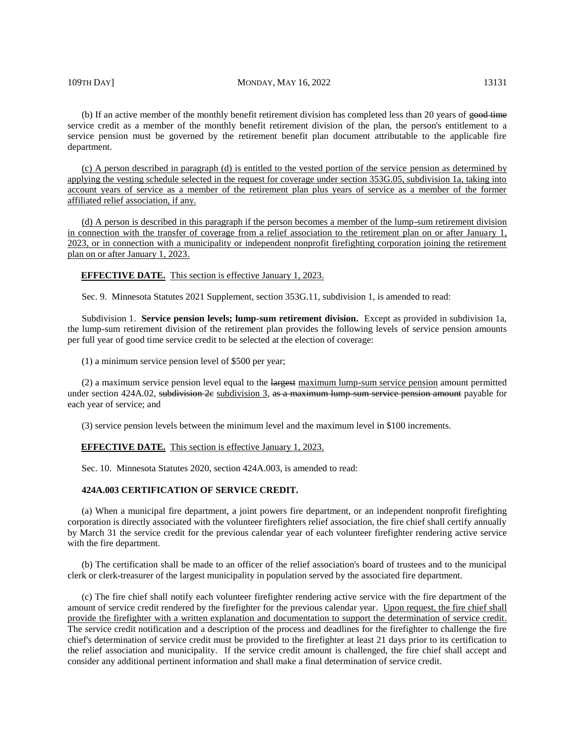(b) If an active member of the monthly benefit retirement division has completed less than 20 years of ~~good time~~ service credit as a member of the monthly benefit retirement division of the plan, the person's entitlement to a service pension must be governed by the retirement benefit plan document attributable to the applicable fire department.

<u>(c) A person described in paragraph (d) is entitled to the vested portion of the service pension as determined by applying the vesting schedule selected in the request for coverage under section 353G.05, subdivision 1a, taking into account years of service as a member of the retirement plan plus years of service as a member of the former affiliated relief association, if any.</u>

<u>(d) A person is described in this paragraph if the person becomes a member of the lump-sum retirement division in connection with the transfer of coverage from a relief association to the retirement plan on or after January 1, 2023, or in connection with a municipality or independent nonprofit firefighting corporation joining the retirement plan on or after January 1, 2023.</u>

**<u>EFFECTIVE DATE.</u>** <u>This section is effective January 1, 2023.</u>

Sec. 9. Minnesota Statutes 2021 Supplement, section 353G.11, subdivision 1, is amended to read:

Subdivision 1. **Service pension levels; lump-sum retirement division.** Except as provided in subdivision 1a, the lump-sum retirement division of the retirement plan provides the following levels of service pension amounts per full year of good time service credit to be selected at the election of coverage:

(1) a minimum service pension level of $500 per year;

(2) a maximum service pension level equal to the ~~largest~~ <u>maximum lump-sum service pension</u> amount permitted under section 424A.02, ~~subdivision 2c~~ <u>subdivision 3</u>, ~~as a maximum lump-sum service pension amount~~ payable for each year of service; and

(3) service pension levels between the minimum level and the maximum level in $100 increments.

**<u>EFFECTIVE DATE.</u>** <u>This section is effective January 1, 2023.</u>

Sec. 10. Minnesota Statutes 2020, section 424A.003, is amended to read:

**424A.003 CERTIFICATION OF SERVICE CREDIT.**

(a) When a municipal fire department, a joint powers fire department, or an independent nonprofit firefighting corporation is directly associated with the volunteer firefighters relief association, the fire chief shall certify annually by March 31 the service credit for the previous calendar year of each volunteer firefighter rendering active service with the fire department.

(b) The certification shall be made to an officer of the relief association's board of trustees and to the municipal clerk or clerk-treasurer of the largest municipality in population served by the associated fire department.

(c) The fire chief shall notify each volunteer firefighter rendering active service with the fire department of the amount of service credit rendered by the firefighter for the previous calendar year. <u>Upon request, the fire chief shall provide the firefighter with a written explanation and documentation to support the determination of service credit.</u> The service credit notification and a description of the process and deadlines for the firefighter to challenge the fire chief's determination of service credit must be provided to the firefighter at least 21 days prior to its certification to the relief association and municipality. If the service credit amount is challenged, the fire chief shall accept and consider any additional pertinent information and shall make a final determination of service credit.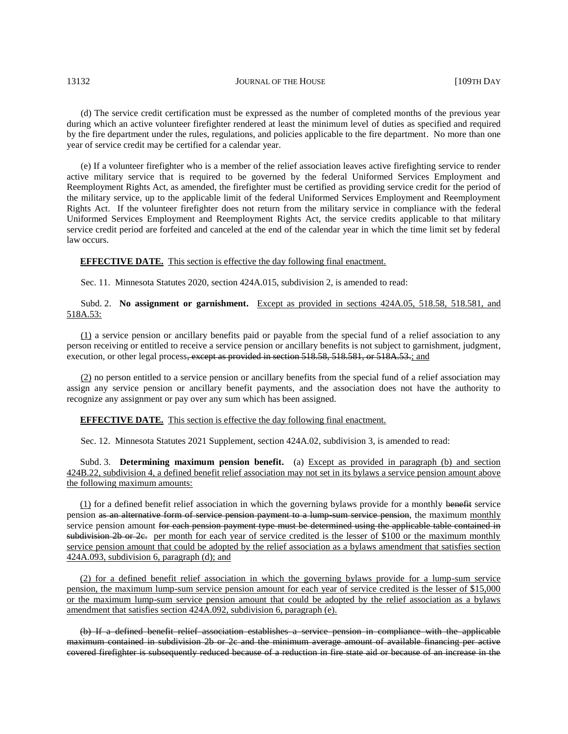(d) The service credit certification must be expressed as the number of completed months of the previous year during which an active volunteer firefighter rendered at least the minimum level of duties as specified and required by the fire department under the rules, regulations, and policies applicable to the fire department. No more than one year of service credit may be certified for a calendar year.

(e) If a volunteer firefighter who is a member of the relief association leaves active firefighting service to render active military service that is required to be governed by the federal Uniformed Services Employment and Reemployment Rights Act, as amended, the firefighter must be certified as providing service credit for the period of the military service, up to the applicable limit of the federal Uniformed Services Employment and Reemployment Rights Act. If the volunteer firefighter does not return from the military service in compliance with the federal Uniformed Services Employment and Reemployment Rights Act, the service credits applicable to that military service credit period are forfeited and canceled at the end of the calendar year in which the time limit set by federal law occurs.

**EFFECTIVE DATE.** This section is effective the day following final enactment.

Sec. 11. Minnesota Statutes 2020, section 424A.015, subdivision 2, is amended to read:

Subd. 2. **No assignment or garnishment.** Except as provided in sections 424A.05, 518.58, 518.581, and 518A.53:

(1) a service pension or ancillary benefits paid or payable from the special fund of a relief association to any person receiving or entitled to receive a service pension or ancillary benefits is not subject to garnishment, judgment, execution, or other legal process~~, except as provided in section 518.58, 518.581, or 518A.53.~~; and

(2) no person entitled to a service pension or ancillary benefits from the special fund of a relief association may assign any service pension or ancillary benefit payments, and the association does not have the authority to recognize any assignment or pay over any sum which has been assigned.

**EFFECTIVE DATE.** This section is effective the day following final enactment.

Sec. 12. Minnesota Statutes 2021 Supplement, section 424A.02, subdivision 3, is amended to read:

Subd. 3. **Determining maximum pension benefit.** (a) Except as provided in paragraph (b) and section 424B.22, subdivision 4, a defined benefit relief association may not set in its bylaws a service pension amount above the following maximum amounts:

(1) for a defined benefit relief association in which the governing bylaws provide for a monthly ~~benefit~~ service pension ~~as an alternative form of service pension payment to a lump-sum service pension~~, the maximum monthly service pension amount ~~for each pension payment type must be determined using the applicable table contained in subdivision 2b or 2c.~~ per month for each year of service credited is the lesser of $100 or the maximum monthly service pension amount that could be adopted by the relief association as a bylaws amendment that satisfies section 424A.093, subdivision 6, paragraph (d); and

(2) for a defined benefit relief association in which the governing bylaws provide for a lump-sum service pension, the maximum lump-sum service pension amount for each year of service credited is the lesser of $15,000 or the maximum lump-sum service pension amount that could be adopted by the relief association as a bylaws amendment that satisfies section 424A.092, subdivision 6, paragraph (e).

~~(b) If a defined benefit relief association establishes a service pension in compliance with the applicable maximum contained in subdivision 2b or 2c and the minimum average amount of available financing per active covered firefighter is subsequently reduced because of a reduction in fire state aid or because of an increase in the~~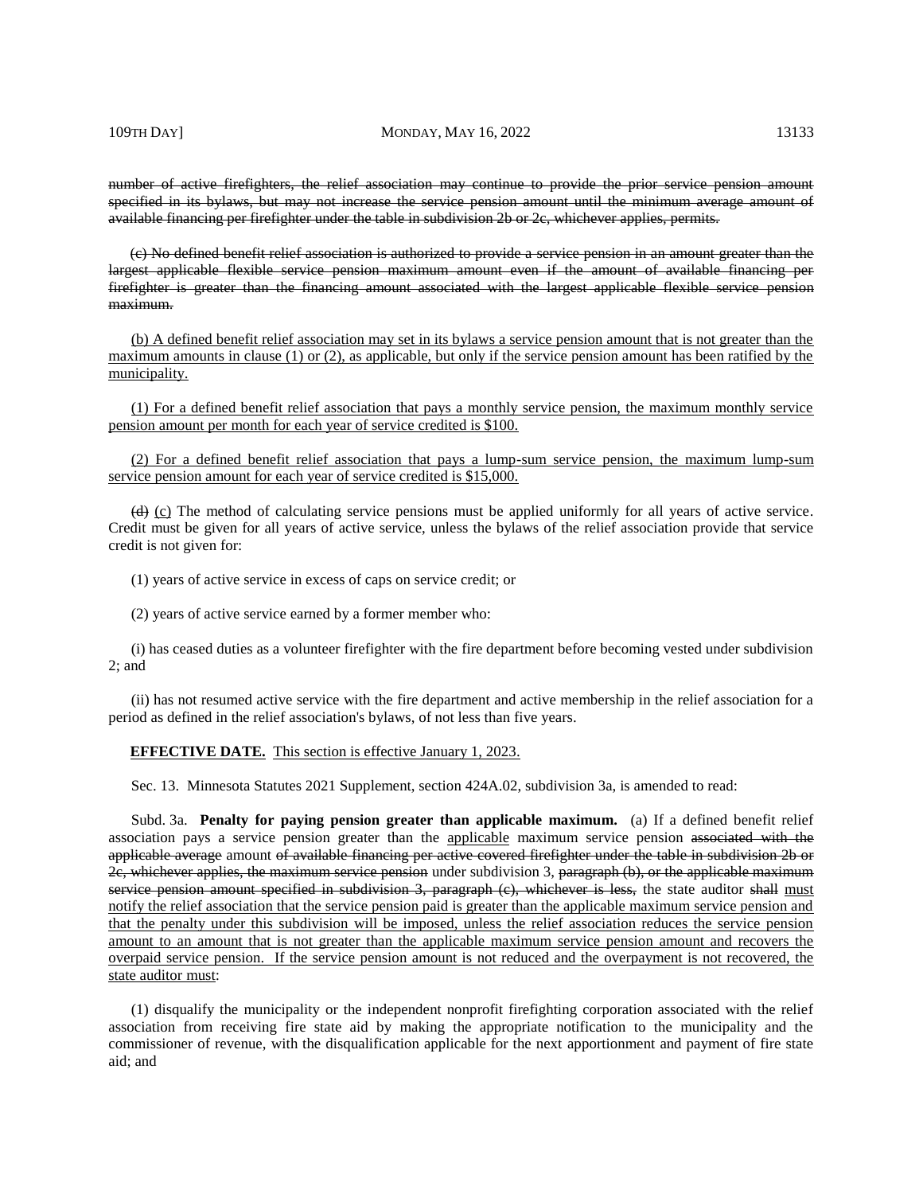~~number of active firefighters, the relief association may continue to provide the prior service pension amount specified in its bylaws, but may not increase the service pension amount until the minimum average amount of available financing per firefighter under the table in subdivision 2b or 2c, whichever applies, permits.~~

~~(c) No defined benefit relief association is authorized to provide a service pension in an amount greater than the largest applicable flexible service pension maximum amount even if the amount of available financing per firefighter is greater than the financing amount associated with the largest applicable flexible service pension maximum.~~

<u>(b) A defined benefit relief association may set in its bylaws a service pension amount that is not greater than the maximum amounts in clause (1) or (2), as applicable, but only if the service pension amount has been ratified by the municipality.</u>

<u>(1) For a defined benefit relief association that pays a monthly service pension, the maximum monthly service pension amount per month for each year of service credited is $100.</u>

<u>(2) For a defined benefit relief association that pays a lump-sum service pension, the maximum lump-sum service pension amount for each year of service credited is $15,000.</u>

~~(d)~~ <u>(c)</u> The method of calculating service pensions must be applied uniformly for all years of active service. Credit must be given for all years of active service, unless the bylaws of the relief association provide that service credit is not given for:

(1) years of active service in excess of caps on service credit; or

(2) years of active service earned by a former member who:

(i) has ceased duties as a volunteer firefighter with the fire department before becoming vested under subdivision 2; and

(ii) has not resumed active service with the fire department and active membership in the relief association for a period as defined in the relief association's bylaws, of not less than five years.

**EFFECTIVE DATE.** <u>This section is effective January 1, 2023.</u>

Sec. 13. Minnesota Statutes 2021 Supplement, section 424A.02, subdivision 3a, is amended to read:

Subd. 3a. **Penalty for paying pension greater than applicable maximum.** (a) If a defined benefit relief association pays a service pension greater than the <u>applicable</u> maximum service pension ~~associated with the applicable average~~ amount ~~of available financing per active covered firefighter under the table in subdivision 2b or 2c, whichever applies, the maximum service pension~~ under subdivision 3, ~~paragraph (b), or the applicable maximum service pension amount specified in subdivision 3, paragraph (c), whichever is less,~~ the state auditor ~~shall~~ <u>must notify the relief association that the service pension paid is greater than the applicable maximum service pension and that the penalty under this subdivision will be imposed, unless the relief association reduces the service pension amount to an amount that is not greater than the applicable maximum service pension amount and recovers the overpaid service pension. If the service pension amount is not reduced and the overpayment is not recovered, the state auditor must</u>:

(1) disqualify the municipality or the independent nonprofit firefighting corporation associated with the relief association from receiving fire state aid by making the appropriate notification to the municipality and the commissioner of revenue, with the disqualification applicable for the next apportionment and payment of fire state aid; and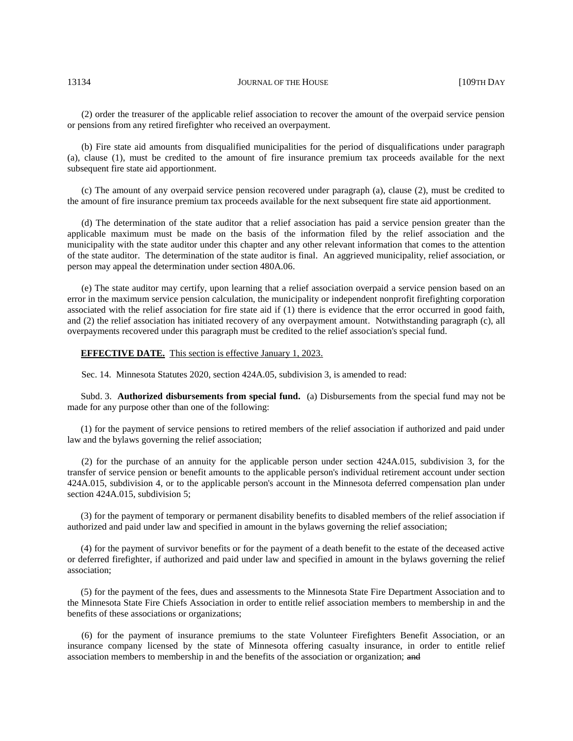(2) order the treasurer of the applicable relief association to recover the amount of the overpaid service pension or pensions from any retired firefighter who received an overpayment.

(b) Fire state aid amounts from disqualified municipalities for the period of disqualifications under paragraph (a), clause (1), must be credited to the amount of fire insurance premium tax proceeds available for the next subsequent fire state aid apportionment.

(c) The amount of any overpaid service pension recovered under paragraph (a), clause (2), must be credited to the amount of fire insurance premium tax proceeds available for the next subsequent fire state aid apportionment.

(d) The determination of the state auditor that a relief association has paid a service pension greater than the applicable maximum must be made on the basis of the information filed by the relief association and the municipality with the state auditor under this chapter and any other relevant information that comes to the attention of the state auditor. The determination of the state auditor is final. An aggrieved municipality, relief association, or person may appeal the determination under section 480A.06.

(e) The state auditor may certify, upon learning that a relief association overpaid a service pension based on an error in the maximum service pension calculation, the municipality or independent nonprofit firefighting corporation associated with the relief association for fire state aid if (1) there is evidence that the error occurred in good faith, and (2) the relief association has initiated recovery of any overpayment amount. Notwithstanding paragraph (c), all overpayments recovered under this paragraph must be credited to the relief association's special fund.

**EFFECTIVE DATE.** This section is effective January 1, 2023.

Sec. 14. Minnesota Statutes 2020, section 424A.05, subdivision 3, is amended to read:

Subd. 3. **Authorized disbursements from special fund.** (a) Disbursements from the special fund may not be made for any purpose other than one of the following:

(1) for the payment of service pensions to retired members of the relief association if authorized and paid under law and the bylaws governing the relief association;

(2) for the purchase of an annuity for the applicable person under section 424A.015, subdivision 3, for the transfer of service pension or benefit amounts to the applicable person's individual retirement account under section 424A.015, subdivision 4, or to the applicable person's account in the Minnesota deferred compensation plan under section 424A.015, subdivision 5;

(3) for the payment of temporary or permanent disability benefits to disabled members of the relief association if authorized and paid under law and specified in amount in the bylaws governing the relief association;

(4) for the payment of survivor benefits or for the payment of a death benefit to the estate of the deceased active or deferred firefighter, if authorized and paid under law and specified in amount in the bylaws governing the relief association;

(5) for the payment of the fees, dues and assessments to the Minnesota State Fire Department Association and to the Minnesota State Fire Chiefs Association in order to entitle relief association members to membership in and the benefits of these associations or organizations;

(6) for the payment of insurance premiums to the state Volunteer Firefighters Benefit Association, or an insurance company licensed by the state of Minnesota offering casualty insurance, in order to entitle relief association members to membership in and the benefits of the association or organization; ~~and~~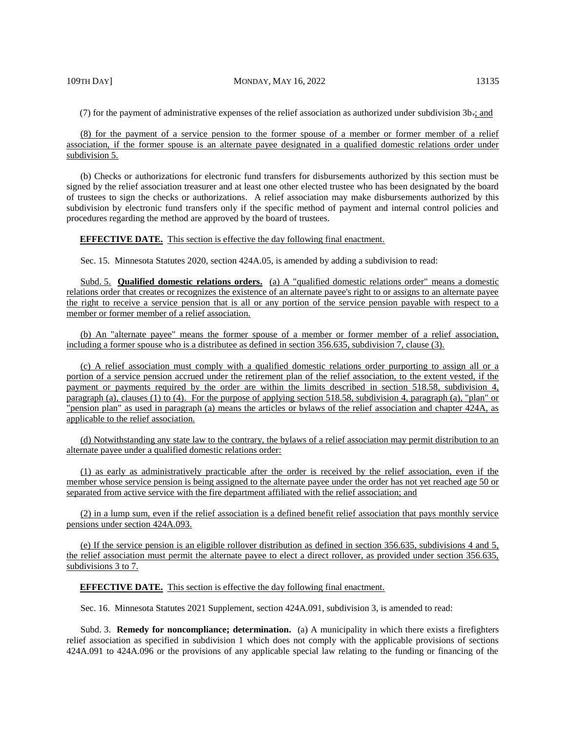(7) for the payment of administrative expenses of the relief association as authorized under subdivision 3b.; and

(8) for the payment of a service pension to the former spouse of a member or former member of a relief association, if the former spouse is an alternate payee designated in a qualified domestic relations order under subdivision 5.

(b) Checks or authorizations for electronic fund transfers for disbursements authorized by this section must be signed by the relief association treasurer and at least one other elected trustee who has been designated by the board of trustees to sign the checks or authorizations. A relief association may make disbursements authorized by this subdivision by electronic fund transfers only if the specific method of payment and internal control policies and procedures regarding the method are approved by the board of trustees.

**EFFECTIVE DATE.** This section is effective the day following final enactment.

Sec. 15. Minnesota Statutes 2020, section 424A.05, is amended by adding a subdivision to read:

Subd. 5. **Qualified domestic relations orders.** (a) A "qualified domestic relations order" means a domestic relations order that creates or recognizes the existence of an alternate payee's right to or assigns to an alternate payee the right to receive a service pension that is all or any portion of the service pension payable with respect to a member or former member of a relief association.

(b) An "alternate payee" means the former spouse of a member or former member of a relief association, including a former spouse who is a distributee as defined in section 356.635, subdivision 7, clause (3).

(c) A relief association must comply with a qualified domestic relations order purporting to assign all or a portion of a service pension accrued under the retirement plan of the relief association, to the extent vested, if the payment or payments required by the order are within the limits described in section 518.58, subdivision 4, paragraph (a), clauses (1) to (4). For the purpose of applying section 518.58, subdivision 4, paragraph (a), "plan" or "pension plan" as used in paragraph (a) means the articles or bylaws of the relief association and chapter 424A, as applicable to the relief association.

(d) Notwithstanding any state law to the contrary, the bylaws of a relief association may permit distribution to an alternate payee under a qualified domestic relations order:

(1) as early as administratively practicable after the order is received by the relief association, even if the member whose service pension is being assigned to the alternate payee under the order has not yet reached age 50 or separated from active service with the fire department affiliated with the relief association; and

(2) in a lump sum, even if the relief association is a defined benefit relief association that pays monthly service pensions under section 424A.093.

(e) If the service pension is an eligible rollover distribution as defined in section 356.635, subdivisions 4 and 5, the relief association must permit the alternate payee to elect a direct rollover, as provided under section 356.635, subdivisions 3 to 7.

**EFFECTIVE DATE.** This section is effective the day following final enactment.

Sec. 16. Minnesota Statutes 2021 Supplement, section 424A.091, subdivision 3, is amended to read:

Subd. 3. **Remedy for noncompliance; determination.** (a) A municipality in which there exists a firefighters relief association as specified in subdivision 1 which does not comply with the applicable provisions of sections 424A.091 to 424A.096 or the provisions of any applicable special law relating to the funding or financing of the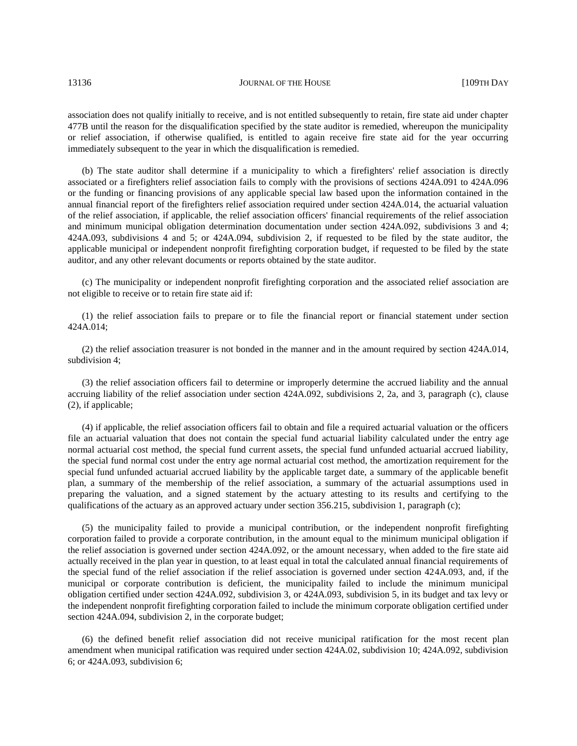association does not qualify initially to receive, and is not entitled subsequently to retain, fire state aid under chapter 477B until the reason for the disqualification specified by the state auditor is remedied, whereupon the municipality or relief association, if otherwise qualified, is entitled to again receive fire state aid for the year occurring immediately subsequent to the year in which the disqualification is remedied.

(b) The state auditor shall determine if a municipality to which a firefighters' relief association is directly associated or a firefighters relief association fails to comply with the provisions of sections 424A.091 to 424A.096 or the funding or financing provisions of any applicable special law based upon the information contained in the annual financial report of the firefighters relief association required under section 424A.014, the actuarial valuation of the relief association, if applicable, the relief association officers' financial requirements of the relief association and minimum municipal obligation determination documentation under section 424A.092, subdivisions 3 and 4; 424A.093, subdivisions 4 and 5; or 424A.094, subdivision 2, if requested to be filed by the state auditor, the applicable municipal or independent nonprofit firefighting corporation budget, if requested to be filed by the state auditor, and any other relevant documents or reports obtained by the state auditor.

(c) The municipality or independent nonprofit firefighting corporation and the associated relief association are not eligible to receive or to retain fire state aid if:

(1) the relief association fails to prepare or to file the financial report or financial statement under section 424A.014;

(2) the relief association treasurer is not bonded in the manner and in the amount required by section 424A.014, subdivision 4;

(3) the relief association officers fail to determine or improperly determine the accrued liability and the annual accruing liability of the relief association under section 424A.092, subdivisions 2, 2a, and 3, paragraph (c), clause (2), if applicable;

(4) if applicable, the relief association officers fail to obtain and file a required actuarial valuation or the officers file an actuarial valuation that does not contain the special fund actuarial liability calculated under the entry age normal actuarial cost method, the special fund current assets, the special fund unfunded actuarial accrued liability, the special fund normal cost under the entry age normal actuarial cost method, the amortization requirement for the special fund unfunded actuarial accrued liability by the applicable target date, a summary of the applicable benefit plan, a summary of the membership of the relief association, a summary of the actuarial assumptions used in preparing the valuation, and a signed statement by the actuary attesting to its results and certifying to the qualifications of the actuary as an approved actuary under section 356.215, subdivision 1, paragraph (c);

(5) the municipality failed to provide a municipal contribution, or the independent nonprofit firefighting corporation failed to provide a corporate contribution, in the amount equal to the minimum municipal obligation if the relief association is governed under section 424A.092, or the amount necessary, when added to the fire state aid actually received in the plan year in question, to at least equal in total the calculated annual financial requirements of the special fund of the relief association if the relief association is governed under section 424A.093, and, if the municipal or corporate contribution is deficient, the municipality failed to include the minimum municipal obligation certified under section 424A.092, subdivision 3, or 424A.093, subdivision 5, in its budget and tax levy or the independent nonprofit firefighting corporation failed to include the minimum corporate obligation certified under section 424A.094, subdivision 2, in the corporate budget;

(6) the defined benefit relief association did not receive municipal ratification for the most recent plan amendment when municipal ratification was required under section 424A.02, subdivision 10; 424A.092, subdivision 6; or 424A.093, subdivision 6;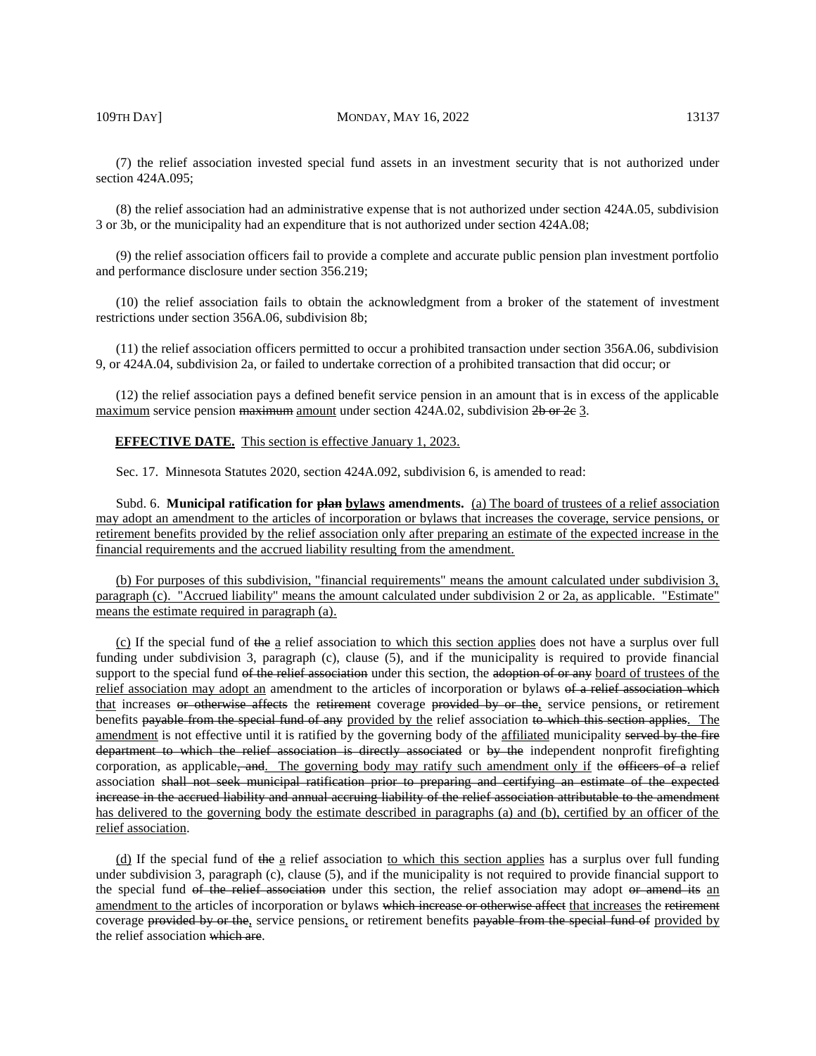(7) the relief association invested special fund assets in an investment security that is not authorized under section 424A.095;

(8) the relief association had an administrative expense that is not authorized under section 424A.05, subdivision 3 or 3b, or the municipality had an expenditure that is not authorized under section 424A.08;

(9) the relief association officers fail to provide a complete and accurate public pension plan investment portfolio and performance disclosure under section 356.219;

(10) the relief association fails to obtain the acknowledgment from a broker of the statement of investment restrictions under section 356A.06, subdivision 8b;

(11) the relief association officers permitted to occur a prohibited transaction under section 356A.06, subdivision 9, or 424A.04, subdivision 2a, or failed to undertake correction of a prohibited transaction that did occur; or

(12) the relief association pays a defined benefit service pension in an amount that is in excess of the applicable maximum service pension ~~maximum~~ amount under section 424A.02, subdivision ~~2b or 2c~~ 3.

**EFFECTIVE DATE.** This section is effective January 1, 2023.

Sec. 17. Minnesota Statutes 2020, section 424A.092, subdivision 6, is amended to read:

Subd. 6. **Municipal ratification for ~~plan~~ bylaws amendments.** (a) The board of trustees of a relief association may adopt an amendment to the articles of incorporation or bylaws that increases the coverage, service pensions, or retirement benefits provided by the relief association only after preparing an estimate of the expected increase in the financial requirements and the accrued liability resulting from the amendment.

(b) For purposes of this subdivision, "financial requirements" means the amount calculated under subdivision 3, paragraph (c). "Accrued liability" means the amount calculated under subdivision 2 or 2a, as applicable. "Estimate" means the estimate required in paragraph (a).

(c) If the special fund of ~~the~~ a relief association to which this section applies does not have a surplus over full funding under subdivision 3, paragraph (c), clause (5), and if the municipality is required to provide financial support to the special fund ~~of the relief association~~ under this section, the ~~adoption of or any~~ board of trustees of the relief association may adopt an amendment to the articles of incorporation or bylaws ~~of a relief association which~~ that increases ~~or otherwise affects~~ the ~~retirement~~ coverage ~~provided by or the~~, service pensions, or retirement benefits ~~payable from the special fund of any~~ provided by the relief association ~~to which this section applies~~. The amendment is not effective until it is ratified by the governing body of the affiliated municipality ~~served by the fire department to which the relief association is directly associated~~ or ~~by the~~ independent nonprofit firefighting corporation, as applicable~~, and~~. The governing body may ratify such amendment only if the ~~officers of a~~ relief association ~~shall not seek municipal ratification prior to preparing and certifying an estimate of the expected increase in the accrued liability and annual accruing liability of the relief association attributable to the amendment~~ has delivered to the governing body the estimate described in paragraphs (a) and (b), certified by an officer of the relief association.

(d) If the special fund of ~~the~~ a relief association to which this section applies has a surplus over full funding under subdivision 3, paragraph (c), clause (5), and if the municipality is not required to provide financial support to the special fund ~~of the relief association~~ under this section, the relief association may adopt ~~or amend its~~ an amendment to the articles of incorporation or bylaws ~~which increase or otherwise affect~~ that increases the ~~retirement~~ coverage ~~provided by or the~~, service pensions, or retirement benefits ~~payable from the special fund of~~ provided by the relief association ~~which are~~.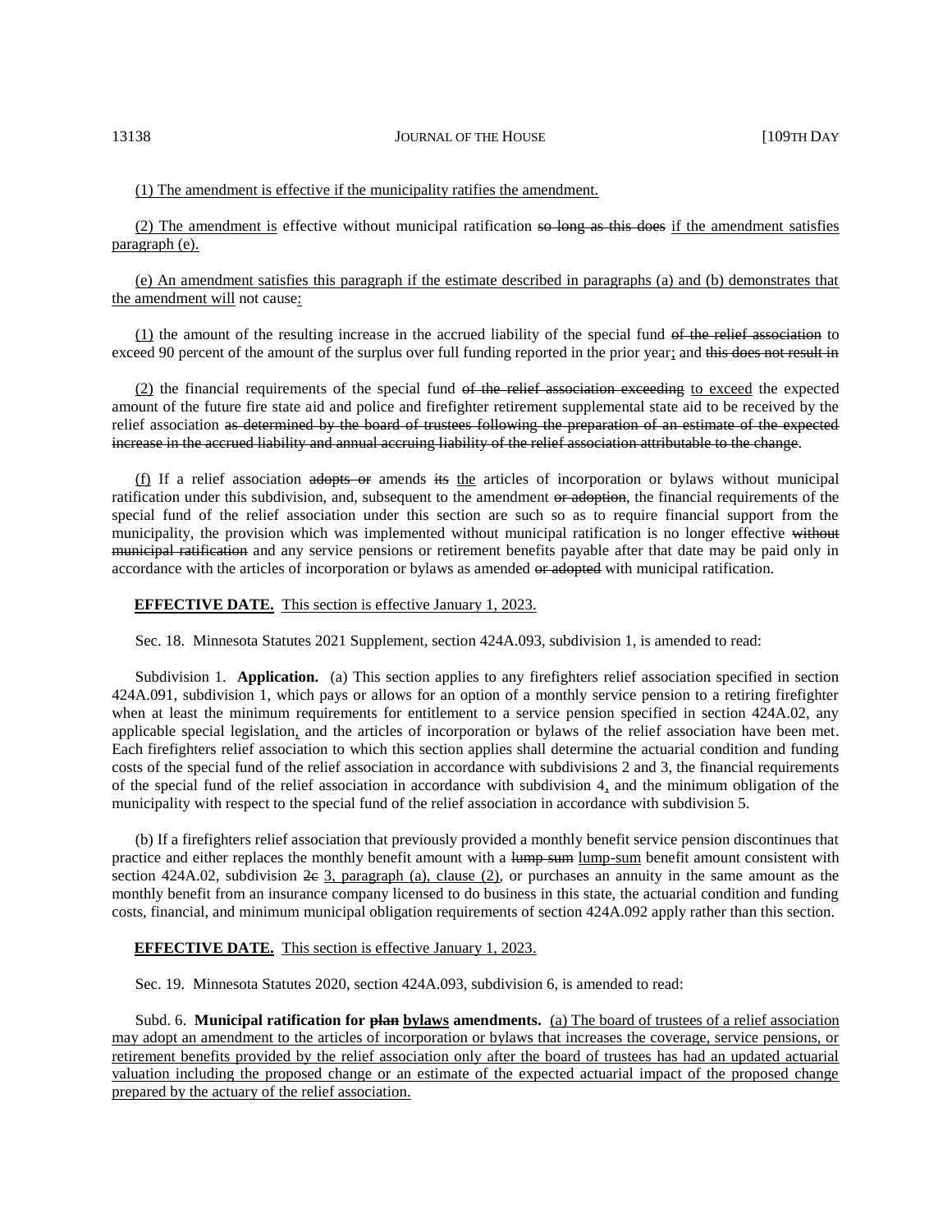(1) The amendment is effective if the municipality ratifies the amendment.

(2) The amendment is effective without municipal ratification so long as this does if the amendment satisfies paragraph (e).

(e) An amendment satisfies this paragraph if the estimate described in paragraphs (a) and (b) demonstrates that the amendment will not cause:

(1) the amount of the resulting increase in the accrued liability of the special fund of the relief association to exceed 90 percent of the amount of the surplus over full funding reported in the prior year; and this does not result in

(2) the financial requirements of the special fund of the relief association exceeding to exceed the expected amount of the future fire state aid and police and firefighter retirement supplemental state aid to be received by the relief association as determined by the board of trustees following the preparation of an estimate of the expected increase in the accrued liability and annual accruing liability of the relief association attributable to the change.

(f) If a relief association adopts or amends its the articles of incorporation or bylaws without municipal ratification under this subdivision, and, subsequent to the amendment or adoption, the financial requirements of the special fund of the relief association under this section are such so as to require financial support from the municipality, the provision which was implemented without municipal ratification is no longer effective without municipal ratification and any service pensions or retirement benefits payable after that date may be paid only in accordance with the articles of incorporation or bylaws as amended or adopted with municipal ratification.

**EFFECTIVE DATE.** This section is effective January 1, 2023.

Sec. 18. Minnesota Statutes 2021 Supplement, section 424A.093, subdivision 1, is amended to read:

Subdivision 1. **Application.** (a) This section applies to any firefighters relief association specified in section 424A.091, subdivision 1, which pays or allows for an option of a monthly service pension to a retiring firefighter when at least the minimum requirements for entitlement to a service pension specified in section 424A.02, any applicable special legislation, and the articles of incorporation or bylaws of the relief association have been met. Each firefighters relief association to which this section applies shall determine the actuarial condition and funding costs of the special fund of the relief association in accordance with subdivisions 2 and 3, the financial requirements of the special fund of the relief association in accordance with subdivision 4, and the minimum obligation of the municipality with respect to the special fund of the relief association in accordance with subdivision 5.

(b) If a firefighters relief association that previously provided a monthly benefit service pension discontinues that practice and either replaces the monthly benefit amount with a lump sum lump-sum benefit amount consistent with section 424A.02, subdivision 2c 3, paragraph (a), clause (2), or purchases an annuity in the same amount as the monthly benefit from an insurance company licensed to do business in this state, the actuarial condition and funding costs, financial, and minimum municipal obligation requirements of section 424A.092 apply rather than this section.

**EFFECTIVE DATE.** This section is effective January 1, 2023.

Sec. 19. Minnesota Statutes 2020, section 424A.093, subdivision 6, is amended to read:

Subd. 6. **Municipal ratification for plan bylaws amendments.** (a) The board of trustees of a relief association may adopt an amendment to the articles of incorporation or bylaws that increases the coverage, service pensions, or retirement benefits provided by the relief association only after the board of trustees has had an updated actuarial valuation including the proposed change or an estimate of the expected actuarial impact of the proposed change prepared by the actuary of the relief association.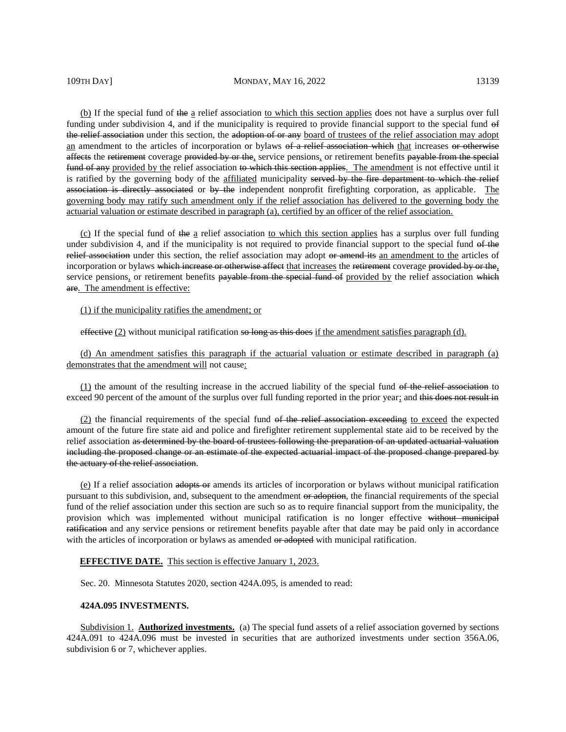(b) If the special fund of the a relief association to which this section applies does not have a surplus over full funding under subdivision 4, and if the municipality is required to provide financial support to the special fund of the relief association under this section, the adoption of or any board of trustees of the relief association may adopt an amendment to the articles of incorporation or bylaws of a relief association which that increases or otherwise affects the retirement coverage provided by or the, service pensions, or retirement benefits payable from the special fund of any provided by the relief association to which this section applies. The amendment is not effective until it is ratified by the governing body of the affiliated municipality served by the fire department to which the relief association is directly associated or by the independent nonprofit firefighting corporation, as applicable. The governing body may ratify such amendment only if the relief association has delivered to the governing body the actuarial valuation or estimate described in paragraph (a), certified by an officer of the relief association.

(c) If the special fund of the a relief association to which this section applies has a surplus over full funding under subdivision 4, and if the municipality is not required to provide financial support to the special fund of the relief association under this section, the relief association may adopt or amend its an amendment to the articles of incorporation or bylaws which increase or otherwise affect that increases the retirement coverage provided by or the, service pensions, or retirement benefits payable from the special fund of provided by the relief association which are. The amendment is effective:

(1) if the municipality ratifies the amendment; or

effective (2) without municipal ratification so long as this does if the amendment satisfies paragraph (d).

(d) An amendment satisfies this paragraph if the actuarial valuation or estimate described in paragraph (a) demonstrates that the amendment will not cause:

(1) the amount of the resulting increase in the accrued liability of the special fund of the relief association to exceed 90 percent of the amount of the surplus over full funding reported in the prior year; and this does not result in

(2) the financial requirements of the special fund of the relief association exceeding to exceed the expected amount of the future fire state aid and police and firefighter retirement supplemental state aid to be received by the relief association as determined by the board of trustees following the preparation of an updated actuarial valuation including the proposed change or an estimate of the expected actuarial impact of the proposed change prepared by the actuary of the relief association.

(e) If a relief association adopts or amends its articles of incorporation or bylaws without municipal ratification pursuant to this subdivision, and, subsequent to the amendment or adoption, the financial requirements of the special fund of the relief association under this section are such so as to require financial support from the municipality, the provision which was implemented without municipal ratification is no longer effective without municipal ratification and any service pensions or retirement benefits payable after that date may be paid only in accordance with the articles of incorporation or bylaws as amended or adopted with municipal ratification.

**EFFECTIVE DATE.** This section is effective January 1, 2023.

Sec. 20. Minnesota Statutes 2020, section 424A.095, is amended to read:

**424A.095 INVESTMENTS.**

Subdivision 1. **Authorized investments.** (a) The special fund assets of a relief association governed by sections 424A.091 to 424A.096 must be invested in securities that are authorized investments under section 356A.06, subdivision 6 or 7, whichever applies.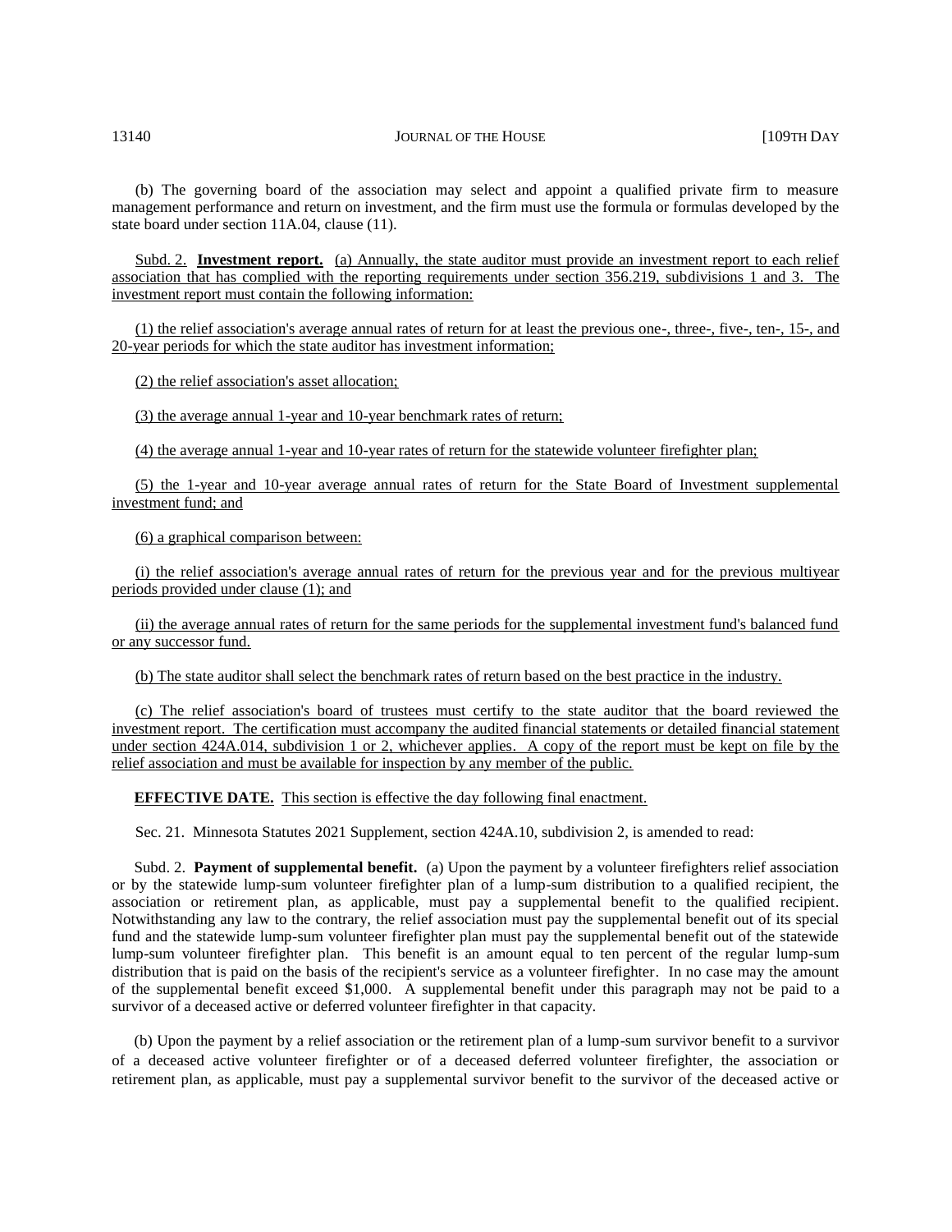(b) The governing board of the association may select and appoint a qualified private firm to measure management performance and return on investment, and the firm must use the formula or formulas developed by the state board under section 11A.04, clause (11).

Subd. 2. **Investment report.** (a) Annually, the state auditor must provide an investment report to each relief association that has complied with the reporting requirements under section 356.219, subdivisions 1 and 3. The investment report must contain the following information:

(1) the relief association's average annual rates of return for at least the previous one-, three-, five-, ten-, 15-, and 20-year periods for which the state auditor has investment information;

(2) the relief association's asset allocation;

(3) the average annual 1-year and 10-year benchmark rates of return;

(4) the average annual 1-year and 10-year rates of return for the statewide volunteer firefighter plan;

(5) the 1-year and 10-year average annual rates of return for the State Board of Investment supplemental investment fund; and

(6) a graphical comparison between:

(i) the relief association's average annual rates of return for the previous year and for the previous multiyear periods provided under clause (1); and

(ii) the average annual rates of return for the same periods for the supplemental investment fund's balanced fund or any successor fund.

(b) The state auditor shall select the benchmark rates of return based on the best practice in the industry.

(c) The relief association's board of trustees must certify to the state auditor that the board reviewed the investment report. The certification must accompany the audited financial statements or detailed financial statement under section 424A.014, subdivision 1 or 2, whichever applies. A copy of the report must be kept on file by the relief association and must be available for inspection by any member of the public.

**EFFECTIVE DATE.** This section is effective the day following final enactment.

Sec. 21. Minnesota Statutes 2021 Supplement, section 424A.10, subdivision 2, is amended to read:

Subd. 2. **Payment of supplemental benefit.** (a) Upon the payment by a volunteer firefighters relief association or by the statewide lump-sum volunteer firefighter plan of a lump-sum distribution to a qualified recipient, the association or retirement plan, as applicable, must pay a supplemental benefit to the qualified recipient. Notwithstanding any law to the contrary, the relief association must pay the supplemental benefit out of its special fund and the statewide lump-sum volunteer firefighter plan must pay the supplemental benefit out of the statewide lump-sum volunteer firefighter plan. This benefit is an amount equal to ten percent of the regular lump-sum distribution that is paid on the basis of the recipient's service as a volunteer firefighter. In no case may the amount of the supplemental benefit exceed $1,000. A supplemental benefit under this paragraph may not be paid to a survivor of a deceased active or deferred volunteer firefighter in that capacity.

(b) Upon the payment by a relief association or the retirement plan of a lump-sum survivor benefit to a survivor of a deceased active volunteer firefighter or of a deceased deferred volunteer firefighter, the association or retirement plan, as applicable, must pay a supplemental survivor benefit to the survivor of the deceased active or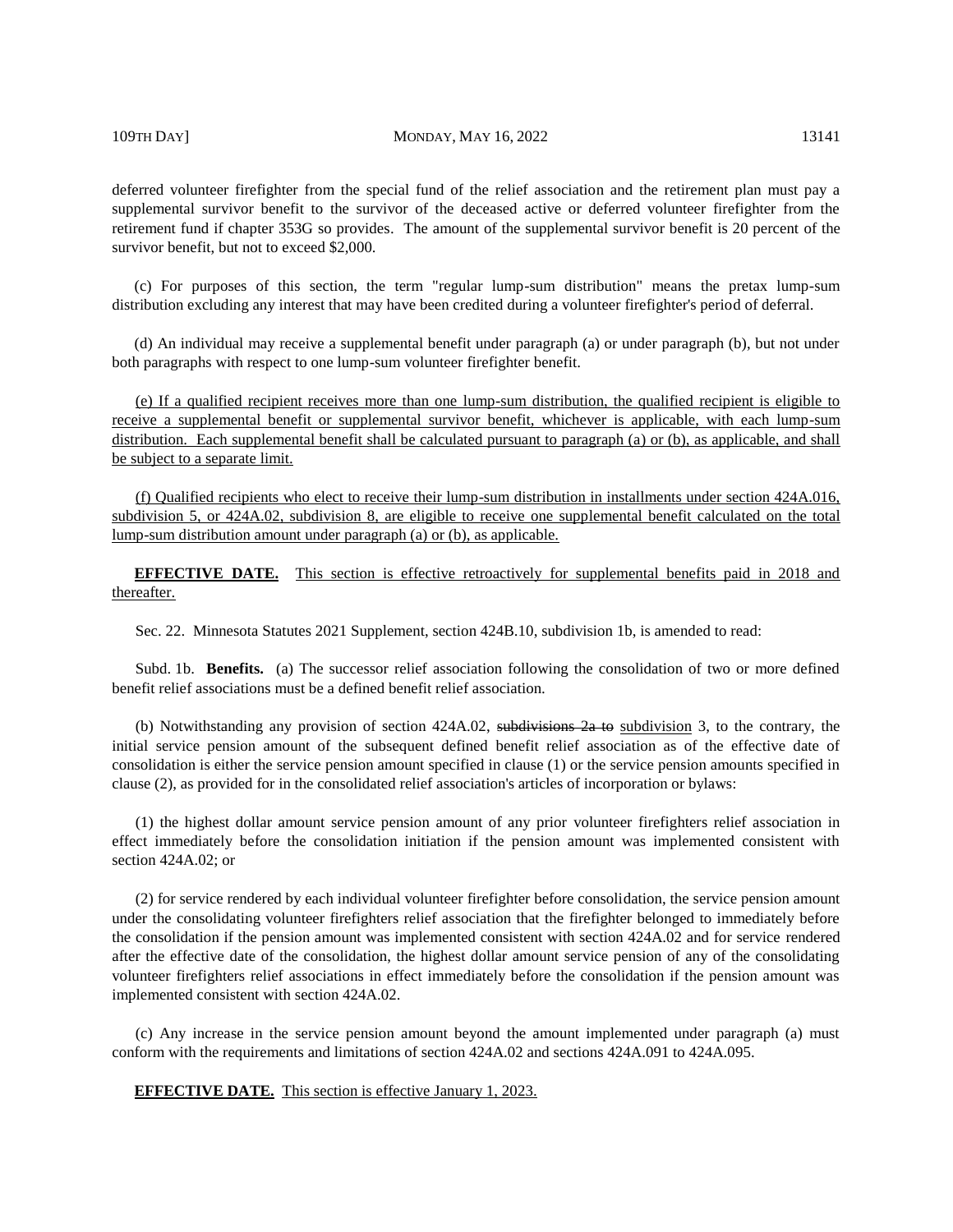deferred volunteer firefighter from the special fund of the relief association and the retirement plan must pay a supplemental survivor benefit to the survivor of the deceased active or deferred volunteer firefighter from the retirement fund if chapter 353G so provides. The amount of the supplemental survivor benefit is 20 percent of the survivor benefit, but not to exceed $2,000.

(c) For purposes of this section, the term "regular lump-sum distribution" means the pretax lump-sum distribution excluding any interest that may have been credited during a volunteer firefighter's period of deferral.

(d) An individual may receive a supplemental benefit under paragraph (a) or under paragraph (b), but not under both paragraphs with respect to one lump-sum volunteer firefighter benefit.

(e) If a qualified recipient receives more than one lump-sum distribution, the qualified recipient is eligible to receive a supplemental benefit or supplemental survivor benefit, whichever is applicable, with each lump-sum distribution. Each supplemental benefit shall be calculated pursuant to paragraph (a) or (b), as applicable, and shall be subject to a separate limit.

(f) Qualified recipients who elect to receive their lump-sum distribution in installments under section 424A.016, subdivision 5, or 424A.02, subdivision 8, are eligible to receive one supplemental benefit calculated on the total lump-sum distribution amount under paragraph (a) or (b), as applicable.

**EFFECTIVE DATE.** This section is effective retroactively for supplemental benefits paid in 2018 and thereafter.

Sec. 22. Minnesota Statutes 2021 Supplement, section 424B.10, subdivision 1b, is amended to read:

Subd. 1b. **Benefits.** (a) The successor relief association following the consolidation of two or more defined benefit relief associations must be a defined benefit relief association.

(b) Notwithstanding any provision of section 424A.02, ~~subdivisions 2a to~~ subdivision 3, to the contrary, the initial service pension amount of the subsequent defined benefit relief association as of the effective date of consolidation is either the service pension amount specified in clause (1) or the service pension amounts specified in clause (2), as provided for in the consolidated relief association's articles of incorporation or bylaws:

(1) the highest dollar amount service pension amount of any prior volunteer firefighters relief association in effect immediately before the consolidation initiation if the pension amount was implemented consistent with section 424A.02; or

(2) for service rendered by each individual volunteer firefighter before consolidation, the service pension amount under the consolidating volunteer firefighters relief association that the firefighter belonged to immediately before the consolidation if the pension amount was implemented consistent with section 424A.02 and for service rendered after the effective date of the consolidation, the highest dollar amount service pension of any of the consolidating volunteer firefighters relief associations in effect immediately before the consolidation if the pension amount was implemented consistent with section 424A.02.

(c) Any increase in the service pension amount beyond the amount implemented under paragraph (a) must conform with the requirements and limitations of section 424A.02 and sections 424A.091 to 424A.095.

**EFFECTIVE DATE.** This section is effective January 1, 2023.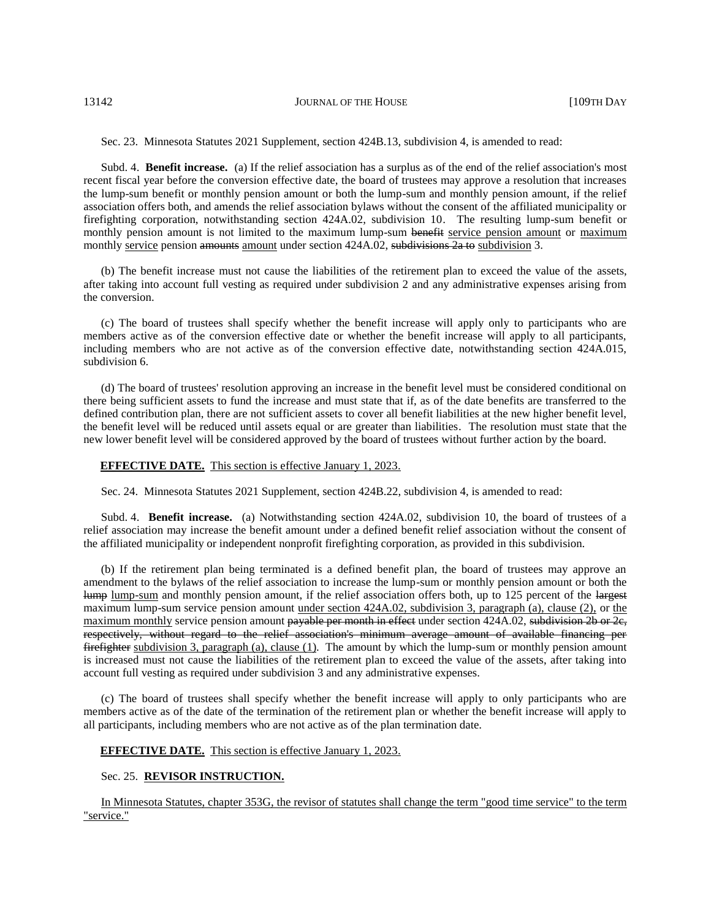Sec. 23. Minnesota Statutes 2021 Supplement, section 424B.13, subdivision 4, is amended to read:

Subd. 4. **Benefit increase.** (a) If the relief association has a surplus as of the end of the relief association's most recent fiscal year before the conversion effective date, the board of trustees may approve a resolution that increases the lump-sum benefit or monthly pension amount or both the lump-sum and monthly pension amount, if the relief association offers both, and amends the relief association bylaws without the consent of the affiliated municipality or firefighting corporation, notwithstanding section 424A.02, subdivision 10. The resulting lump-sum benefit or monthly pension amount is not limited to the maximum lump-sum ~~benefit~~ <u>service pension amount</u> or <u>maximum</u> monthly <u>service</u> pension ~~amounts~~ <u>amount</u> under section 424A.02, ~~subdivisions 2a to~~ <u>subdivision</u> 3.

(b) The benefit increase must not cause the liabilities of the retirement plan to exceed the value of the assets, after taking into account full vesting as required under subdivision 2 and any administrative expenses arising from the conversion.

(c) The board of trustees shall specify whether the benefit increase will apply only to participants who are members active as of the conversion effective date or whether the benefit increase will apply to all participants, including members who are not active as of the conversion effective date, notwithstanding section 424A.015, subdivision 6.

(d) The board of trustees' resolution approving an increase in the benefit level must be considered conditional on there being sufficient assets to fund the increase and must state that if, as of the date benefits are transferred to the defined contribution plan, there are not sufficient assets to cover all benefit liabilities at the new higher benefit level, the benefit level will be reduced until assets equal or are greater than liabilities. The resolution must state that the new lower benefit level will be considered approved by the board of trustees without further action by the board.

<u>**EFFECTIVE DATE.** This section is effective January 1, 2023.</u>

Sec. 24. Minnesota Statutes 2021 Supplement, section 424B.22, subdivision 4, is amended to read:

Subd. 4. **Benefit increase.** (a) Notwithstanding section 424A.02, subdivision 10, the board of trustees of a relief association may increase the benefit amount under a defined benefit relief association without the consent of the affiliated municipality or independent nonprofit firefighting corporation, as provided in this subdivision.

(b) If the retirement plan being terminated is a defined benefit plan, the board of trustees may approve an amendment to the bylaws of the relief association to increase the lump-sum or monthly pension amount or both the ~~lump~~ <u>lump-sum</u> and monthly pension amount, if the relief association offers both, up to 125 percent of the ~~largest~~ maximum lump-sum service pension amount <u>under section 424A.02, subdivision 3, paragraph (a), clause (2),</u> or <u>the maximum monthly</u> service pension amount ~~payable per month in effect~~ under section 424A.02, ~~subdivision 2b or 2c, respectively, without regard to the relief association's minimum average amount of available financing per firefighter~~ <u>subdivision 3, paragraph (a), clause (1)</u>. The amount by which the lump-sum or monthly pension amount is increased must not cause the liabilities of the retirement plan to exceed the value of the assets, after taking into account full vesting as required under subdivision 3 and any administrative expenses.

(c) The board of trustees shall specify whether the benefit increase will apply to only participants who are members active as of the date of the termination of the retirement plan or whether the benefit increase will apply to all participants, including members who are not active as of the plan termination date.

<u>**EFFECTIVE DATE.** This section is effective January 1, 2023.</u>

Sec. 25. <u>**REVISOR INSTRUCTION.**</u>

<u>In Minnesota Statutes, chapter 353G, the revisor of statutes shall change the term "good time service" to the term "service."</u>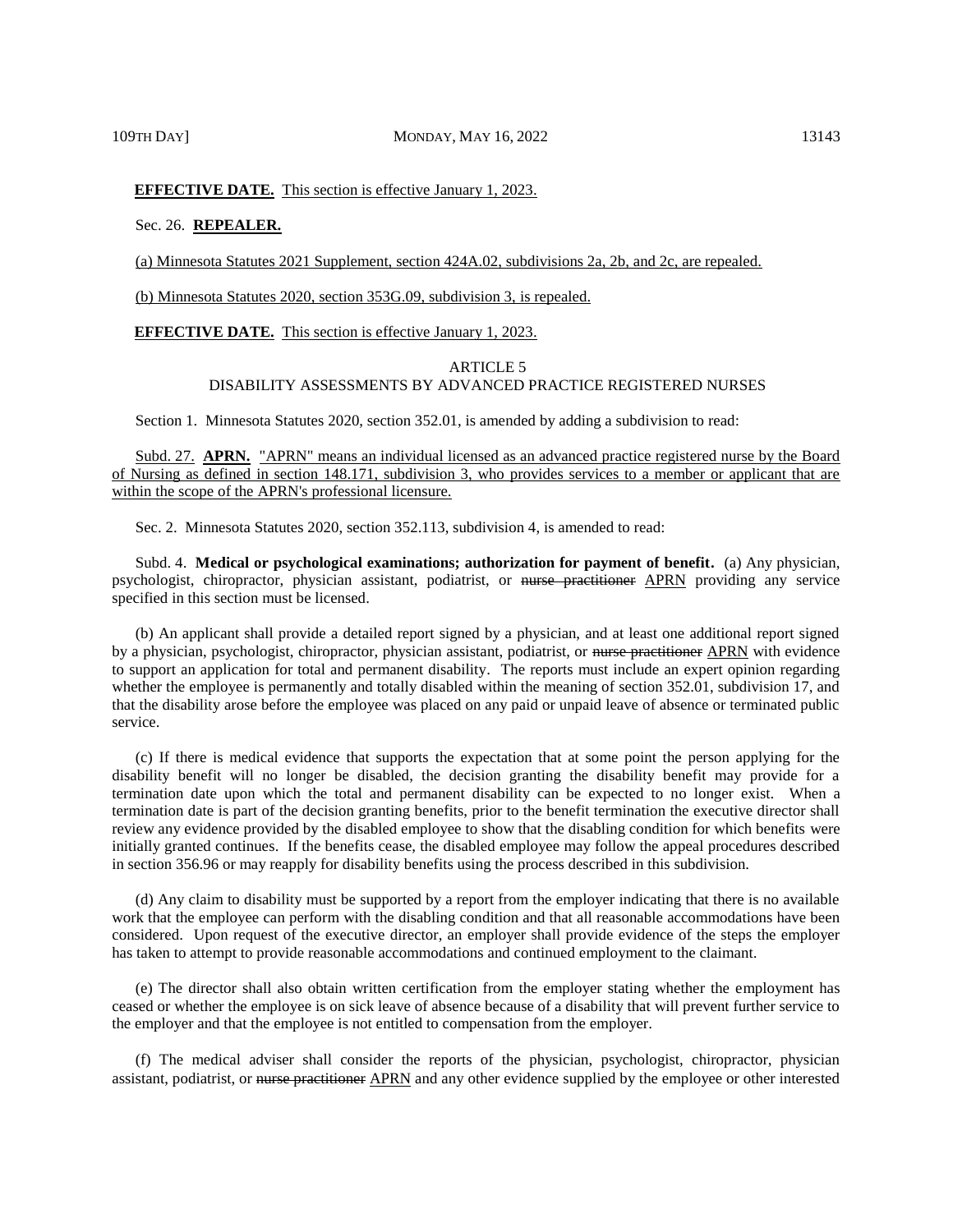**EFFECTIVE DATE.** This section is effective January 1, 2023.

Sec. 26. **REPEALER.**

(a) Minnesota Statutes 2021 Supplement, section 424A.02, subdivisions 2a, 2b, and 2c, are repealed.

(b) Minnesota Statutes 2020, section 353G.09, subdivision 3, is repealed.

**EFFECTIVE DATE.** This section is effective January 1, 2023.

ARTICLE 5

DISABILITY ASSESSMENTS BY ADVANCED PRACTICE REGISTERED NURSES

Section 1. Minnesota Statutes 2020, section 352.01, is amended by adding a subdivision to read:

Subd. 27. **APRN.** "APRN" means an individual licensed as an advanced practice registered nurse by the Board of Nursing as defined in section 148.171, subdivision 3, who provides services to a member or applicant that are within the scope of the APRN's professional licensure.

Sec. 2. Minnesota Statutes 2020, section 352.113, subdivision 4, is amended to read:

Subd. 4. **Medical or psychological examinations; authorization for payment of benefit.** (a) Any physician, psychologist, chiropractor, physician assistant, podiatrist, or ~~nurse practitioner~~ APRN providing any service specified in this section must be licensed.

(b) An applicant shall provide a detailed report signed by a physician, and at least one additional report signed by a physician, psychologist, chiropractor, physician assistant, podiatrist, or ~~nurse practitioner~~ APRN with evidence to support an application for total and permanent disability. The reports must include an expert opinion regarding whether the employee is permanently and totally disabled within the meaning of section 352.01, subdivision 17, and that the disability arose before the employee was placed on any paid or unpaid leave of absence or terminated public service.

(c) If there is medical evidence that supports the expectation that at some point the person applying for the disability benefit will no longer be disabled, the decision granting the disability benefit may provide for a termination date upon which the total and permanent disability can be expected to no longer exist. When a termination date is part of the decision granting benefits, prior to the benefit termination the executive director shall review any evidence provided by the disabled employee to show that the disabling condition for which benefits were initially granted continues. If the benefits cease, the disabled employee may follow the appeal procedures described in section 356.96 or may reapply for disability benefits using the process described in this subdivision.

(d) Any claim to disability must be supported by a report from the employer indicating that there is no available work that the employee can perform with the disabling condition and that all reasonable accommodations have been considered. Upon request of the executive director, an employer shall provide evidence of the steps the employer has taken to attempt to provide reasonable accommodations and continued employment to the claimant.

(e) The director shall also obtain written certification from the employer stating whether the employment has ceased or whether the employee is on sick leave of absence because of a disability that will prevent further service to the employer and that the employee is not entitled to compensation from the employer.

(f) The medical adviser shall consider the reports of the physician, psychologist, chiropractor, physician assistant, podiatrist, or ~~nurse practitioner~~ APRN and any other evidence supplied by the employee or other interested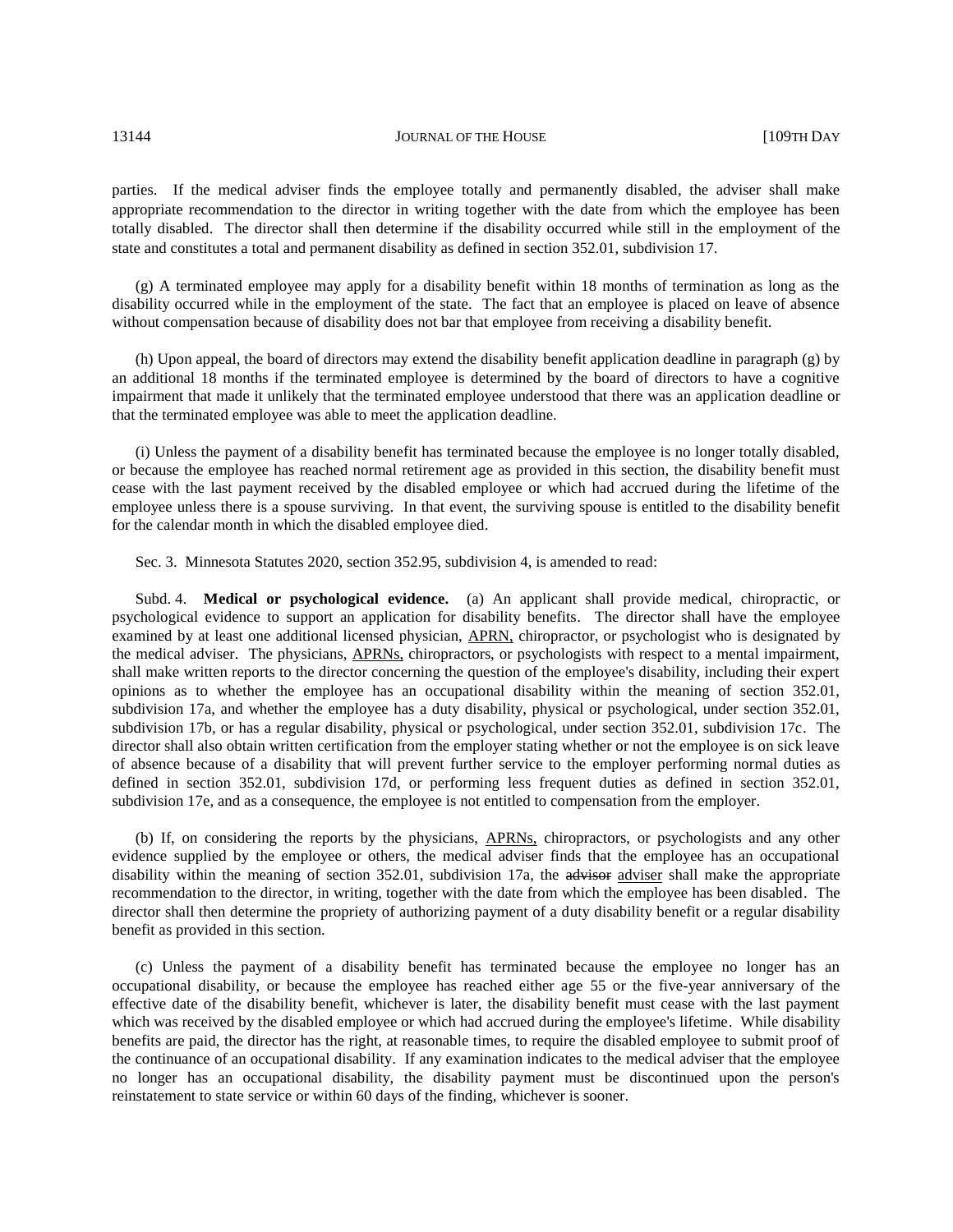parties. If the medical adviser finds the employee totally and permanently disabled, the adviser shall make appropriate recommendation to the director in writing together with the date from which the employee has been totally disabled. The director shall then determine if the disability occurred while still in the employment of the state and constitutes a total and permanent disability as defined in section 352.01, subdivision 17.

(g) A terminated employee may apply for a disability benefit within 18 months of termination as long as the disability occurred while in the employment of the state. The fact that an employee is placed on leave of absence without compensation because of disability does not bar that employee from receiving a disability benefit.

(h) Upon appeal, the board of directors may extend the disability benefit application deadline in paragraph (g) by an additional 18 months if the terminated employee is determined by the board of directors to have a cognitive impairment that made it unlikely that the terminated employee understood that there was an application deadline or that the terminated employee was able to meet the application deadline.

(i) Unless the payment of a disability benefit has terminated because the employee is no longer totally disabled, or because the employee has reached normal retirement age as provided in this section, the disability benefit must cease with the last payment received by the disabled employee or which had accrued during the lifetime of the employee unless there is a spouse surviving. In that event, the surviving spouse is entitled to the disability benefit for the calendar month in which the disabled employee died.

Sec. 3. Minnesota Statutes 2020, section 352.95, subdivision 4, is amended to read:

Subd. 4. **Medical or psychological evidence.** (a) An applicant shall provide medical, chiropractic, or psychological evidence to support an application for disability benefits. The director shall have the employee examined by at least one additional licensed physician, APRN, chiropractor, or psychologist who is designated by the medical adviser. The physicians, APRNs, chiropractors, or psychologists with respect to a mental impairment, shall make written reports to the director concerning the question of the employee's disability, including their expert opinions as to whether the employee has an occupational disability within the meaning of section 352.01, subdivision 17a, and whether the employee has a duty disability, physical or psychological, under section 352.01, subdivision 17b, or has a regular disability, physical or psychological, under section 352.01, subdivision 17c. The director shall also obtain written certification from the employer stating whether or not the employee is on sick leave of absence because of a disability that will prevent further service to the employer performing normal duties as defined in section 352.01, subdivision 17d, or performing less frequent duties as defined in section 352.01, subdivision 17e, and as a consequence, the employee is not entitled to compensation from the employer.

(b) If, on considering the reports by the physicians, APRNs, chiropractors, or psychologists and any other evidence supplied by the employee or others, the medical adviser finds that the employee has an occupational disability within the meaning of section 352.01, subdivision 17a, the ~~advisor~~ adviser shall make the appropriate recommendation to the director, in writing, together with the date from which the employee has been disabled. The director shall then determine the propriety of authorizing payment of a duty disability benefit or a regular disability benefit as provided in this section.

(c) Unless the payment of a disability benefit has terminated because the employee no longer has an occupational disability, or because the employee has reached either age 55 or the five-year anniversary of the effective date of the disability benefit, whichever is later, the disability benefit must cease with the last payment which was received by the disabled employee or which had accrued during the employee's lifetime. While disability benefits are paid, the director has the right, at reasonable times, to require the disabled employee to submit proof of the continuance of an occupational disability. If any examination indicates to the medical adviser that the employee no longer has an occupational disability, the disability payment must be discontinued upon the person's reinstatement to state service or within 60 days of the finding, whichever is sooner.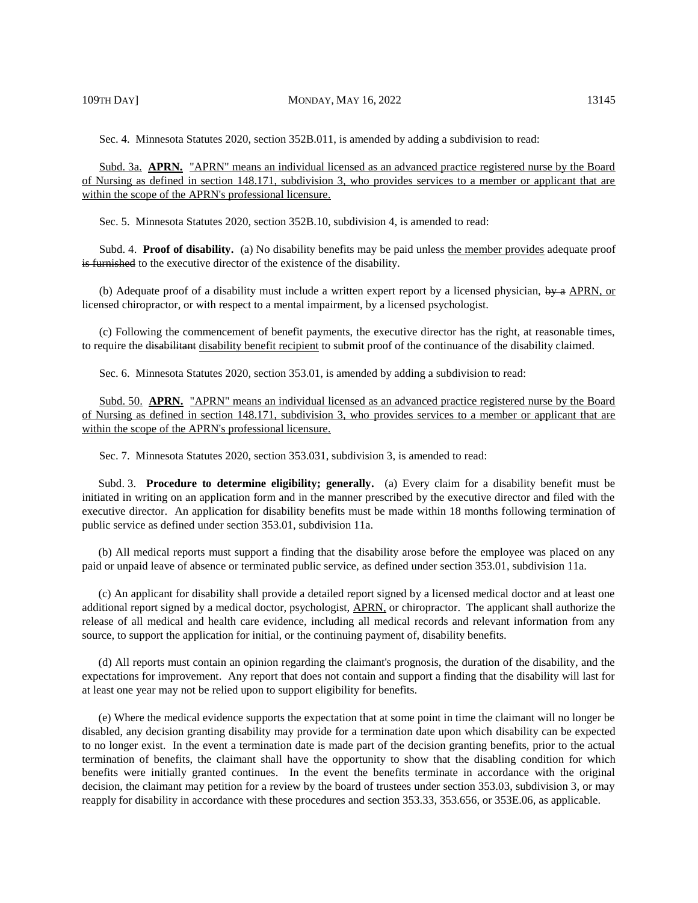Sec. 4. Minnesota Statutes 2020, section 352B.011, is amended by adding a subdivision to read:

Subd. 3a. **APRN.** "APRN" means an individual licensed as an advanced practice registered nurse by the Board of Nursing as defined in section 148.171, subdivision 3, who provides services to a member or applicant that are within the scope of the APRN's professional licensure.

Sec. 5. Minnesota Statutes 2020, section 352B.10, subdivision 4, is amended to read:

Subd. 4. **Proof of disability.** (a) No disability benefits may be paid unless the member provides adequate proof ~~is furnished~~ to the executive director of the existence of the disability.

(b) Adequate proof of a disability must include a written expert report by a licensed physician, ~~by a~~ APRN, or licensed chiropractor, or with respect to a mental impairment, by a licensed psychologist.

(c) Following the commencement of benefit payments, the executive director has the right, at reasonable times, to require the ~~disabilitant~~ disability benefit recipient to submit proof of the continuance of the disability claimed.

Sec. 6. Minnesota Statutes 2020, section 353.01, is amended by adding a subdivision to read:

Subd. 50. **APRN.** "APRN" means an individual licensed as an advanced practice registered nurse by the Board of Nursing as defined in section 148.171, subdivision 3, who provides services to a member or applicant that are within the scope of the APRN's professional licensure.

Sec. 7. Minnesota Statutes 2020, section 353.031, subdivision 3, is amended to read:

Subd. 3. **Procedure to determine eligibility; generally.** (a) Every claim for a disability benefit must be initiated in writing on an application form and in the manner prescribed by the executive director and filed with the executive director. An application for disability benefits must be made within 18 months following termination of public service as defined under section 353.01, subdivision 11a.

(b) All medical reports must support a finding that the disability arose before the employee was placed on any paid or unpaid leave of absence or terminated public service, as defined under section 353.01, subdivision 11a.

(c) An applicant for disability shall provide a detailed report signed by a licensed medical doctor and at least one additional report signed by a medical doctor, psychologist, APRN, or chiropractor. The applicant shall authorize the release of all medical and health care evidence, including all medical records and relevant information from any source, to support the application for initial, or the continuing payment of, disability benefits.

(d) All reports must contain an opinion regarding the claimant's prognosis, the duration of the disability, and the expectations for improvement. Any report that does not contain and support a finding that the disability will last for at least one year may not be relied upon to support eligibility for benefits.

(e) Where the medical evidence supports the expectation that at some point in time the claimant will no longer be disabled, any decision granting disability may provide for a termination date upon which disability can be expected to no longer exist. In the event a termination date is made part of the decision granting benefits, prior to the actual termination of benefits, the claimant shall have the opportunity to show that the disabling condition for which benefits were initially granted continues. In the event the benefits terminate in accordance with the original decision, the claimant may petition for a review by the board of trustees under section 353.03, subdivision 3, or may reapply for disability in accordance with these procedures and section 353.33, 353.656, or 353E.06, as applicable.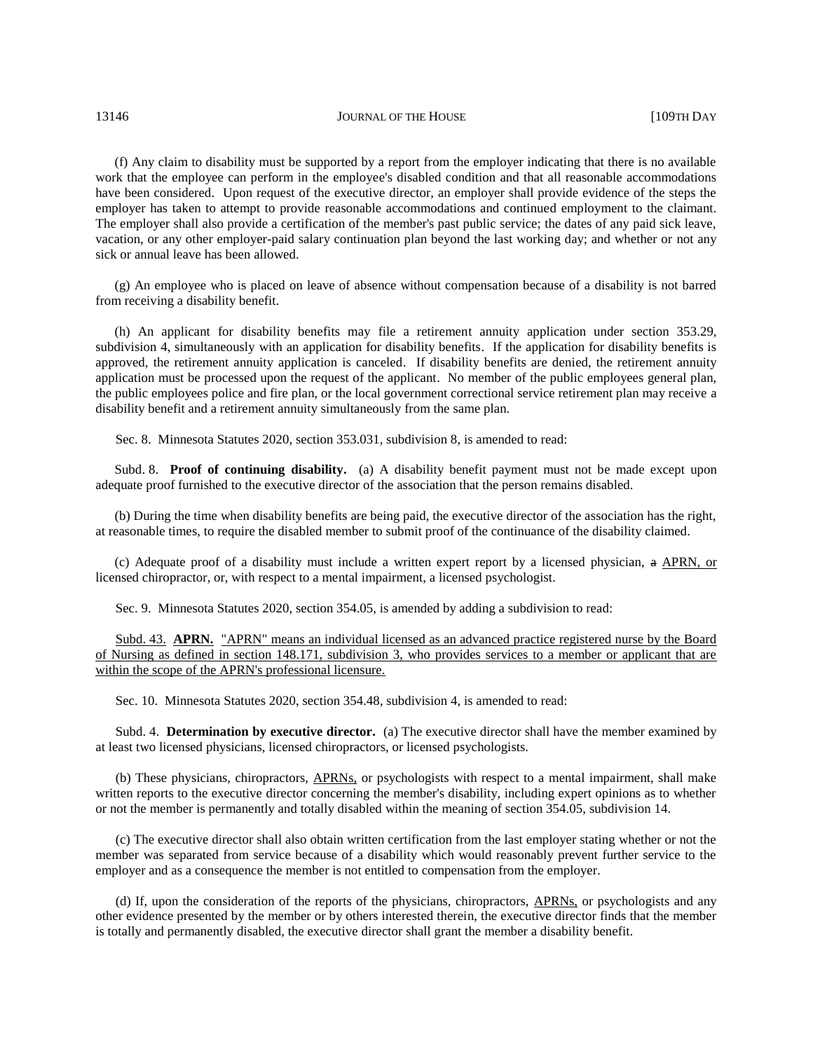(f) Any claim to disability must be supported by a report from the employer indicating that there is no available work that the employee can perform in the employee's disabled condition and that all reasonable accommodations have been considered. Upon request of the executive director, an employer shall provide evidence of the steps the employer has taken to attempt to provide reasonable accommodations and continued employment to the claimant. The employer shall also provide a certification of the member's past public service; the dates of any paid sick leave, vacation, or any other employer-paid salary continuation plan beyond the last working day; and whether or not any sick or annual leave has been allowed.

(g) An employee who is placed on leave of absence without compensation because of a disability is not barred from receiving a disability benefit.

(h) An applicant for disability benefits may file a retirement annuity application under section 353.29, subdivision 4, simultaneously with an application for disability benefits. If the application for disability benefits is approved, the retirement annuity application is canceled. If disability benefits are denied, the retirement annuity application must be processed upon the request of the applicant. No member of the public employees general plan, the public employees police and fire plan, or the local government correctional service retirement plan may receive a disability benefit and a retirement annuity simultaneously from the same plan.

Sec. 8. Minnesota Statutes 2020, section 353.031, subdivision 8, is amended to read:

Subd. 8. **Proof of continuing disability.** (a) A disability benefit payment must not be made except upon adequate proof furnished to the executive director of the association that the person remains disabled.

(b) During the time when disability benefits are being paid, the executive director of the association has the right, at reasonable times, to require the disabled member to submit proof of the continuance of the disability claimed.

(c) Adequate proof of a disability must include a written expert report by a licensed physician, ~~a~~ APRN, or licensed chiropractor, or, with respect to a mental impairment, a licensed psychologist.

Sec. 9. Minnesota Statutes 2020, section 354.05, is amended by adding a subdivision to read:

Subd. 43. **APRN.** "APRN" means an individual licensed as an advanced practice registered nurse by the Board of Nursing as defined in section 148.171, subdivision 3, who provides services to a member or applicant that are within the scope of the APRN's professional licensure.

Sec. 10. Minnesota Statutes 2020, section 354.48, subdivision 4, is amended to read:

Subd. 4. **Determination by executive director.** (a) The executive director shall have the member examined by at least two licensed physicians, licensed chiropractors, or licensed psychologists.

(b) These physicians, chiropractors, APRNs, or psychologists with respect to a mental impairment, shall make written reports to the executive director concerning the member's disability, including expert opinions as to whether or not the member is permanently and totally disabled within the meaning of section 354.05, subdivision 14.

(c) The executive director shall also obtain written certification from the last employer stating whether or not the member was separated from service because of a disability which would reasonably prevent further service to the employer and as a consequence the member is not entitled to compensation from the employer.

(d) If, upon the consideration of the reports of the physicians, chiropractors, APRNs, or psychologists and any other evidence presented by the member or by others interested therein, the executive director finds that the member is totally and permanently disabled, the executive director shall grant the member a disability benefit.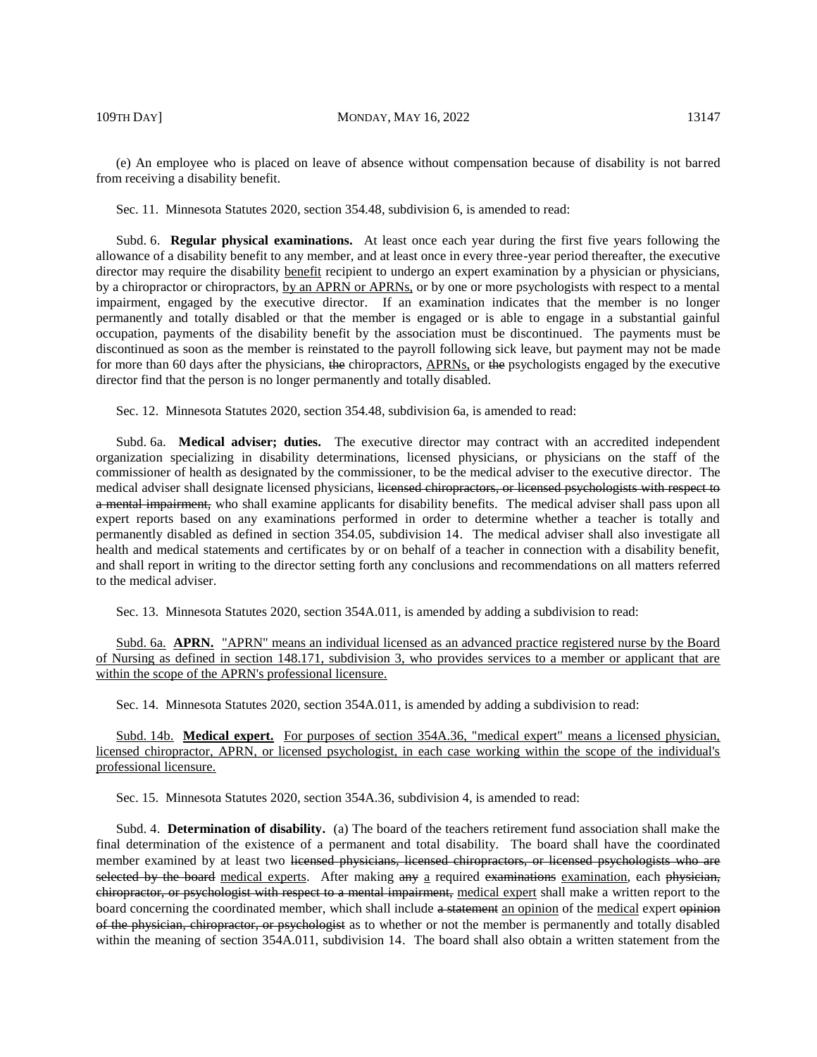(e) An employee who is placed on leave of absence without compensation because of disability is not barred from receiving a disability benefit.

Sec. 11. Minnesota Statutes 2020, section 354.48, subdivision 6, is amended to read:

Subd. 6. **Regular physical examinations.** At least once each year during the first five years following the allowance of a disability benefit to any member, and at least once in every three-year period thereafter, the executive director may require the disability benefit recipient to undergo an expert examination by a physician or physicians, by a chiropractor or chiropractors, by an APRN or APRNs, or by one or more psychologists with respect to a mental impairment, engaged by the executive director. If an examination indicates that the member is no longer permanently and totally disabled or that the member is engaged or is able to engage in a substantial gainful occupation, payments of the disability benefit by the association must be discontinued. The payments must be discontinued as soon as the member is reinstated to the payroll following sick leave, but payment may not be made for more than 60 days after the physicians, ~~the~~ chiropractors, APRNs, or ~~the~~ psychologists engaged by the executive director find that the person is no longer permanently and totally disabled.

Sec. 12. Minnesota Statutes 2020, section 354.48, subdivision 6a, is amended to read:

Subd. 6a. **Medical adviser; duties.** The executive director may contract with an accredited independent organization specializing in disability determinations, licensed physicians, or physicians on the staff of the commissioner of health as designated by the commissioner, to be the medical adviser to the executive director. The medical adviser shall designate licensed physicians, ~~licensed chiropractors, or licensed psychologists with respect to a mental impairment,~~ who shall examine applicants for disability benefits. The medical adviser shall pass upon all expert reports based on any examinations performed in order to determine whether a teacher is totally and permanently disabled as defined in section 354.05, subdivision 14. The medical adviser shall also investigate all health and medical statements and certificates by or on behalf of a teacher in connection with a disability benefit, and shall report in writing to the director setting forth any conclusions and recommendations on all matters referred to the medical adviser.

Sec. 13. Minnesota Statutes 2020, section 354A.011, is amended by adding a subdivision to read:

Subd. 6a. **APRN.** "APRN" means an individual licensed as an advanced practice registered nurse by the Board of Nursing as defined in section 148.171, subdivision 3, who provides services to a member or applicant that are within the scope of the APRN's professional licensure.

Sec. 14. Minnesota Statutes 2020, section 354A.011, is amended by adding a subdivision to read:

Subd. 14b. **Medical expert.** For purposes of section 354A.36, "medical expert" means a licensed physician, licensed chiropractor, APRN, or licensed psychologist, in each case working within the scope of the individual's professional licensure.

Sec. 15. Minnesota Statutes 2020, section 354A.36, subdivision 4, is amended to read:

Subd. 4. **Determination of disability.** (a) The board of the teachers retirement fund association shall make the final determination of the existence of a permanent and total disability. The board shall have the coordinated member examined by at least two ~~licensed physicians, licensed chiropractors, or licensed psychologists who are selected by the board~~ medical experts. After making ~~any~~ a required ~~examinations~~ examination, each ~~physician, chiropractor, or psychologist with respect to a mental impairment,~~ medical expert shall make a written report to the board concerning the coordinated member, which shall include ~~a statement~~ an opinion of the medical expert ~~opinion of the physician, chiropractor, or psychologist~~ as to whether or not the member is permanently and totally disabled within the meaning of section 354A.011, subdivision 14. The board shall also obtain a written statement from the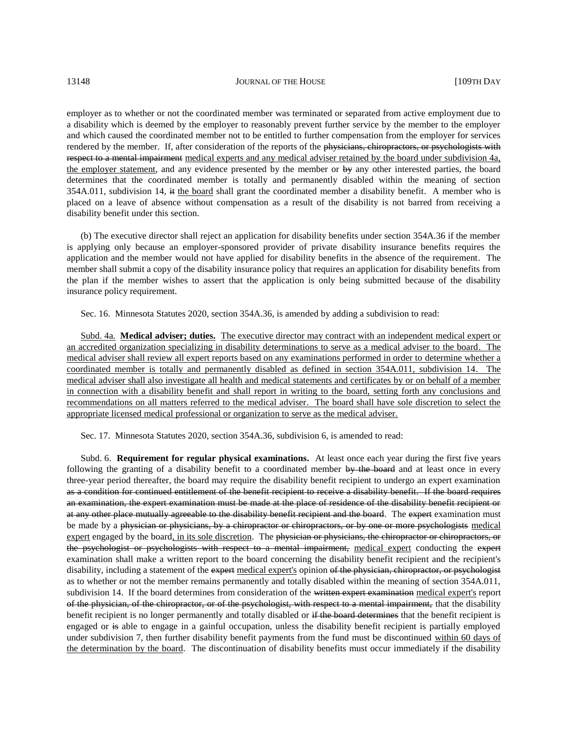employer as to whether or not the coordinated member was terminated or separated from active employment due to a disability which is deemed by the employer to reasonably prevent further service by the member to the employer and which caused the coordinated member not to be entitled to further compensation from the employer for services rendered by the member. If, after consideration of the reports of the ~~physicians, chiropractors, or psychologists with respect to a mental impairment~~ <u>medical experts and any medical adviser retained by the board under subdivision 4a, the employer statement</u>, and any evidence presented by the member or ~~by~~ any other interested parties, the board determines that the coordinated member is totally and permanently disabled within the meaning of section 354A.011, subdivision 14, ~~it~~ <u>the board</u> shall grant the coordinated member a disability benefit. A member who is placed on a leave of absence without compensation as a result of the disability is not barred from receiving a disability benefit under this section.

(b) The executive director shall reject an application for disability benefits under section 354A.36 if the member is applying only because an employer-sponsored provider of private disability insurance benefits requires the application and the member would not have applied for disability benefits in the absence of the requirement. The member shall submit a copy of the disability insurance policy that requires an application for disability benefits from the plan if the member wishes to assert that the application is only being submitted because of the disability insurance policy requirement.

Sec. 16. Minnesota Statutes 2020, section 354A.36, is amended by adding a subdivision to read:

<u>Subd. 4a.</u> <u>**Medical adviser; duties.**</u> <u>The executive director may contract with an independent medical expert or an accredited organization specializing in disability determinations to serve as a medical adviser to the board. The medical adviser shall review all expert reports based on any examinations performed in order to determine whether a coordinated member is totally and permanently disabled as defined in section 354A.011, subdivision 14. The medical adviser shall also investigate all health and medical statements and certificates by or on behalf of a member in connection with a disability benefit and shall report in writing to the board, setting forth any conclusions and recommendations on all matters referred to the medical adviser. The board shall have sole discretion to select the appropriate licensed medical professional or organization to serve as the medical adviser.</u>

Sec. 17. Minnesota Statutes 2020, section 354A.36, subdivision 6, is amended to read:

Subd. 6. **Requirement for regular physical examinations.** At least once each year during the first five years following the granting of a disability benefit to a coordinated member ~~by the board~~ and at least once in every three-year period thereafter, the board may require the disability benefit recipient to undergo an expert examination ~~as a condition for continued entitlement of the benefit recipient to receive a disability benefit. If the board requires an examination, the expert examination must be made at the place of residence of the disability benefit recipient or at any other place mutually agreeable to the disability benefit recipient and the board~~. The ~~expert~~ examination must be made by a ~~physician or physicians, by a chiropractor or chiropractors, or by one or more psychologists~~ <u>medical expert</u> engaged by the board<u>, in its sole discretion</u>. The ~~physician or physicians, the chiropractor or chiropractors, or the psychologist or psychologists with respect to a mental impairment,~~ <u>medical expert</u> conducting the ~~expert~~ examination shall make a written report to the board concerning the disability benefit recipient and the recipient's disability, including a statement of the ~~expert~~ <u>medical expert's</u> opinion ~~of the physician, chiropractor, or psychologist~~ as to whether or not the member remains permanently and totally disabled within the meaning of section 354A.011, subdivision 14. If the board determines from consideration of the ~~written expert examination~~ <u>medical expert's</u> report ~~of the physician, of the chiropractor, or of the psychologist, with respect to a mental impairment,~~ that the disability benefit recipient is no longer permanently and totally disabled or ~~if the board determines~~ that the benefit recipient is engaged or ~~is~~ able to engage in a gainful occupation, unless the disability benefit recipient is partially employed under subdivision 7, then further disability benefit payments from the fund must be discontinued <u>within 60 days of the determination by the board</u>. The discontinuation of disability benefits must occur immediately if the disability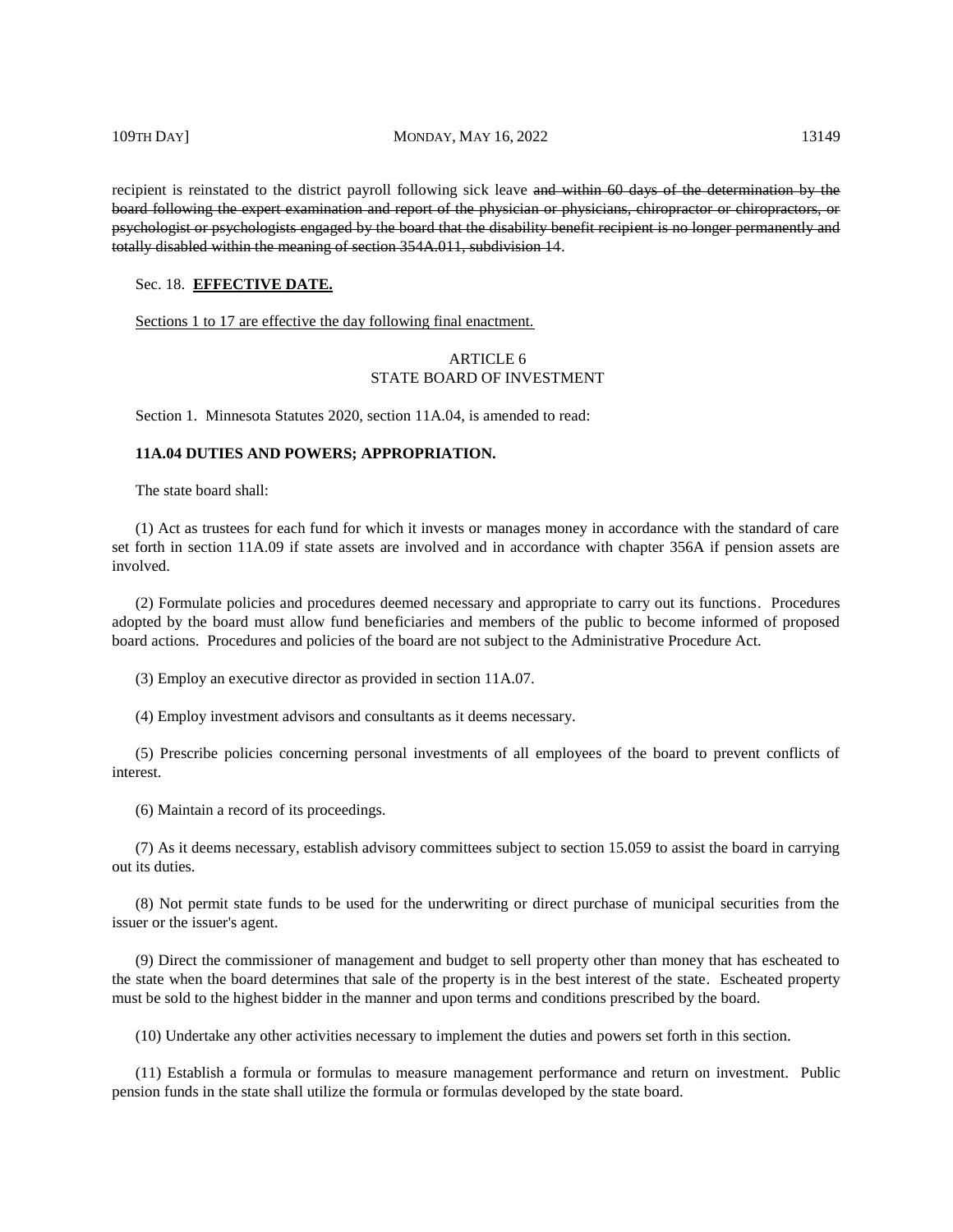recipient is reinstated to the district payroll following sick leave ~~and within 60 days of the determination by the board following the expert examination and report of the physician or physicians, chiropractor or chiropractors, or psychologist or psychologists engaged by the board that the disability benefit recipient is no longer permanently and totally disabled within the meaning of section 354A.011, subdivision 14~~.

Sec. 18. **EFFECTIVE DATE.**

Sections 1 to 17 are effective the day following final enactment.

ARTICLE 6
STATE BOARD OF INVESTMENT

Section 1. Minnesota Statutes 2020, section 11A.04, is amended to read:

**11A.04 DUTIES AND POWERS; APPROPRIATION.**

The state board shall:

(1) Act as trustees for each fund for which it invests or manages money in accordance with the standard of care set forth in section 11A.09 if state assets are involved and in accordance with chapter 356A if pension assets are involved.

(2) Formulate policies and procedures deemed necessary and appropriate to carry out its functions. Procedures adopted by the board must allow fund beneficiaries and members of the public to become informed of proposed board actions. Procedures and policies of the board are not subject to the Administrative Procedure Act.

(3) Employ an executive director as provided in section 11A.07.

(4) Employ investment advisors and consultants as it deems necessary.

(5) Prescribe policies concerning personal investments of all employees of the board to prevent conflicts of interest.

(6) Maintain a record of its proceedings.

(7) As it deems necessary, establish advisory committees subject to section 15.059 to assist the board in carrying out its duties.

(8) Not permit state funds to be used for the underwriting or direct purchase of municipal securities from the issuer or the issuer's agent.

(9) Direct the commissioner of management and budget to sell property other than money that has escheated to the state when the board determines that sale of the property is in the best interest of the state. Escheated property must be sold to the highest bidder in the manner and upon terms and conditions prescribed by the board.

(10) Undertake any other activities necessary to implement the duties and powers set forth in this section.

(11) Establish a formula or formulas to measure management performance and return on investment. Public pension funds in the state shall utilize the formula or formulas developed by the state board.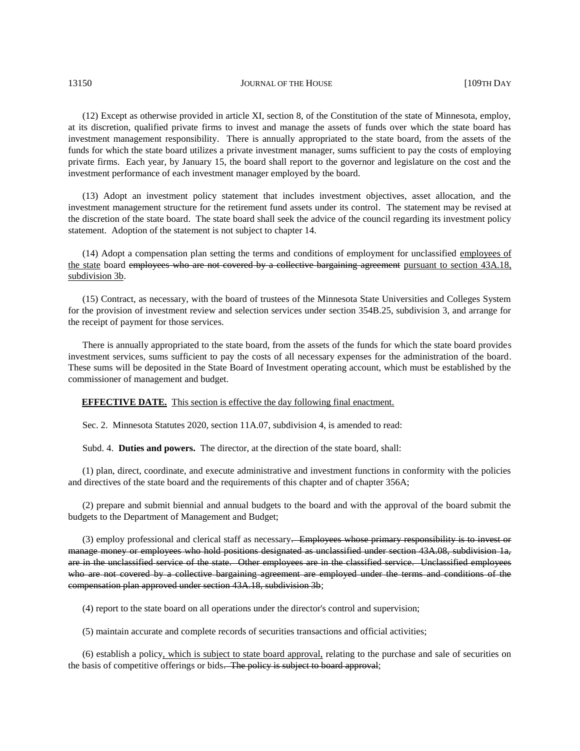(12) Except as otherwise provided in article XI, section 8, of the Constitution of the state of Minnesota, employ, at its discretion, qualified private firms to invest and manage the assets of funds over which the state board has investment management responsibility. There is annually appropriated to the state board, from the assets of the funds for which the state board utilizes a private investment manager, sums sufficient to pay the costs of employing private firms. Each year, by January 15, the board shall report to the governor and legislature on the cost and the investment performance of each investment manager employed by the board.

(13) Adopt an investment policy statement that includes investment objectives, asset allocation, and the investment management structure for the retirement fund assets under its control. The statement may be revised at the discretion of the state board. The state board shall seek the advice of the council regarding its investment policy statement. Adoption of the statement is not subject to chapter 14.

(14) Adopt a compensation plan setting the terms and conditions of employment for unclassified <u>employees of the state</u> board ~~employees who are not covered by a collective bargaining agreement~~ <u>pursuant to section 43A.18, subdivision 3b</u>.

(15) Contract, as necessary, with the board of trustees of the Minnesota State Universities and Colleges System for the provision of investment review and selection services under section 354B.25, subdivision 3, and arrange for the receipt of payment for those services.

There is annually appropriated to the state board, from the assets of the funds for which the state board provides investment services, sums sufficient to pay the costs of all necessary expenses for the administration of the board. These sums will be deposited in the State Board of Investment operating account, which must be established by the commissioner of management and budget.

<u>**EFFECTIVE DATE.** This section is effective the day following final enactment.</u>

Sec. 2. Minnesota Statutes 2020, section 11A.07, subdivision 4, is amended to read:

Subd. 4. **Duties and powers.** The director, at the direction of the state board, shall:

(1) plan, direct, coordinate, and execute administrative and investment functions in conformity with the policies and directives of the state board and the requirements of this chapter and of chapter 356A;

(2) prepare and submit biennial and annual budgets to the board and with the approval of the board submit the budgets to the Department of Management and Budget;

(3) employ professional and clerical staff as necessary~~. Employees whose primary responsibility is to invest or manage money or employees who hold positions designated as unclassified under section 43A.08, subdivision 1a, are in the unclassified service of the state. Other employees are in the classified service. Unclassified employees who are not covered by a collective bargaining agreement are employed under the terms and conditions of the compensation plan approved under section 43A.18, subdivision 3b~~;

(4) report to the state board on all operations under the director's control and supervision;

(5) maintain accurate and complete records of securities transactions and official activities;

(6) establish a policy<u>, which is subject to state board approval,</u> relating to the purchase and sale of securities on the basis of competitive offerings or bids~~. The policy is subject to board approval~~;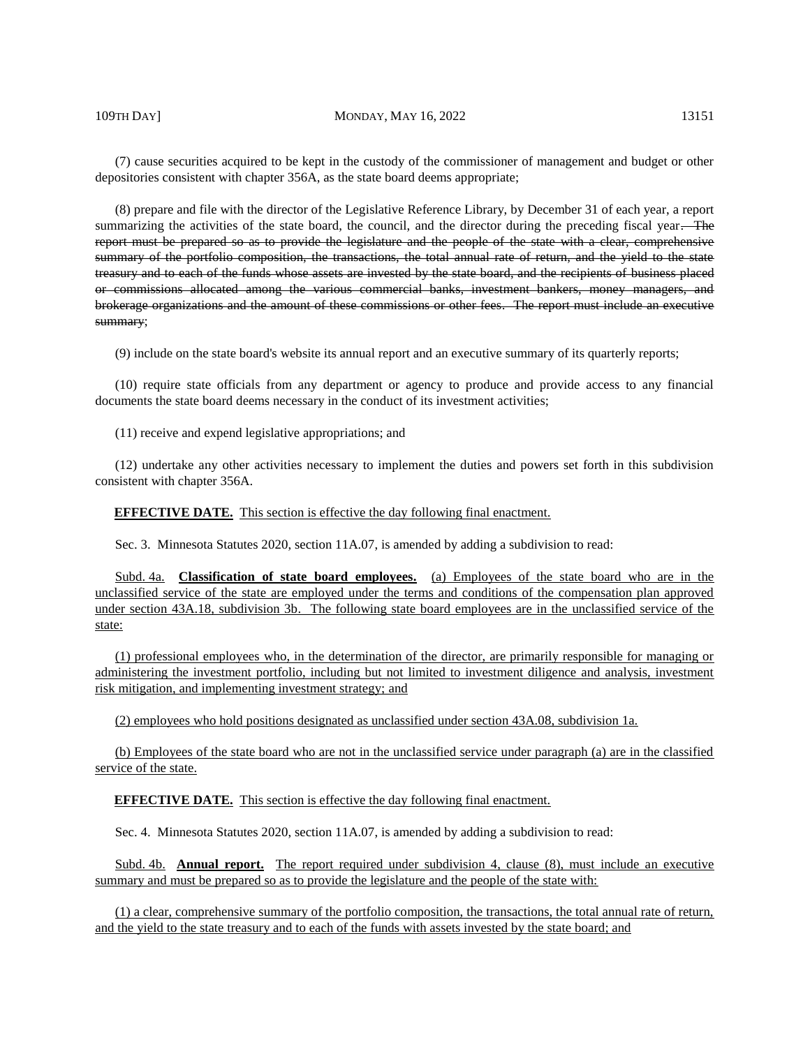(7) cause securities acquired to be kept in the custody of the commissioner of management and budget or other depositories consistent with chapter 356A, as the state board deems appropriate;

(8) prepare and file with the director of the Legislative Reference Library, by December 31 of each year, a report summarizing the activities of the state board, the council, and the director during the preceding fiscal year~~. The report must be prepared so as to provide the legislature and the people of the state with a clear, comprehensive summary of the portfolio composition, the transactions, the total annual rate of return, and the yield to the state treasury and to each of the funds whose assets are invested by the state board, and the recipients of business placed or commissions allocated among the various commercial banks, investment bankers, money managers, and brokerage organizations and the amount of these commissions or other fees. The report must include an executive summary~~;

(9) include on the state board's website its annual report and an executive summary of its quarterly reports;

(10) require state officials from any department or agency to produce and provide access to any financial documents the state board deems necessary in the conduct of its investment activities;

(11) receive and expend legislative appropriations; and

(12) undertake any other activities necessary to implement the duties and powers set forth in this subdivision consistent with chapter 356A.

**EFFECTIVE DATE.** This section is effective the day following final enactment.

Sec. 3. Minnesota Statutes 2020, section 11A.07, is amended by adding a subdivision to read:

Subd. 4a. **Classification of state board employees.** (a) Employees of the state board who are in the unclassified service of the state are employed under the terms and conditions of the compensation plan approved under section 43A.18, subdivision 3b. The following state board employees are in the unclassified service of the state:

(1) professional employees who, in the determination of the director, are primarily responsible for managing or administering the investment portfolio, including but not limited to investment diligence and analysis, investment risk mitigation, and implementing investment strategy; and

(2) employees who hold positions designated as unclassified under section 43A.08, subdivision 1a.

(b) Employees of the state board who are not in the unclassified service under paragraph (a) are in the classified service of the state.

**EFFECTIVE DATE.** This section is effective the day following final enactment.

Sec. 4. Minnesota Statutes 2020, section 11A.07, is amended by adding a subdivision to read:

Subd. 4b. **Annual report.** The report required under subdivision 4, clause (8), must include an executive summary and must be prepared so as to provide the legislature and the people of the state with:

(1) a clear, comprehensive summary of the portfolio composition, the transactions, the total annual rate of return, and the yield to the state treasury and to each of the funds with assets invested by the state board; and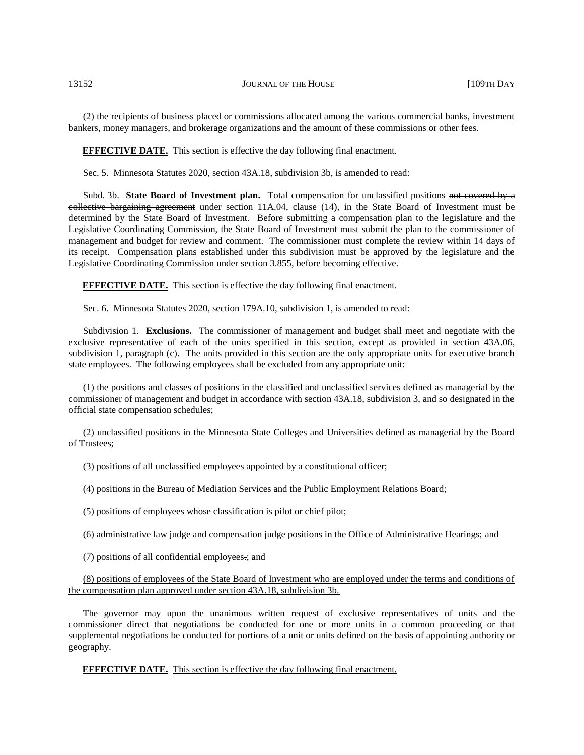(2) the recipients of business placed or commissions allocated among the various commercial banks, investment bankers, money managers, and brokerage organizations and the amount of these commissions or other fees.

**EFFECTIVE DATE.** This section is effective the day following final enactment.

Sec. 5. Minnesota Statutes 2020, section 43A.18, subdivision 3b, is amended to read:

Subd. 3b. **State Board of Investment plan.** Total compensation for unclassified positions ~~not covered by a collective bargaining agreement~~ under section 11A.04, clause (14), in the State Board of Investment must be determined by the State Board of Investment. Before submitting a compensation plan to the legislature and the Legislative Coordinating Commission, the State Board of Investment must submit the plan to the commissioner of management and budget for review and comment. The commissioner must complete the review within 14 days of its receipt. Compensation plans established under this subdivision must be approved by the legislature and the Legislative Coordinating Commission under section 3.855, before becoming effective.

**EFFECTIVE DATE.** This section is effective the day following final enactment.

Sec. 6. Minnesota Statutes 2020, section 179A.10, subdivision 1, is amended to read:

Subdivision 1. **Exclusions.** The commissioner of management and budget shall meet and negotiate with the exclusive representative of each of the units specified in this section, except as provided in section 43A.06, subdivision 1, paragraph (c). The units provided in this section are the only appropriate units for executive branch state employees. The following employees shall be excluded from any appropriate unit:

(1) the positions and classes of positions in the classified and unclassified services defined as managerial by the commissioner of management and budget in accordance with section 43A.18, subdivision 3, and so designated in the official state compensation schedules;

(2) unclassified positions in the Minnesota State Colleges and Universities defined as managerial by the Board of Trustees;

(3) positions of all unclassified employees appointed by a constitutional officer;

(4) positions in the Bureau of Mediation Services and the Public Employment Relations Board;

(5) positions of employees whose classification is pilot or chief pilot;

(6) administrative law judge and compensation judge positions in the Office of Administrative Hearings; ~~and~~

(7) positions of all confidential employees~~.~~; and

(8) positions of employees of the State Board of Investment who are employed under the terms and conditions of the compensation plan approved under section 43A.18, subdivision 3b.

The governor may upon the unanimous written request of exclusive representatives of units and the commissioner direct that negotiations be conducted for one or more units in a common proceeding or that supplemental negotiations be conducted for portions of a unit or units defined on the basis of appointing authority or geography.

**EFFECTIVE DATE.** This section is effective the day following final enactment.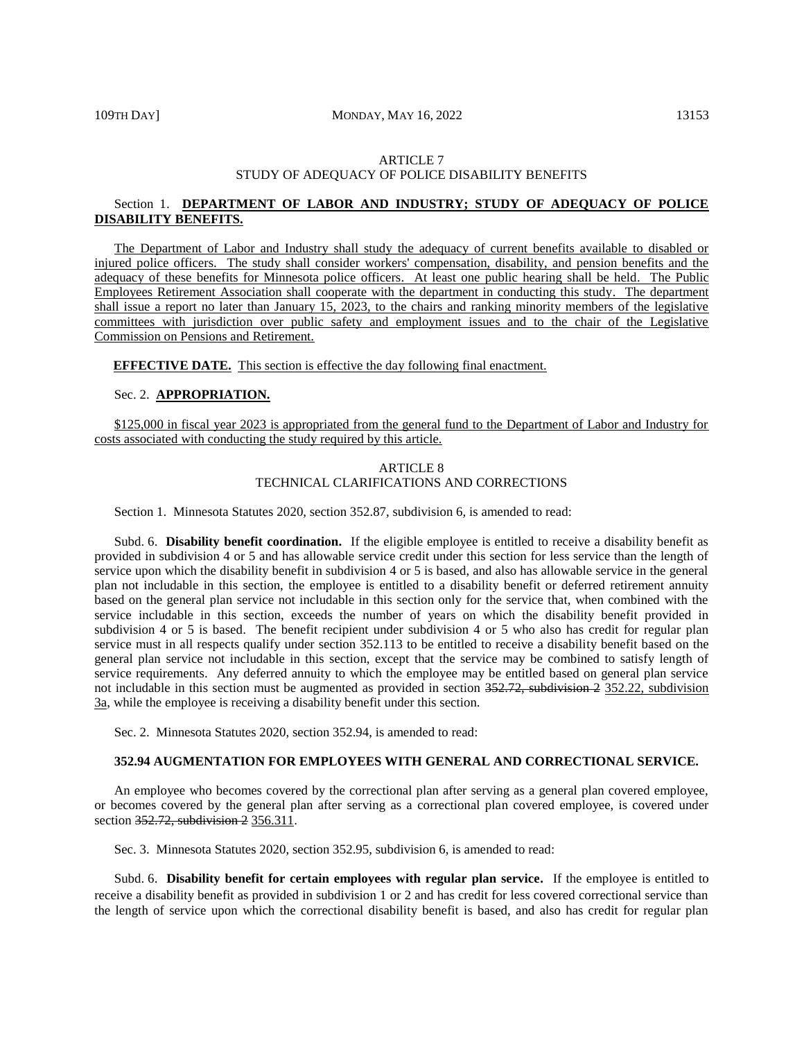ARTICLE 7

STUDY OF ADEQUACY OF POLICE DISABILITY BENEFITS

Section 1. **DEPARTMENT OF LABOR AND INDUSTRY; STUDY OF ADEQUACY OF POLICE DISABILITY BENEFITS.**

The Department of Labor and Industry shall study the adequacy of current benefits available to disabled or injured police officers. The study shall consider workers' compensation, disability, and pension benefits and the adequacy of these benefits for Minnesota police officers. At least one public hearing shall be held. The Public Employees Retirement Association shall cooperate with the department in conducting this study. The department shall issue a report no later than January 15, 2023, to the chairs and ranking minority members of the legislative committees with jurisdiction over public safety and employment issues and to the chair of the Legislative Commission on Pensions and Retirement.

**EFFECTIVE DATE.** This section is effective the day following final enactment.

Sec. 2. **APPROPRIATION.**

$125,000 in fiscal year 2023 is appropriated from the general fund to the Department of Labor and Industry for costs associated with conducting the study required by this article.

ARTICLE 8

TECHNICAL CLARIFICATIONS AND CORRECTIONS

Section 1. Minnesota Statutes 2020, section 352.87, subdivision 6, is amended to read:

Subd. 6. **Disability benefit coordination.** If the eligible employee is entitled to receive a disability benefit as provided in subdivision 4 or 5 and has allowable service credit under this section for less service than the length of service upon which the disability benefit in subdivision 4 or 5 is based, and also has allowable service in the general plan not includable in this section, the employee is entitled to a disability benefit or deferred retirement annuity based on the general plan service not includable in this section only for the service that, when combined with the service includable in this section, exceeds the number of years on which the disability benefit provided in subdivision 4 or 5 is based. The benefit recipient under subdivision 4 or 5 who also has credit for regular plan service must in all respects qualify under section 352.113 to be entitled to receive a disability benefit based on the general plan service not includable in this section, except that the service may be combined to satisfy length of service requirements. Any deferred annuity to which the employee may be entitled based on general plan service not includable in this section must be augmented as provided in section ~~352.72, subdivision 2~~ 352.22, subdivision 3a, while the employee is receiving a disability benefit under this section.

Sec. 2. Minnesota Statutes 2020, section 352.94, is amended to read:

**352.94 AUGMENTATION FOR EMPLOYEES WITH GENERAL AND CORRECTIONAL SERVICE.**

An employee who becomes covered by the correctional plan after serving as a general plan covered employee, or becomes covered by the general plan after serving as a correctional plan covered employee, is covered under section ~~352.72, subdivision 2~~ 356.311.

Sec. 3. Minnesota Statutes 2020, section 352.95, subdivision 6, is amended to read:

Subd. 6. **Disability benefit for certain employees with regular plan service.** If the employee is entitled to receive a disability benefit as provided in subdivision 1 or 2 and has credit for less covered correctional service than the length of service upon which the correctional disability benefit is based, and also has credit for regular plan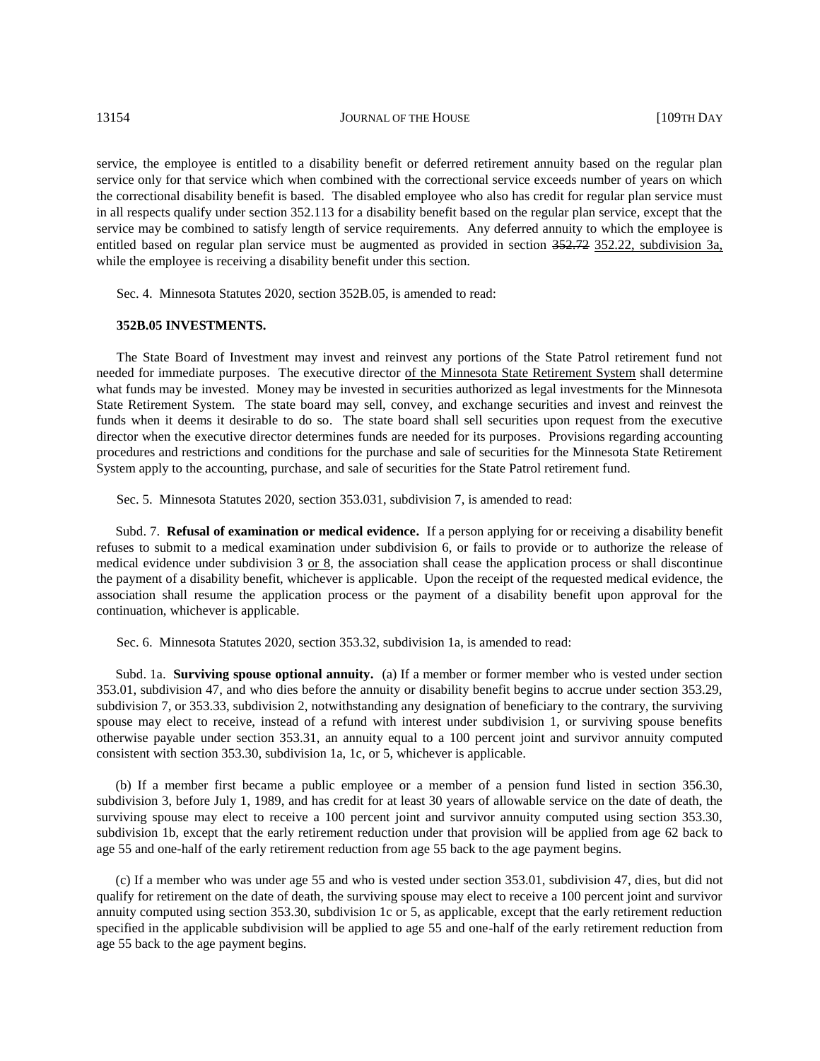service, the employee is entitled to a disability benefit or deferred retirement annuity based on the regular plan service only for that service which when combined with the correctional service exceeds number of years on which the correctional disability benefit is based. The disabled employee who also has credit for regular plan service must in all respects qualify under section 352.113 for a disability benefit based on the regular plan service, except that the service may be combined to satisfy length of service requirements. Any deferred annuity to which the employee is entitled based on regular plan service must be augmented as provided in section ~~352.72~~ 352.22, subdivision 3a, while the employee is receiving a disability benefit under this section.

Sec. 4. Minnesota Statutes 2020, section 352B.05, is amended to read:

**352B.05 INVESTMENTS.**

The State Board of Investment may invest and reinvest any portions of the State Patrol retirement fund not needed for immediate purposes. The executive director of the Minnesota State Retirement System shall determine what funds may be invested. Money may be invested in securities authorized as legal investments for the Minnesota State Retirement System. The state board may sell, convey, and exchange securities and invest and reinvest the funds when it deems it desirable to do so. The state board shall sell securities upon request from the executive director when the executive director determines funds are needed for its purposes. Provisions regarding accounting procedures and restrictions and conditions for the purchase and sale of securities for the Minnesota State Retirement System apply to the accounting, purchase, and sale of securities for the State Patrol retirement fund.

Sec. 5. Minnesota Statutes 2020, section 353.031, subdivision 7, is amended to read:

Subd. 7. **Refusal of examination or medical evidence.** If a person applying for or receiving a disability benefit refuses to submit to a medical examination under subdivision 6, or fails to provide or to authorize the release of medical evidence under subdivision 3 or 8, the association shall cease the application process or shall discontinue the payment of a disability benefit, whichever is applicable. Upon the receipt of the requested medical evidence, the association shall resume the application process or the payment of a disability benefit upon approval for the continuation, whichever is applicable.

Sec. 6. Minnesota Statutes 2020, section 353.32, subdivision 1a, is amended to read:

Subd. 1a. **Surviving spouse optional annuity.** (a) If a member or former member who is vested under section 353.01, subdivision 47, and who dies before the annuity or disability benefit begins to accrue under section 353.29, subdivision 7, or 353.33, subdivision 2, notwithstanding any designation of beneficiary to the contrary, the surviving spouse may elect to receive, instead of a refund with interest under subdivision 1, or surviving spouse benefits otherwise payable under section 353.31, an annuity equal to a 100 percent joint and survivor annuity computed consistent with section 353.30, subdivision 1a, 1c, or 5, whichever is applicable.

(b) If a member first became a public employee or a member of a pension fund listed in section 356.30, subdivision 3, before July 1, 1989, and has credit for at least 30 years of allowable service on the date of death, the surviving spouse may elect to receive a 100 percent joint and survivor annuity computed using section 353.30, subdivision 1b, except that the early retirement reduction under that provision will be applied from age 62 back to age 55 and one-half of the early retirement reduction from age 55 back to the age payment begins.

(c) If a member who was under age 55 and who is vested under section 353.01, subdivision 47, dies, but did not qualify for retirement on the date of death, the surviving spouse may elect to receive a 100 percent joint and survivor annuity computed using section 353.30, subdivision 1c or 5, as applicable, except that the early retirement reduction specified in the applicable subdivision will be applied to age 55 and one-half of the early retirement reduction from age 55 back to the age payment begins.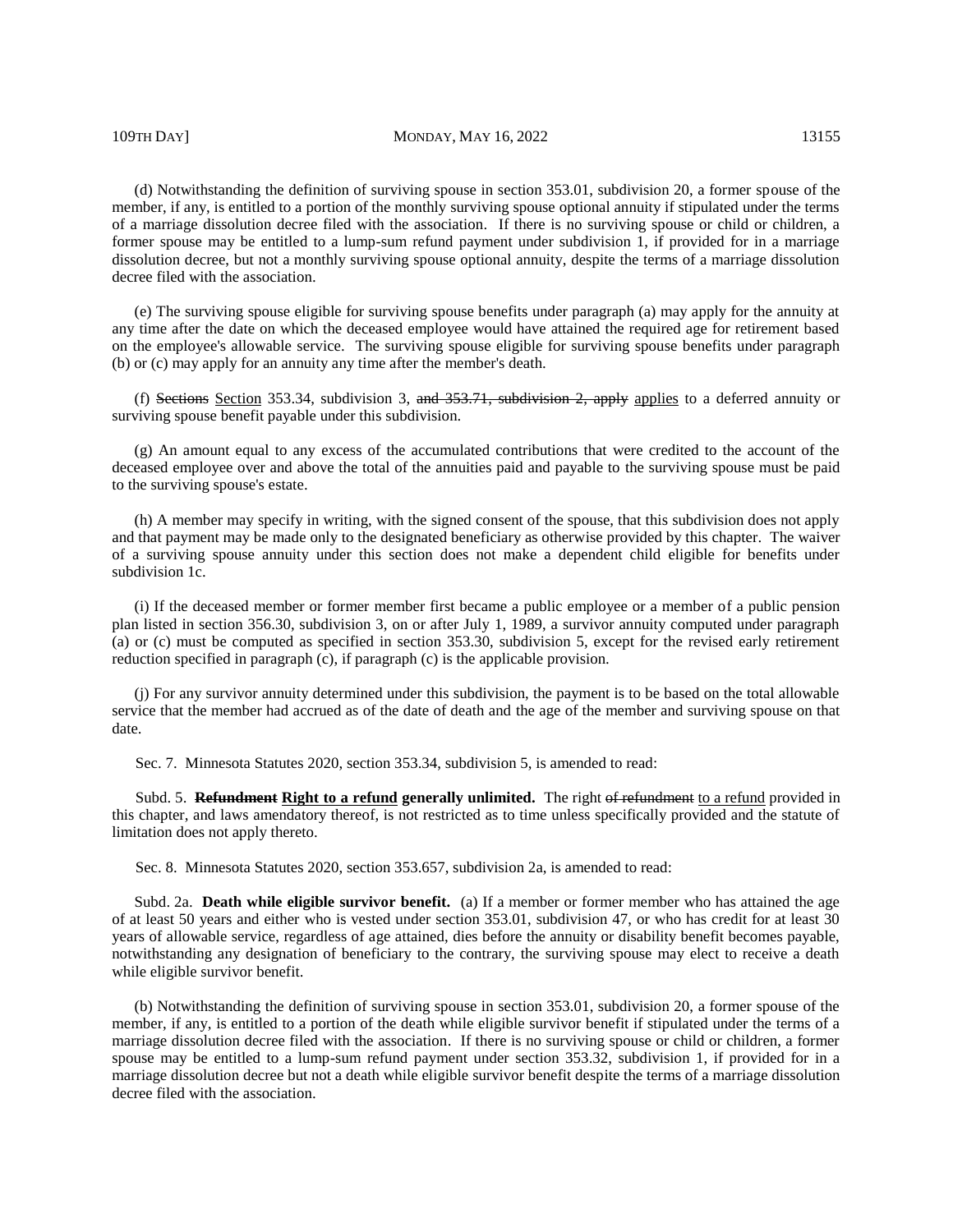(d) Notwithstanding the definition of surviving spouse in section 353.01, subdivision 20, a former spouse of the member, if any, is entitled to a portion of the monthly surviving spouse optional annuity if stipulated under the terms of a marriage dissolution decree filed with the association. If there is no surviving spouse or child or children, a former spouse may be entitled to a lump-sum refund payment under subdivision 1, if provided for in a marriage dissolution decree, but not a monthly surviving spouse optional annuity, despite the terms of a marriage dissolution decree filed with the association.

(e) The surviving spouse eligible for surviving spouse benefits under paragraph (a) may apply for the annuity at any time after the date on which the deceased employee would have attained the required age for retirement based on the employee's allowable service. The surviving spouse eligible for surviving spouse benefits under paragraph (b) or (c) may apply for an annuity any time after the member's death.

(f) ~~Sections~~ Section 353.34, subdivision 3, ~~and 353.71, subdivision 2, apply~~ applies to a deferred annuity or surviving spouse benefit payable under this subdivision.

(g) An amount equal to any excess of the accumulated contributions that were credited to the account of the deceased employee over and above the total of the annuities paid and payable to the surviving spouse must be paid to the surviving spouse's estate.

(h) A member may specify in writing, with the signed consent of the spouse, that this subdivision does not apply and that payment may be made only to the designated beneficiary as otherwise provided by this chapter. The waiver of a surviving spouse annuity under this section does not make a dependent child eligible for benefits under subdivision 1c.

(i) If the deceased member or former member first became a public employee or a member of a public pension plan listed in section 356.30, subdivision 3, on or after July 1, 1989, a survivor annuity computed under paragraph (a) or (c) must be computed as specified in section 353.30, subdivision 5, except for the revised early retirement reduction specified in paragraph (c), if paragraph (c) is the applicable provision.

(j) For any survivor annuity determined under this subdivision, the payment is to be based on the total allowable service that the member had accrued as of the date of death and the age of the member and surviving spouse on that date.

Sec. 7. Minnesota Statutes 2020, section 353.34, subdivision 5, is amended to read:

Subd. 5. ~~**Refundment**~~ **Right to a refund generally unlimited.** The right ~~of refundment~~ to a refund provided in this chapter, and laws amendatory thereof, is not restricted as to time unless specifically provided and the statute of limitation does not apply thereto.

Sec. 8. Minnesota Statutes 2020, section 353.657, subdivision 2a, is amended to read:

Subd. 2a. **Death while eligible survivor benefit.** (a) If a member or former member who has attained the age of at least 50 years and either who is vested under section 353.01, subdivision 47, or who has credit for at least 30 years of allowable service, regardless of age attained, dies before the annuity or disability benefit becomes payable, notwithstanding any designation of beneficiary to the contrary, the surviving spouse may elect to receive a death while eligible survivor benefit.

(b) Notwithstanding the definition of surviving spouse in section 353.01, subdivision 20, a former spouse of the member, if any, is entitled to a portion of the death while eligible survivor benefit if stipulated under the terms of a marriage dissolution decree filed with the association. If there is no surviving spouse or child or children, a former spouse may be entitled to a lump-sum refund payment under section 353.32, subdivision 1, if provided for in a marriage dissolution decree but not a death while eligible survivor benefit despite the terms of a marriage dissolution decree filed with the association.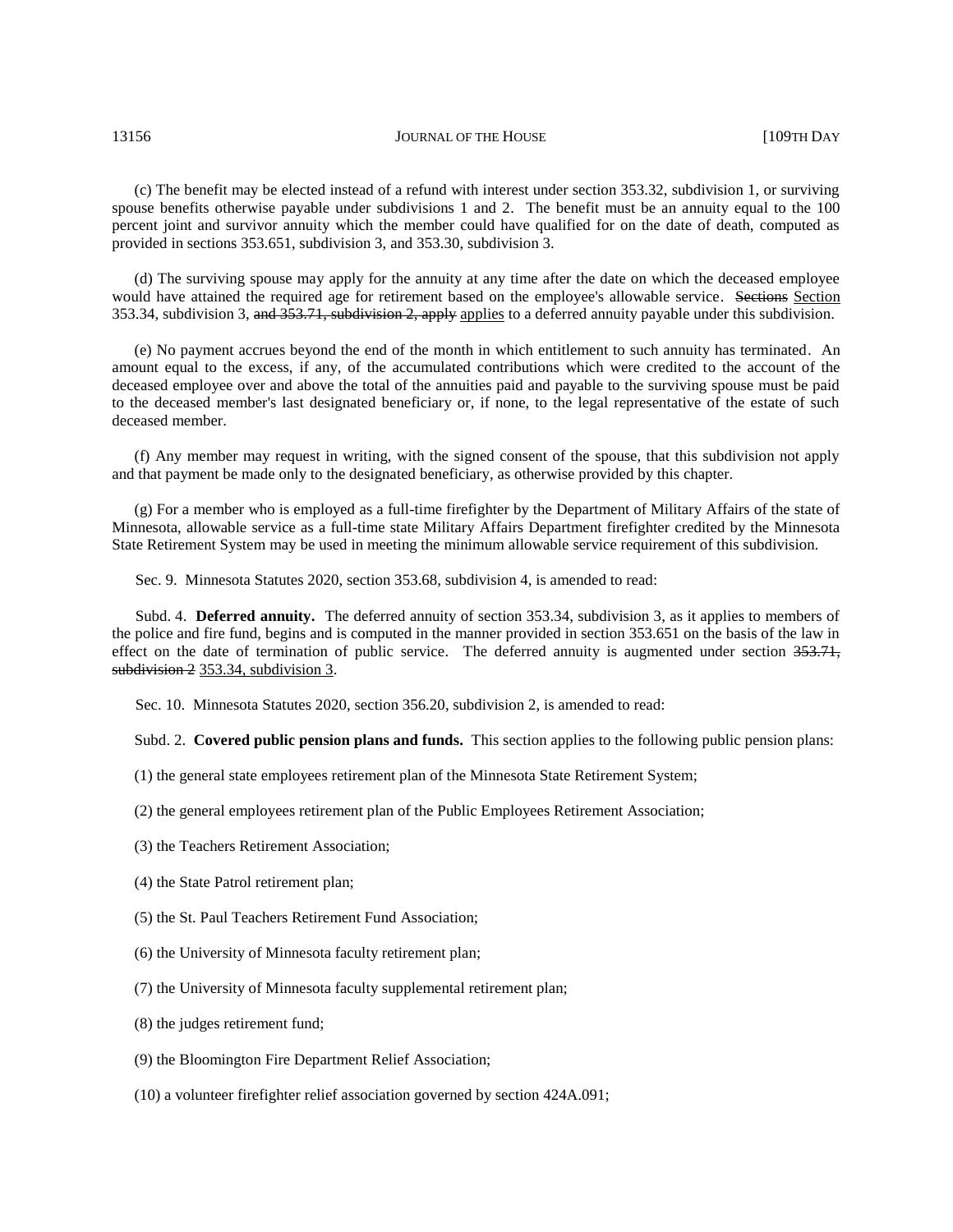(c) The benefit may be elected instead of a refund with interest under section 353.32, subdivision 1, or surviving spouse benefits otherwise payable under subdivisions 1 and 2. The benefit must be an annuity equal to the 100 percent joint and survivor annuity which the member could have qualified for on the date of death, computed as provided in sections 353.651, subdivision 3, and 353.30, subdivision 3.

(d) The surviving spouse may apply for the annuity at any time after the date on which the deceased employee would have attained the required age for retirement based on the employee's allowable service. ~~Sections~~ Section 353.34, subdivision 3, ~~and 353.71, subdivision 2, apply~~ applies to a deferred annuity payable under this subdivision.

(e) No payment accrues beyond the end of the month in which entitlement to such annuity has terminated. An amount equal to the excess, if any, of the accumulated contributions which were credited to the account of the deceased employee over and above the total of the annuities paid and payable to the surviving spouse must be paid to the deceased member's last designated beneficiary or, if none, to the legal representative of the estate of such deceased member.

(f) Any member may request in writing, with the signed consent of the spouse, that this subdivision not apply and that payment be made only to the designated beneficiary, as otherwise provided by this chapter.

(g) For a member who is employed as a full-time firefighter by the Department of Military Affairs of the state of Minnesota, allowable service as a full-time state Military Affairs Department firefighter credited by the Minnesota State Retirement System may be used in meeting the minimum allowable service requirement of this subdivision.

Sec. 9. Minnesota Statutes 2020, section 353.68, subdivision 4, is amended to read:

Subd. 4. **Deferred annuity.** The deferred annuity of section 353.34, subdivision 3, as it applies to members of the police and fire fund, begins and is computed in the manner provided in section 353.651 on the basis of the law in effect on the date of termination of public service. The deferred annuity is augmented under section ~~353.71, subdivision 2~~ 353.34, subdivision 3.

Sec. 10. Minnesota Statutes 2020, section 356.20, subdivision 2, is amended to read:

Subd. 2. **Covered public pension plans and funds.** This section applies to the following public pension plans:

(1) the general state employees retirement plan of the Minnesota State Retirement System;

(2) the general employees retirement plan of the Public Employees Retirement Association;

(3) the Teachers Retirement Association;

(4) the State Patrol retirement plan;

(5) the St. Paul Teachers Retirement Fund Association;

(6) the University of Minnesota faculty retirement plan;

(7) the University of Minnesota faculty supplemental retirement plan;

(8) the judges retirement fund;

(9) the Bloomington Fire Department Relief Association;

(10) a volunteer firefighter relief association governed by section 424A.091;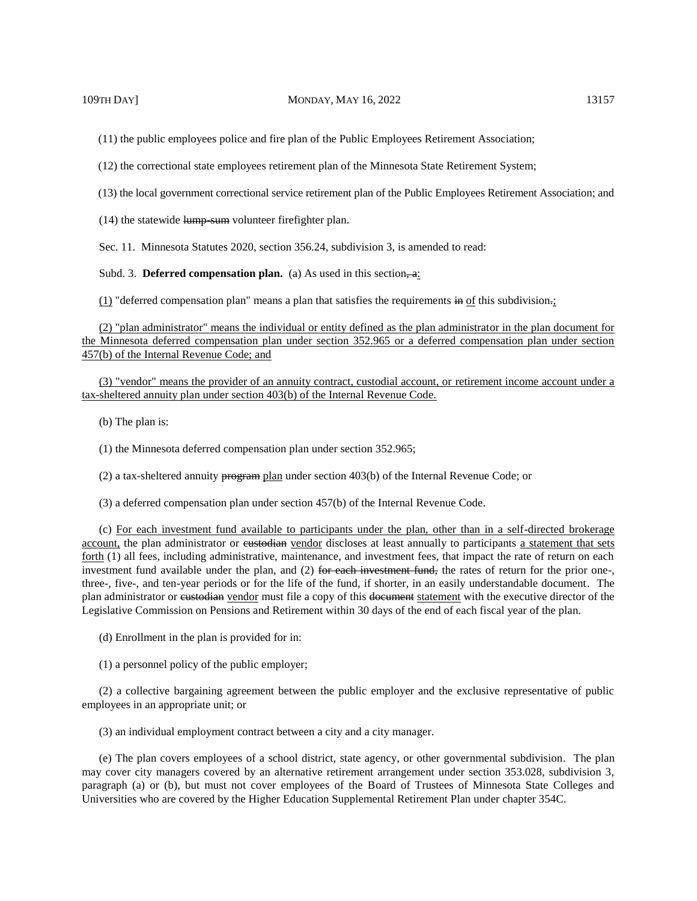(11) the public employees police and fire plan of the Public Employees Retirement Association;

(12) the correctional state employees retirement plan of the Minnesota State Retirement System;

(13) the local government correctional service retirement plan of the Public Employees Retirement Association; and

(14) the statewide ~~lump-sum~~ volunteer firefighter plan.

Sec. 11. Minnesota Statutes 2020, section 356.24, subdivision 3, is amended to read:

Subd. 3. **Deferred compensation plan.** (a) As used in this section~~, a~~<u>:</u>

<u>(1)</u> "deferred compensation plan" means a plan that satisfies the requirements ~~in~~ <u>of</u> this subdivision~~.~~<u>;</u>

<u>(2) "plan administrator" means the individual or entity defined as the plan administrator in the plan document for the Minnesota deferred compensation plan under section 352.965 or a deferred compensation plan under section 457(b) of the Internal Revenue Code; and</u>

<u>(3) "vendor" means the provider of an annuity contract, custodial account, or retirement income account under a tax-sheltered annuity plan under section 403(b) of the Internal Revenue Code.</u>

(b) The plan is:

(1) the Minnesota deferred compensation plan under section 352.965;

(2) a tax-sheltered annuity ~~program~~ <u>plan</u> under section 403(b) of the Internal Revenue Code; or

(3) a deferred compensation plan under section 457(b) of the Internal Revenue Code.

(c) <u>For each investment fund available to participants under the plan, other than in a self-directed brokerage account,</u> the plan administrator or ~~custodian~~ <u>vendor</u> discloses at least annually to participants <u>a statement that sets forth</u> (1) all fees, including administrative, maintenance, and investment fees, that impact the rate of return on each investment fund available under the plan, and (2) ~~for each investment fund,~~ the rates of return for the prior one-, three-, five-, and ten-year periods or for the life of the fund, if shorter, in an easily understandable document. The plan administrator or ~~custodian~~ <u>vendor</u> must file a copy of this ~~document~~ <u>statement</u> with the executive director of the Legislative Commission on Pensions and Retirement within 30 days of the end of each fiscal year of the plan.

(d) Enrollment in the plan is provided for in:

(1) a personnel policy of the public employer;

(2) a collective bargaining agreement between the public employer and the exclusive representative of public employees in an appropriate unit; or

(3) an individual employment contract between a city and a city manager.

(e) The plan covers employees of a school district, state agency, or other governmental subdivision. The plan may cover city managers covered by an alternative retirement arrangement under section 353.028, subdivision 3, paragraph (a) or (b), but must not cover employees of the Board of Trustees of Minnesota State Colleges and Universities who are covered by the Higher Education Supplemental Retirement Plan under chapter 354C.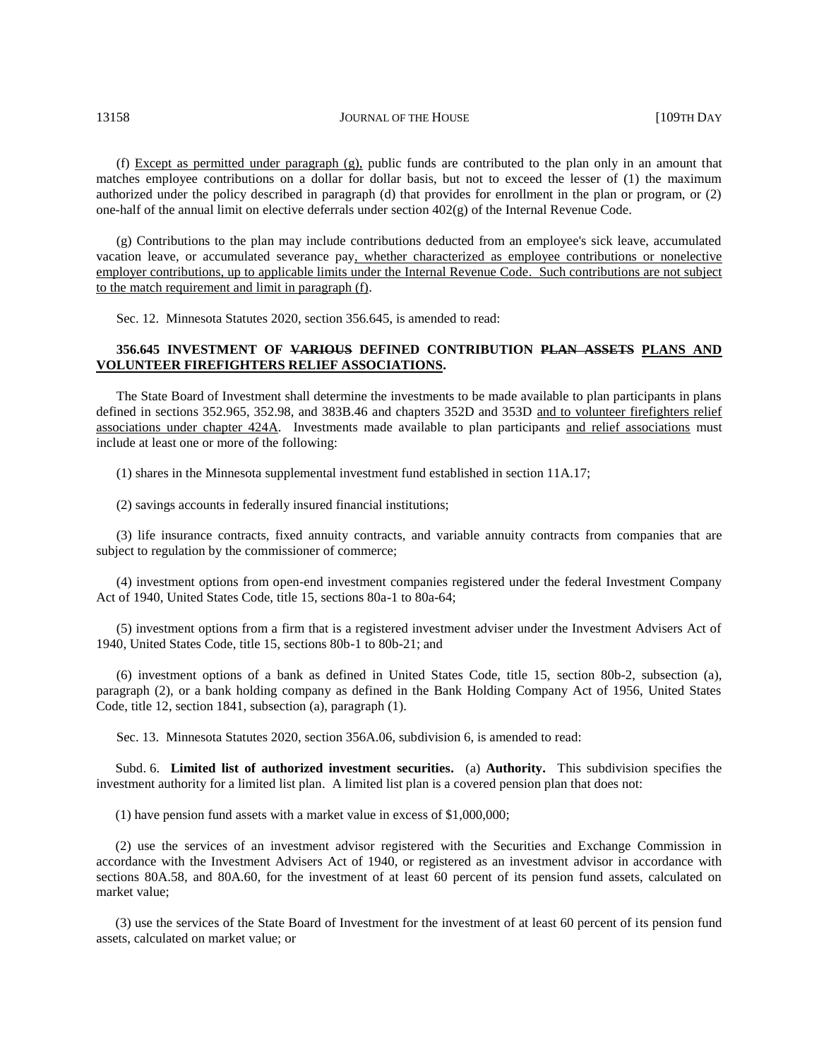(f) Except as permitted under paragraph (g), public funds are contributed to the plan only in an amount that matches employee contributions on a dollar for dollar basis, but not to exceed the lesser of (1) the maximum authorized under the policy described in paragraph (d) that provides for enrollment in the plan or program, or (2) one-half of the annual limit on elective deferrals under section 402(g) of the Internal Revenue Code.

(g) Contributions to the plan may include contributions deducted from an employee's sick leave, accumulated vacation leave, or accumulated severance pay, whether characterized as employee contributions or nonelective employer contributions, up to applicable limits under the Internal Revenue Code. Such contributions are not subject to the match requirement and limit in paragraph (f).

Sec. 12. Minnesota Statutes 2020, section 356.645, is amended to read:

**356.645 INVESTMENT OF ~~VARIOUS~~ DEFINED CONTRIBUTION ~~PLAN ASSETS~~ PLANS AND VOLUNTEER FIREFIGHTERS RELIEF ASSOCIATIONS.**

The State Board of Investment shall determine the investments to be made available to plan participants in plans defined in sections 352.965, 352.98, and 383B.46 and chapters 352D and 353D and to volunteer firefighters relief associations under chapter 424A. Investments made available to plan participants and relief associations must include at least one or more of the following:

(1) shares in the Minnesota supplemental investment fund established in section 11A.17;

(2) savings accounts in federally insured financial institutions;

(3) life insurance contracts, fixed annuity contracts, and variable annuity contracts from companies that are subject to regulation by the commissioner of commerce;

(4) investment options from open-end investment companies registered under the federal Investment Company Act of 1940, United States Code, title 15, sections 80a-1 to 80a-64;

(5) investment options from a firm that is a registered investment adviser under the Investment Advisers Act of 1940, United States Code, title 15, sections 80b-1 to 80b-21; and

(6) investment options of a bank as defined in United States Code, title 15, section 80b-2, subsection (a), paragraph (2), or a bank holding company as defined in the Bank Holding Company Act of 1956, United States Code, title 12, section 1841, subsection (a), paragraph (1).

Sec. 13. Minnesota Statutes 2020, section 356A.06, subdivision 6, is amended to read:

Subd. 6. **Limited list of authorized investment securities.** (a) **Authority.** This subdivision specifies the investment authority for a limited list plan. A limited list plan is a covered pension plan that does not:

(1) have pension fund assets with a market value in excess of $1,000,000;

(2) use the services of an investment advisor registered with the Securities and Exchange Commission in accordance with the Investment Advisers Act of 1940, or registered as an investment advisor in accordance with sections 80A.58, and 80A.60, for the investment of at least 60 percent of its pension fund assets, calculated on market value;

(3) use the services of the State Board of Investment for the investment of at least 60 percent of its pension fund assets, calculated on market value; or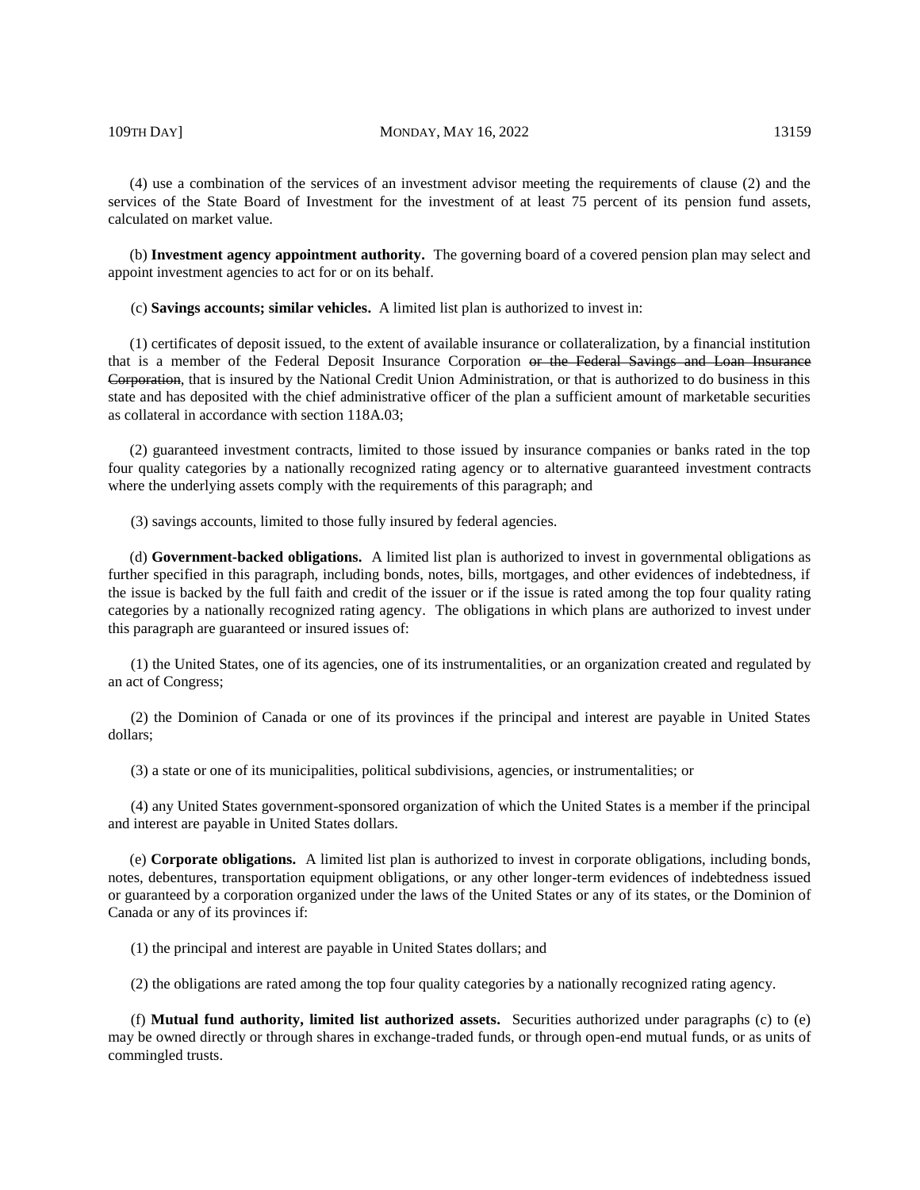(4) use a combination of the services of an investment advisor meeting the requirements of clause (2) and the services of the State Board of Investment for the investment of at least 75 percent of its pension fund assets, calculated on market value.

(b) **Investment agency appointment authority.** The governing board of a covered pension plan may select and appoint investment agencies to act for or on its behalf.

(c) **Savings accounts; similar vehicles.** A limited list plan is authorized to invest in:

(1) certificates of deposit issued, to the extent of available insurance or collateralization, by a financial institution that is a member of the Federal Deposit Insurance Corporation ~~or the Federal Savings and Loan Insurance Corporation~~, that is insured by the National Credit Union Administration, or that is authorized to do business in this state and has deposited with the chief administrative officer of the plan a sufficient amount of marketable securities as collateral in accordance with section 118A.03;

(2) guaranteed investment contracts, limited to those issued by insurance companies or banks rated in the top four quality categories by a nationally recognized rating agency or to alternative guaranteed investment contracts where the underlying assets comply with the requirements of this paragraph; and

(3) savings accounts, limited to those fully insured by federal agencies.

(d) **Government-backed obligations.** A limited list plan is authorized to invest in governmental obligations as further specified in this paragraph, including bonds, notes, bills, mortgages, and other evidences of indebtedness, if the issue is backed by the full faith and credit of the issuer or if the issue is rated among the top four quality rating categories by a nationally recognized rating agency. The obligations in which plans are authorized to invest under this paragraph are guaranteed or insured issues of:

(1) the United States, one of its agencies, one of its instrumentalities, or an organization created and regulated by an act of Congress;

(2) the Dominion of Canada or one of its provinces if the principal and interest are payable in United States dollars;

(3) a state or one of its municipalities, political subdivisions, agencies, or instrumentalities; or

(4) any United States government-sponsored organization of which the United States is a member if the principal and interest are payable in United States dollars.

(e) **Corporate obligations.** A limited list plan is authorized to invest in corporate obligations, including bonds, notes, debentures, transportation equipment obligations, or any other longer-term evidences of indebtedness issued or guaranteed by a corporation organized under the laws of the United States or any of its states, or the Dominion of Canada or any of its provinces if:

(1) the principal and interest are payable in United States dollars; and

(2) the obligations are rated among the top four quality categories by a nationally recognized rating agency.

(f) **Mutual fund authority, limited list authorized assets.** Securities authorized under paragraphs (c) to (e) may be owned directly or through shares in exchange-traded funds, or through open-end mutual funds, or as units of commingled trusts.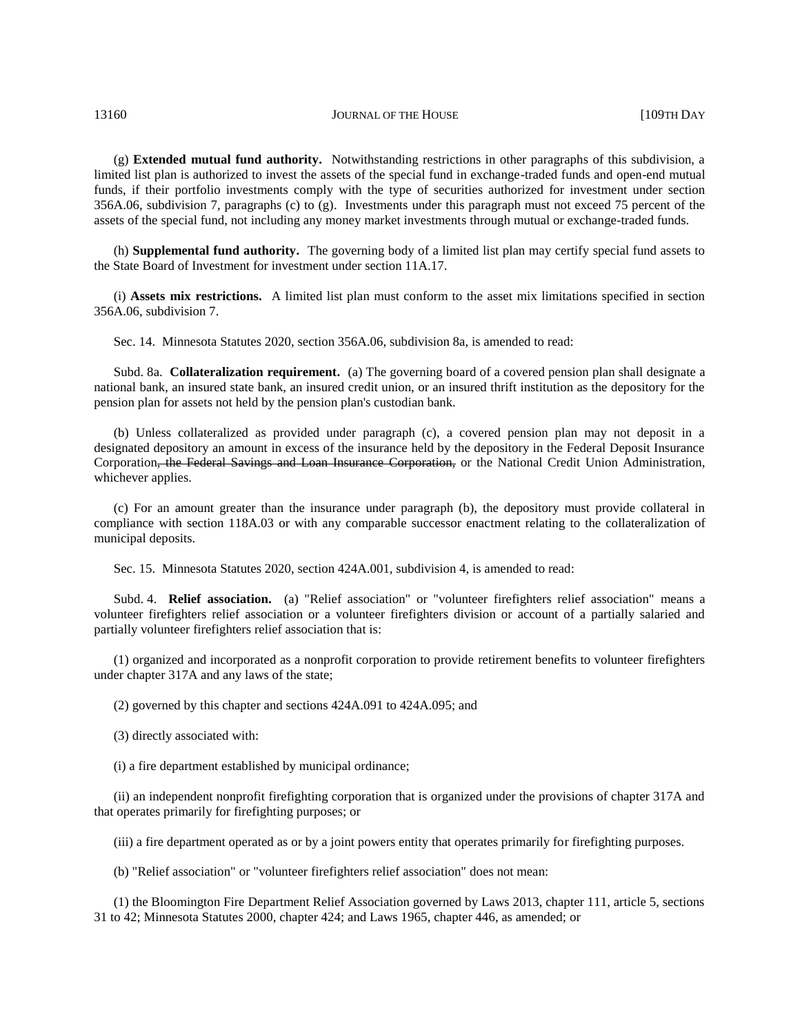(g) **Extended mutual fund authority.** Notwithstanding restrictions in other paragraphs of this subdivision, a limited list plan is authorized to invest the assets of the special fund in exchange-traded funds and open-end mutual funds, if their portfolio investments comply with the type of securities authorized for investment under section 356A.06, subdivision 7, paragraphs (c) to (g). Investments under this paragraph must not exceed 75 percent of the assets of the special fund, not including any money market investments through mutual or exchange-traded funds.

(h) **Supplemental fund authority.** The governing body of a limited list plan may certify special fund assets to the State Board of Investment for investment under section 11A.17.

(i) **Assets mix restrictions.** A limited list plan must conform to the asset mix limitations specified in section 356A.06, subdivision 7.

Sec. 14. Minnesota Statutes 2020, section 356A.06, subdivision 8a, is amended to read:

Subd. 8a. **Collateralization requirement.** (a) The governing board of a covered pension plan shall designate a national bank, an insured state bank, an insured credit union, or an insured thrift institution as the depository for the pension plan for assets not held by the pension plan's custodian bank.

(b) Unless collateralized as provided under paragraph (c), a covered pension plan may not deposit in a designated depository an amount in excess of the insurance held by the depository in the Federal Deposit Insurance Corporation~~, the Federal Savings and Loan Insurance Corporation,~~ or the National Credit Union Administration, whichever applies.

(c) For an amount greater than the insurance under paragraph (b), the depository must provide collateral in compliance with section 118A.03 or with any comparable successor enactment relating to the collateralization of municipal deposits.

Sec. 15. Minnesota Statutes 2020, section 424A.001, subdivision 4, is amended to read:

Subd. 4. **Relief association.** (a) "Relief association" or "volunteer firefighters relief association" means a volunteer firefighters relief association or a volunteer firefighters division or account of a partially salaried and partially volunteer firefighters relief association that is:

(1) organized and incorporated as a nonprofit corporation to provide retirement benefits to volunteer firefighters under chapter 317A and any laws of the state;

(2) governed by this chapter and sections 424A.091 to 424A.095; and

(3) directly associated with:

(i) a fire department established by municipal ordinance;

(ii) an independent nonprofit firefighting corporation that is organized under the provisions of chapter 317A and that operates primarily for firefighting purposes; or

(iii) a fire department operated as or by a joint powers entity that operates primarily for firefighting purposes.

(b) "Relief association" or "volunteer firefighters relief association" does not mean:

(1) the Bloomington Fire Department Relief Association governed by Laws 2013, chapter 111, article 5, sections 31 to 42; Minnesota Statutes 2000, chapter 424; and Laws 1965, chapter 446, as amended; or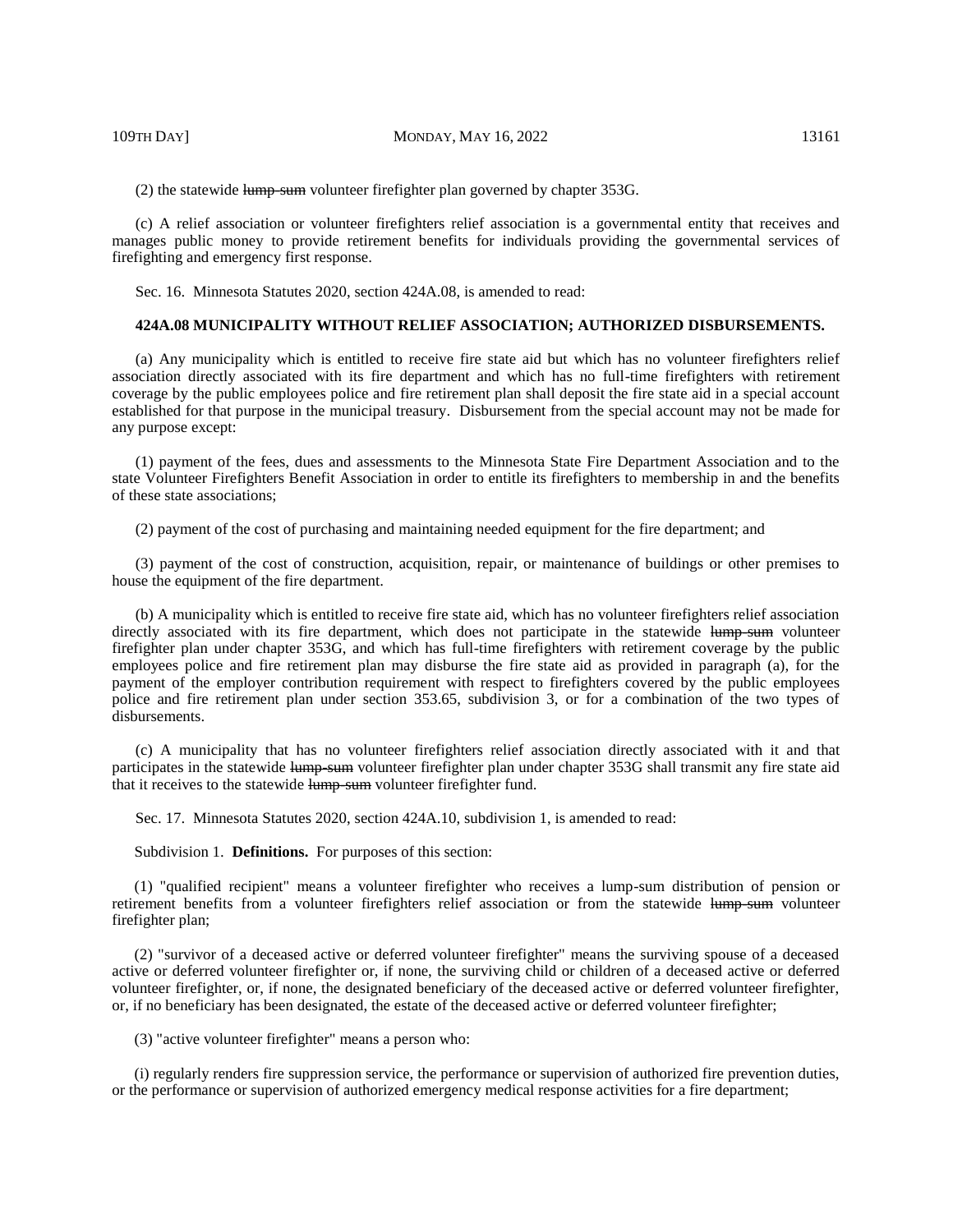(2) the statewide ~~lump-sum~~ volunteer firefighter plan governed by chapter 353G.

(c) A relief association or volunteer firefighters relief association is a governmental entity that receives and manages public money to provide retirement benefits for individuals providing the governmental services of firefighting and emergency first response.

Sec. 16. Minnesota Statutes 2020, section 424A.08, is amended to read:

**424A.08 MUNICIPALITY WITHOUT RELIEF ASSOCIATION; AUTHORIZED DISBURSEMENTS.**

(a) Any municipality which is entitled to receive fire state aid but which has no volunteer firefighters relief association directly associated with its fire department and which has no full-time firefighters with retirement coverage by the public employees police and fire retirement plan shall deposit the fire state aid in a special account established for that purpose in the municipal treasury. Disbursement from the special account may not be made for any purpose except:

(1) payment of the fees, dues and assessments to the Minnesota State Fire Department Association and to the state Volunteer Firefighters Benefit Association in order to entitle its firefighters to membership in and the benefits of these state associations;

(2) payment of the cost of purchasing and maintaining needed equipment for the fire department; and

(3) payment of the cost of construction, acquisition, repair, or maintenance of buildings or other premises to house the equipment of the fire department.

(b) A municipality which is entitled to receive fire state aid, which has no volunteer firefighters relief association directly associated with its fire department, which does not participate in the statewide ~~lump-sum~~ volunteer firefighter plan under chapter 353G, and which has full-time firefighters with retirement coverage by the public employees police and fire retirement plan may disburse the fire state aid as provided in paragraph (a), for the payment of the employer contribution requirement with respect to firefighters covered by the public employees police and fire retirement plan under section 353.65, subdivision 3, or for a combination of the two types of disbursements.

(c) A municipality that has no volunteer firefighters relief association directly associated with it and that participates in the statewide ~~lump-sum~~ volunteer firefighter plan under chapter 353G shall transmit any fire state aid that it receives to the statewide ~~lump-sum~~ volunteer firefighter fund.

Sec. 17. Minnesota Statutes 2020, section 424A.10, subdivision 1, is amended to read:

Subdivision 1. **Definitions.** For purposes of this section:

(1) "qualified recipient" means a volunteer firefighter who receives a lump-sum distribution of pension or retirement benefits from a volunteer firefighters relief association or from the statewide ~~lump-sum~~ volunteer firefighter plan;

(2) "survivor of a deceased active or deferred volunteer firefighter" means the surviving spouse of a deceased active or deferred volunteer firefighter or, if none, the surviving child or children of a deceased active or deferred volunteer firefighter, or, if none, the designated beneficiary of the deceased active or deferred volunteer firefighter, or, if no beneficiary has been designated, the estate of the deceased active or deferred volunteer firefighter;

(3) "active volunteer firefighter" means a person who:

(i) regularly renders fire suppression service, the performance or supervision of authorized fire prevention duties, or the performance or supervision of authorized emergency medical response activities for a fire department;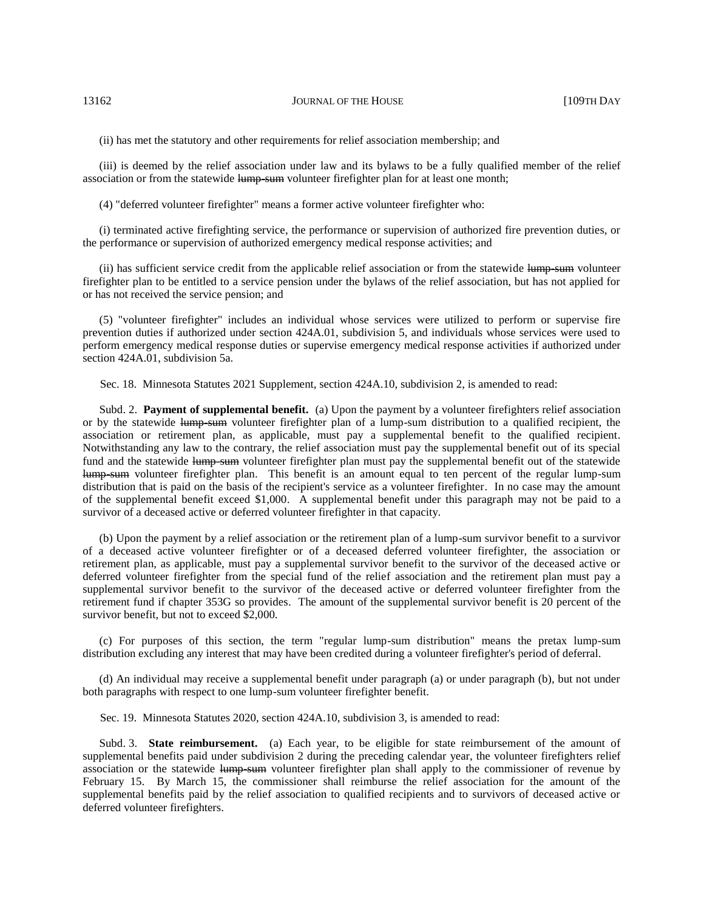(ii) has met the statutory and other requirements for relief association membership; and

(iii) is deemed by the relief association under law and its bylaws to be a fully qualified member of the relief association or from the statewide ~~lump-sum~~ volunteer firefighter plan for at least one month;

(4) "deferred volunteer firefighter" means a former active volunteer firefighter who:

(i) terminated active firefighting service, the performance or supervision of authorized fire prevention duties, or the performance or supervision of authorized emergency medical response activities; and

(ii) has sufficient service credit from the applicable relief association or from the statewide ~~lump-sum~~ volunteer firefighter plan to be entitled to a service pension under the bylaws of the relief association, but has not applied for or has not received the service pension; and

(5) "volunteer firefighter" includes an individual whose services were utilized to perform or supervise fire prevention duties if authorized under section 424A.01, subdivision 5, and individuals whose services were used to perform emergency medical response duties or supervise emergency medical response activities if authorized under section 424A.01, subdivision 5a.

Sec. 18. Minnesota Statutes 2021 Supplement, section 424A.10, subdivision 2, is amended to read:

Subd. 2. **Payment of supplemental benefit.** (a) Upon the payment by a volunteer firefighters relief association or by the statewide ~~lump-sum~~ volunteer firefighter plan of a lump-sum distribution to a qualified recipient, the association or retirement plan, as applicable, must pay a supplemental benefit to the qualified recipient. Notwithstanding any law to the contrary, the relief association must pay the supplemental benefit out of its special fund and the statewide ~~lump-sum~~ volunteer firefighter plan must pay the supplemental benefit out of the statewide ~~lump-sum~~ volunteer firefighter plan. This benefit is an amount equal to ten percent of the regular lump-sum distribution that is paid on the basis of the recipient's service as a volunteer firefighter. In no case may the amount of the supplemental benefit exceed $1,000. A supplemental benefit under this paragraph may not be paid to a survivor of a deceased active or deferred volunteer firefighter in that capacity.

(b) Upon the payment by a relief association or the retirement plan of a lump-sum survivor benefit to a survivor of a deceased active volunteer firefighter or of a deceased deferred volunteer firefighter, the association or retirement plan, as applicable, must pay a supplemental survivor benefit to the survivor of the deceased active or deferred volunteer firefighter from the special fund of the relief association and the retirement plan must pay a supplemental survivor benefit to the survivor of the deceased active or deferred volunteer firefighter from the retirement fund if chapter 353G so provides. The amount of the supplemental survivor benefit is 20 percent of the survivor benefit, but not to exceed $2,000.

(c) For purposes of this section, the term "regular lump-sum distribution" means the pretax lump-sum distribution excluding any interest that may have been credited during a volunteer firefighter's period of deferral.

(d) An individual may receive a supplemental benefit under paragraph (a) or under paragraph (b), but not under both paragraphs with respect to one lump-sum volunteer firefighter benefit.

Sec. 19. Minnesota Statutes 2020, section 424A.10, subdivision 3, is amended to read:

Subd. 3. **State reimbursement.** (a) Each year, to be eligible for state reimbursement of the amount of supplemental benefits paid under subdivision 2 during the preceding calendar year, the volunteer firefighters relief association or the statewide ~~lump-sum~~ volunteer firefighter plan shall apply to the commissioner of revenue by February 15. By March 15, the commissioner shall reimburse the relief association for the amount of the supplemental benefits paid by the relief association to qualified recipients and to survivors of deceased active or deferred volunteer firefighters.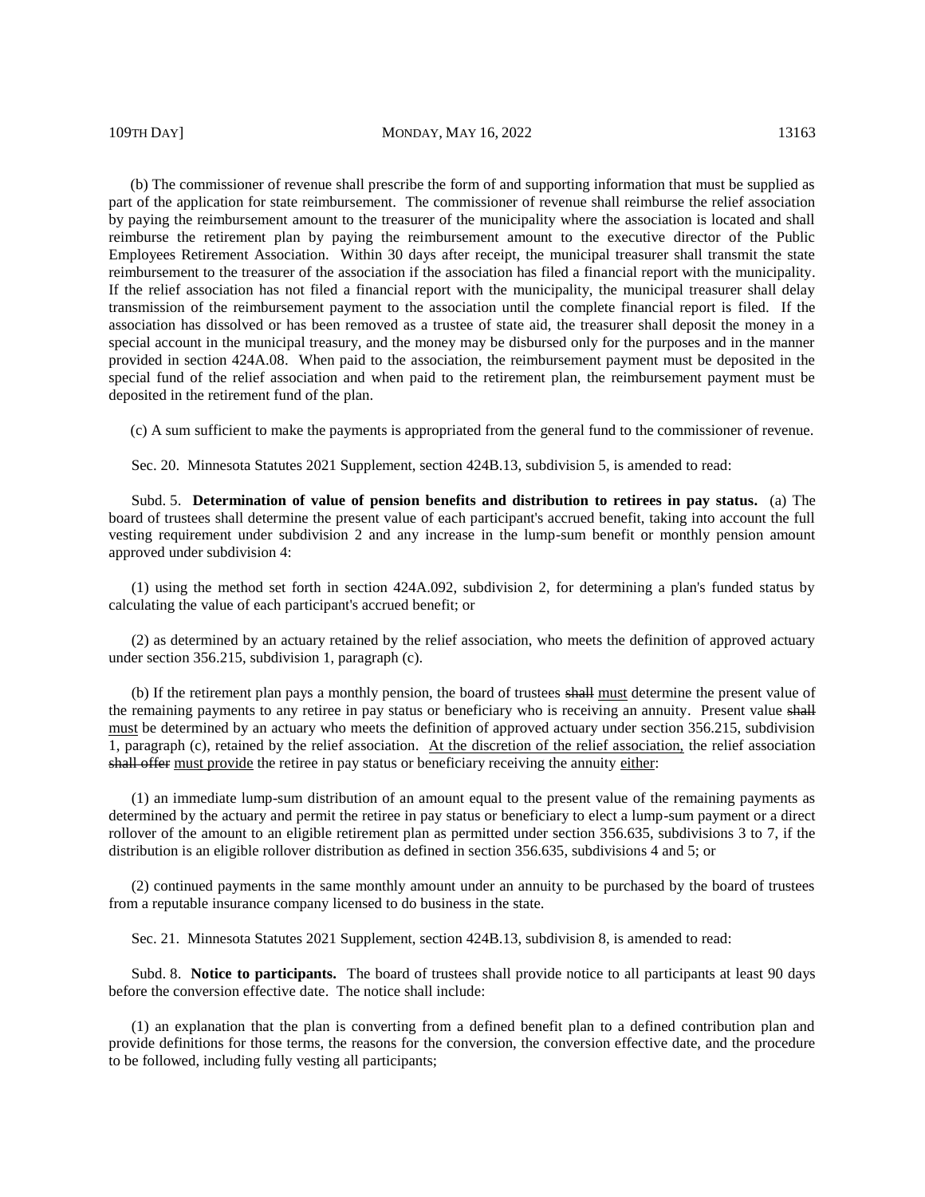(b) The commissioner of revenue shall prescribe the form of and supporting information that must be supplied as part of the application for state reimbursement. The commissioner of revenue shall reimburse the relief association by paying the reimbursement amount to the treasurer of the municipality where the association is located and shall reimburse the retirement plan by paying the reimbursement amount to the executive director of the Public Employees Retirement Association. Within 30 days after receipt, the municipal treasurer shall transmit the state reimbursement to the treasurer of the association if the association has filed a financial report with the municipality. If the relief association has not filed a financial report with the municipality, the municipal treasurer shall delay transmission of the reimbursement payment to the association until the complete financial report is filed. If the association has dissolved or has been removed as a trustee of state aid, the treasurer shall deposit the money in a special account in the municipal treasury, and the money may be disbursed only for the purposes and in the manner provided in section 424A.08. When paid to the association, the reimbursement payment must be deposited in the special fund of the relief association and when paid to the retirement plan, the reimbursement payment must be deposited in the retirement fund of the plan.

(c) A sum sufficient to make the payments is appropriated from the general fund to the commissioner of revenue.

Sec. 20. Minnesota Statutes 2021 Supplement, section 424B.13, subdivision 5, is amended to read:

Subd. 5. **Determination of value of pension benefits and distribution to retirees in pay status.** (a) The board of trustees shall determine the present value of each participant's accrued benefit, taking into account the full vesting requirement under subdivision 2 and any increase in the lump-sum benefit or monthly pension amount approved under subdivision 4:

(1) using the method set forth in section 424A.092, subdivision 2, for determining a plan's funded status by calculating the value of each participant's accrued benefit; or

(2) as determined by an actuary retained by the relief association, who meets the definition of approved actuary under section 356.215, subdivision 1, paragraph (c).

(b) If the retirement plan pays a monthly pension, the board of trustees ~~shall~~ must determine the present value of the remaining payments to any retiree in pay status or beneficiary who is receiving an annuity. Present value ~~shall~~ must be determined by an actuary who meets the definition of approved actuary under section 356.215, subdivision 1, paragraph (c), retained by the relief association. At the discretion of the relief association, the relief association ~~shall offer~~ must provide the retiree in pay status or beneficiary receiving the annuity either:

(1) an immediate lump-sum distribution of an amount equal to the present value of the remaining payments as determined by the actuary and permit the retiree in pay status or beneficiary to elect a lump-sum payment or a direct rollover of the amount to an eligible retirement plan as permitted under section 356.635, subdivisions 3 to 7, if the distribution is an eligible rollover distribution as defined in section 356.635, subdivisions 4 and 5; or

(2) continued payments in the same monthly amount under an annuity to be purchased by the board of trustees from a reputable insurance company licensed to do business in the state.

Sec. 21. Minnesota Statutes 2021 Supplement, section 424B.13, subdivision 8, is amended to read:

Subd. 8. **Notice to participants.** The board of trustees shall provide notice to all participants at least 90 days before the conversion effective date. The notice shall include:

(1) an explanation that the plan is converting from a defined benefit plan to a defined contribution plan and provide definitions for those terms, the reasons for the conversion, the conversion effective date, and the procedure to be followed, including fully vesting all participants;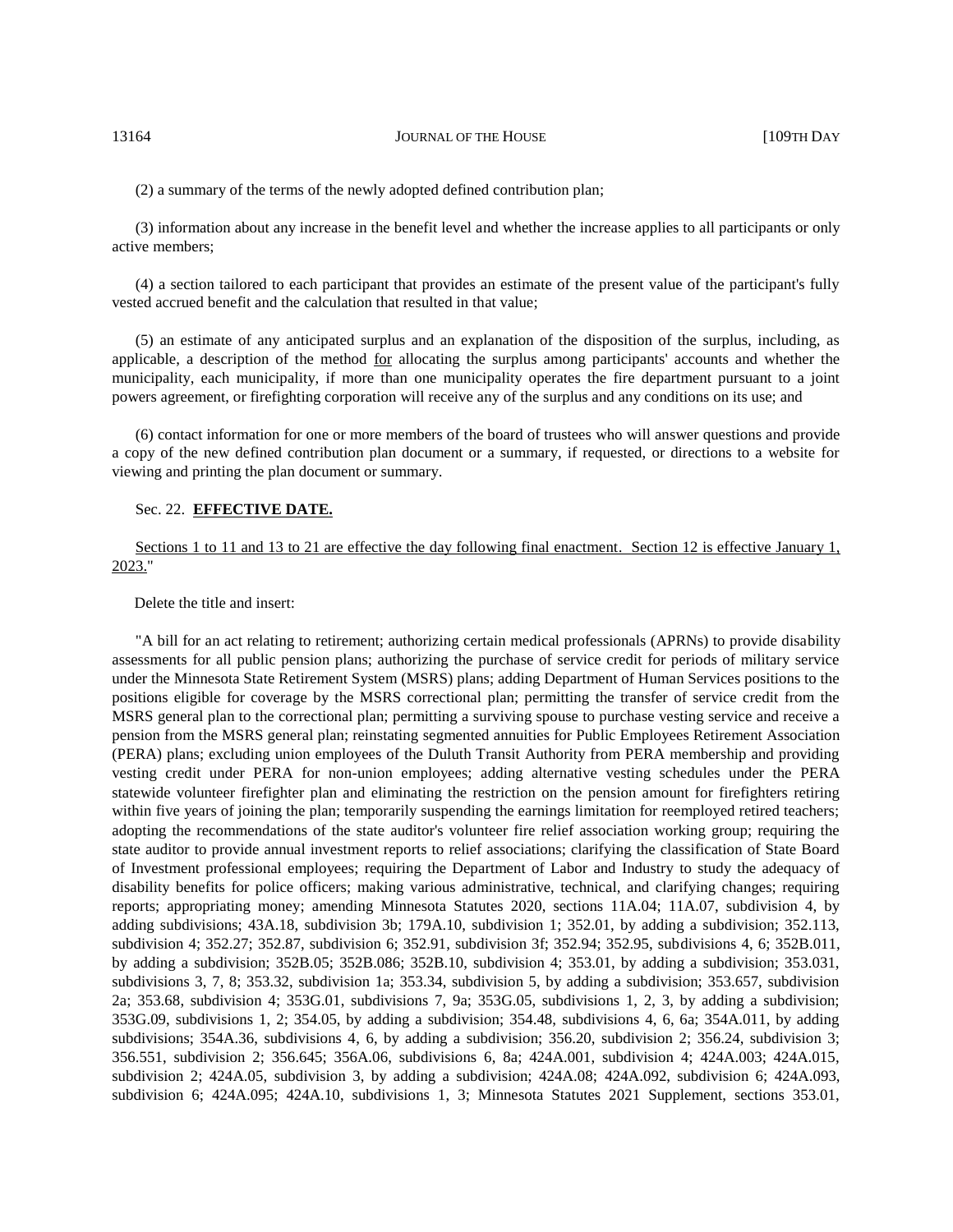(2) a summary of the terms of the newly adopted defined contribution plan;

(3) information about any increase in the benefit level and whether the increase applies to all participants or only active members;

(4) a section tailored to each participant that provides an estimate of the present value of the participant's fully vested accrued benefit and the calculation that resulted in that value;

(5) an estimate of any anticipated surplus and an explanation of the disposition of the surplus, including, as applicable, a description of the method for allocating the surplus among participants' accounts and whether the municipality, each municipality, if more than one municipality operates the fire department pursuant to a joint powers agreement, or firefighting corporation will receive any of the surplus and any conditions on its use; and

(6) contact information for one or more members of the board of trustees who will answer questions and provide a copy of the new defined contribution plan document or a summary, if requested, or directions to a website for viewing and printing the plan document or summary.

Sec. 22. **EFFECTIVE DATE.**

Sections 1 to 11 and 13 to 21 are effective the day following final enactment. Section 12 is effective January 1, 2023."

Delete the title and insert:

"A bill for an act relating to retirement; authorizing certain medical professionals (APRNs) to provide disability assessments for all public pension plans; authorizing the purchase of service credit for periods of military service under the Minnesota State Retirement System (MSRS) plans; adding Department of Human Services positions to the positions eligible for coverage by the MSRS correctional plan; permitting the transfer of service credit from the MSRS general plan to the correctional plan; permitting a surviving spouse to purchase vesting service and receive a pension from the MSRS general plan; reinstating segmented annuities for Public Employees Retirement Association (PERA) plans; excluding union employees of the Duluth Transit Authority from PERA membership and providing vesting credit under PERA for non-union employees; adding alternative vesting schedules under the PERA statewide volunteer firefighter plan and eliminating the restriction on the pension amount for firefighters retiring within five years of joining the plan; temporarily suspending the earnings limitation for reemployed retired teachers; adopting the recommendations of the state auditor's volunteer fire relief association working group; requiring the state auditor to provide annual investment reports to relief associations; clarifying the classification of State Board of Investment professional employees; requiring the Department of Labor and Industry to study the adequacy of disability benefits for police officers; making various administrative, technical, and clarifying changes; requiring reports; appropriating money; amending Minnesota Statutes 2020, sections 11A.04; 11A.07, subdivision 4, by adding subdivisions; 43A.18, subdivision 3b; 179A.10, subdivision 1; 352.01, by adding a subdivision; 352.113, subdivision 4; 352.27; 352.87, subdivision 6; 352.91, subdivision 3f; 352.94; 352.95, subdivisions 4, 6; 352B.011, by adding a subdivision; 352B.05; 352B.086; 352B.10, subdivision 4; 353.01, by adding a subdivision; 353.031, subdivisions 3, 7, 8; 353.32, subdivision 1a; 353.34, subdivision 5, by adding a subdivision; 353.657, subdivision 2a; 353.68, subdivision 4; 353G.01, subdivisions 7, 9a; 353G.05, subdivisions 1, 2, 3, by adding a subdivision; 353G.09, subdivisions 1, 2; 354.05, by adding a subdivision; 354.48, subdivisions 4, 6, 6a; 354A.011, by adding subdivisions; 354A.36, subdivisions 4, 6, by adding a subdivision; 356.20, subdivision 2; 356.24, subdivision 3; 356.551, subdivision 2; 356.645; 356A.06, subdivisions 6, 8a; 424A.001, subdivision 4; 424A.003; 424A.015, subdivision 2; 424A.05, subdivision 3, by adding a subdivision; 424A.08; 424A.092, subdivision 6; 424A.093, subdivision 6; 424A.095; 424A.10, subdivisions 1, 3; Minnesota Statutes 2021 Supplement, sections 353.01,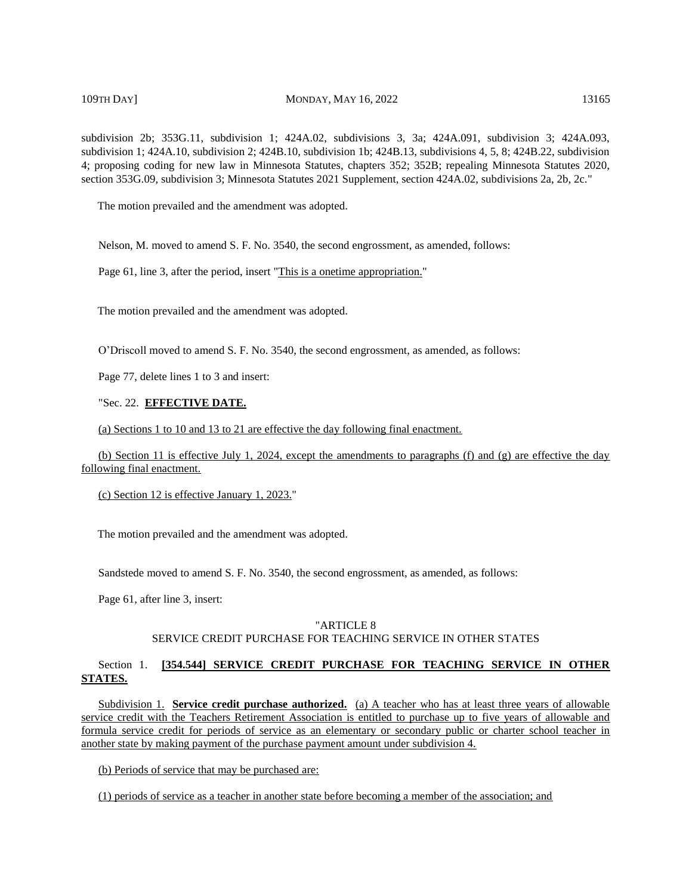subdivision 2b; 353G.11, subdivision 1; 424A.02, subdivisions 3, 3a; 424A.091, subdivision 3; 424A.093, subdivision 1; 424A.10, subdivision 2; 424B.10, subdivision 1b; 424B.13, subdivisions 4, 5, 8; 424B.22, subdivision 4; proposing coding for new law in Minnesota Statutes, chapters 352; 352B; repealing Minnesota Statutes 2020, section 353G.09, subdivision 3; Minnesota Statutes 2021 Supplement, section 424A.02, subdivisions 2a, 2b, 2c."

The motion prevailed and the amendment was adopted.

Nelson, M. moved to amend S. F. No. 3540, the second engrossment, as amended, follows:

Page 61, line 3, after the period, insert "This is a onetime appropriation."

The motion prevailed and the amendment was adopted.

O'Driscoll moved to amend S. F. No. 3540, the second engrossment, as amended, as follows:

Page 77, delete lines 1 to 3 and insert:

"Sec. 22. **EFFECTIVE DATE.**

(a) Sections 1 to 10 and 13 to 21 are effective the day following final enactment.

(b) Section 11 is effective July 1, 2024, except the amendments to paragraphs (f) and (g) are effective the day following final enactment.

(c) Section 12 is effective January 1, 2023."

The motion prevailed and the amendment was adopted.

Sandstede moved to amend S. F. No. 3540, the second engrossment, as amended, as follows:

Page 61, after line 3, insert:

"ARTICLE 8
SERVICE CREDIT PURCHASE FOR TEACHING SERVICE IN OTHER STATES

Section 1. **[354.544] SERVICE CREDIT PURCHASE FOR TEACHING SERVICE IN OTHER STATES.**

Subdivision 1. **Service credit purchase authorized.** (a) A teacher who has at least three years of allowable service credit with the Teachers Retirement Association is entitled to purchase up to five years of allowable and formula service credit for periods of service as an elementary or secondary public or charter school teacher in another state by making payment of the purchase payment amount under subdivision 4.

(b) Periods of service that may be purchased are:

(1) periods of service as a teacher in another state before becoming a member of the association; and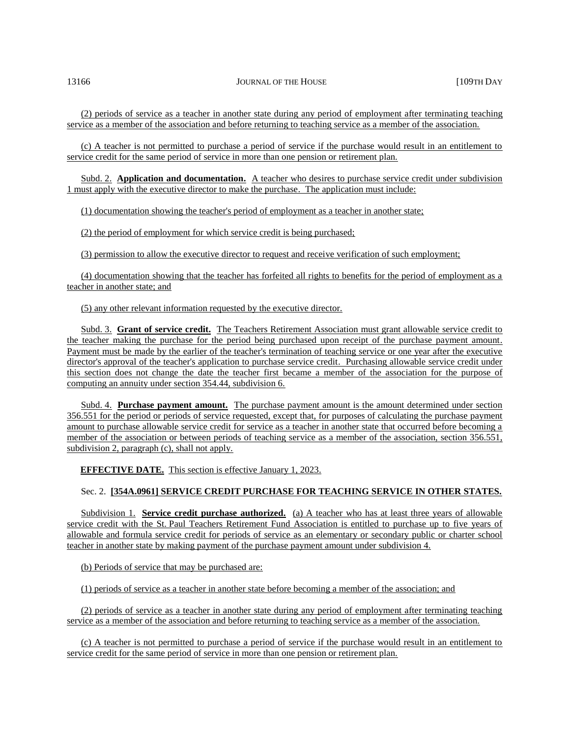(2) periods of service as a teacher in another state during any period of employment after terminating teaching service as a member of the association and before returning to teaching service as a member of the association.

(c) A teacher is not permitted to purchase a period of service if the purchase would result in an entitlement to service credit for the same period of service in more than one pension or retirement plan.

Subd. 2. **Application and documentation.** A teacher who desires to purchase service credit under subdivision 1 must apply with the executive director to make the purchase. The application must include:

(1) documentation showing the teacher's period of employment as a teacher in another state;

(2) the period of employment for which service credit is being purchased;

(3) permission to allow the executive director to request and receive verification of such employment;

(4) documentation showing that the teacher has forfeited all rights to benefits for the period of employment as a teacher in another state; and

(5) any other relevant information requested by the executive director.

Subd. 3. **Grant of service credit.** The Teachers Retirement Association must grant allowable service credit to the teacher making the purchase for the period being purchased upon receipt of the purchase payment amount. Payment must be made by the earlier of the teacher's termination of teaching service or one year after the executive director's approval of the teacher's application to purchase service credit. Purchasing allowable service credit under this section does not change the date the teacher first became a member of the association for the purpose of computing an annuity under section 354.44, subdivision 6.

Subd. 4. **Purchase payment amount.** The purchase payment amount is the amount determined under section 356.551 for the period or periods of service requested, except that, for purposes of calculating the purchase payment amount to purchase allowable service credit for service as a teacher in another state that occurred before becoming a member of the association or between periods of teaching service as a member of the association, section 356.551, subdivision 2, paragraph (c), shall not apply.

**EFFECTIVE DATE.** This section is effective January 1, 2023.

Sec. 2. **[354A.0961] SERVICE CREDIT PURCHASE FOR TEACHING SERVICE IN OTHER STATES.**

Subdivision 1. **Service credit purchase authorized.** (a) A teacher who has at least three years of allowable service credit with the St. Paul Teachers Retirement Fund Association is entitled to purchase up to five years of allowable and formula service credit for periods of service as an elementary or secondary public or charter school teacher in another state by making payment of the purchase payment amount under subdivision 4.

(b) Periods of service that may be purchased are:

(1) periods of service as a teacher in another state before becoming a member of the association; and

(2) periods of service as a teacher in another state during any period of employment after terminating teaching service as a member of the association and before returning to teaching service as a member of the association.

(c) A teacher is not permitted to purchase a period of service if the purchase would result in an entitlement to service credit for the same period of service in more than one pension or retirement plan.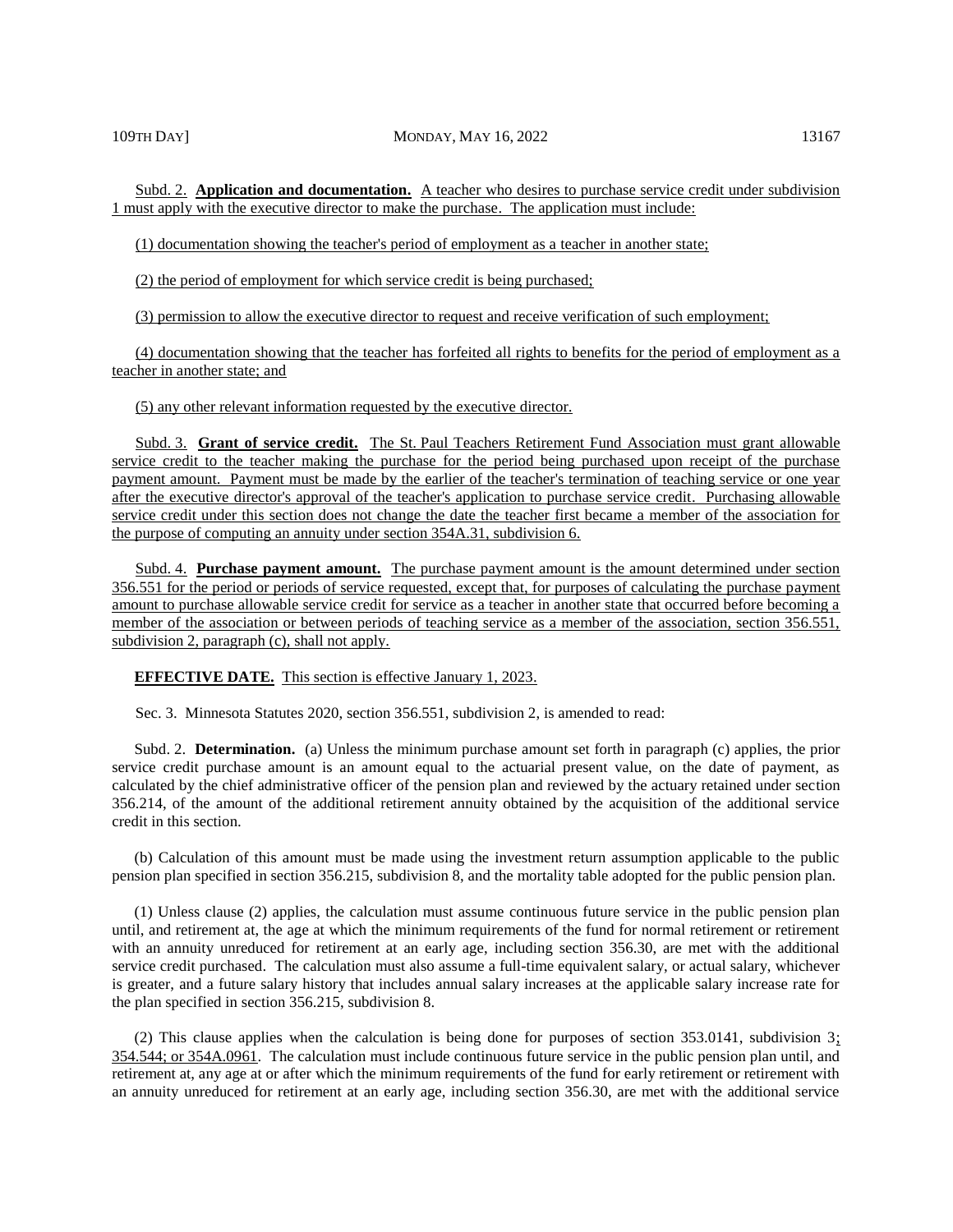Subd. 2. **Application and documentation.** A teacher who desires to purchase service credit under subdivision 1 must apply with the executive director to make the purchase. The application must include:

(1) documentation showing the teacher's period of employment as a teacher in another state;

(2) the period of employment for which service credit is being purchased;

(3) permission to allow the executive director to request and receive verification of such employment;

(4) documentation showing that the teacher has forfeited all rights to benefits for the period of employment as a teacher in another state; and

(5) any other relevant information requested by the executive director.

Subd. 3. **Grant of service credit.** The St. Paul Teachers Retirement Fund Association must grant allowable service credit to the teacher making the purchase for the period being purchased upon receipt of the purchase payment amount. Payment must be made by the earlier of the teacher's termination of teaching service or one year after the executive director's approval of the teacher's application to purchase service credit. Purchasing allowable service credit under this section does not change the date the teacher first became a member of the association for the purpose of computing an annuity under section 354A.31, subdivision 6.

Subd. 4. **Purchase payment amount.** The purchase payment amount is the amount determined under section 356.551 for the period or periods of service requested, except that, for purposes of calculating the purchase payment amount to purchase allowable service credit for service as a teacher in another state that occurred before becoming a member of the association or between periods of teaching service as a member of the association, section 356.551, subdivision 2, paragraph (c), shall not apply.

**EFFECTIVE DATE.** This section is effective January 1, 2023.

Sec. 3. Minnesota Statutes 2020, section 356.551, subdivision 2, is amended to read:

Subd. 2. **Determination.** (a) Unless the minimum purchase amount set forth in paragraph (c) applies, the prior service credit purchase amount is an amount equal to the actuarial present value, on the date of payment, as calculated by the chief administrative officer of the pension plan and reviewed by the actuary retained under section 356.214, of the amount of the additional retirement annuity obtained by the acquisition of the additional service credit in this section.

(b) Calculation of this amount must be made using the investment return assumption applicable to the public pension plan specified in section 356.215, subdivision 8, and the mortality table adopted for the public pension plan.

(1) Unless clause (2) applies, the calculation must assume continuous future service in the public pension plan until, and retirement at, the age at which the minimum requirements of the fund for normal retirement or retirement with an annuity unreduced for retirement at an early age, including section 356.30, are met with the additional service credit purchased. The calculation must also assume a full-time equivalent salary, or actual salary, whichever is greater, and a future salary history that includes annual salary increases at the applicable salary increase rate for the plan specified in section 356.215, subdivision 8.

(2) This clause applies when the calculation is being done for purposes of section 353.0141, subdivision 3; 354.544; or 354A.0961. The calculation must include continuous future service in the public pension plan until, and retirement at, any age at or after which the minimum requirements of the fund for early retirement or retirement with an annuity unreduced for retirement at an early age, including section 356.30, are met with the additional service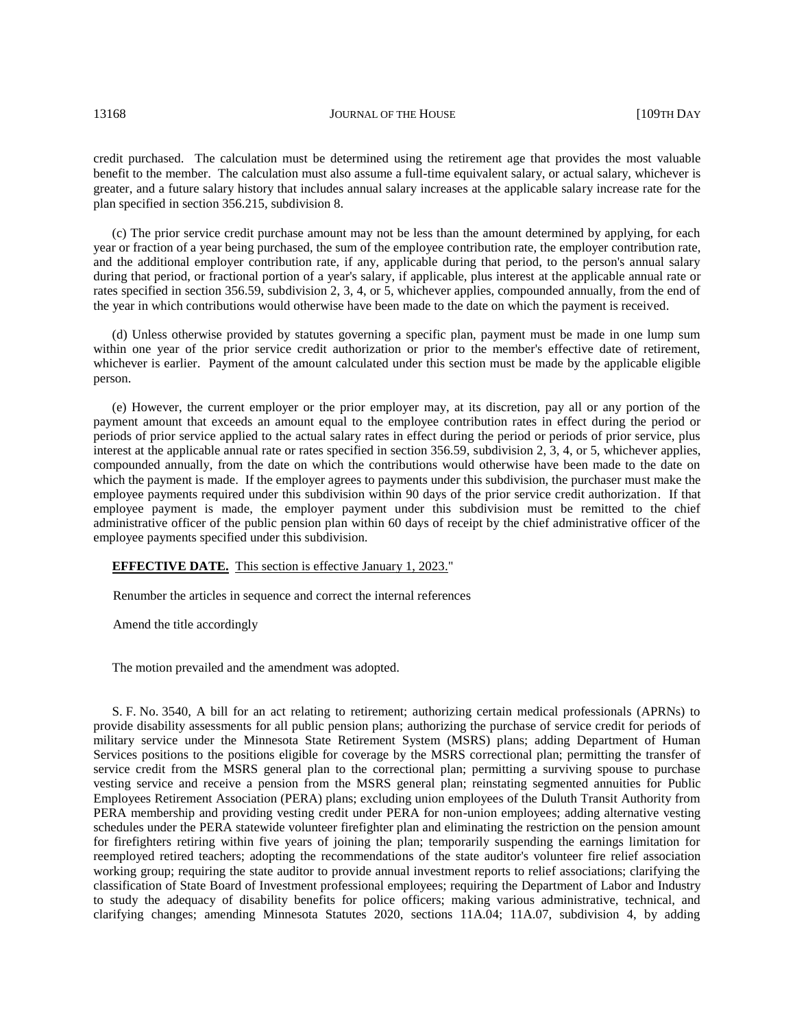credit purchased. The calculation must be determined using the retirement age that provides the most valuable benefit to the member. The calculation must also assume a full-time equivalent salary, or actual salary, whichever is greater, and a future salary history that includes annual salary increases at the applicable salary increase rate for the plan specified in section 356.215, subdivision 8.

(c) The prior service credit purchase amount may not be less than the amount determined by applying, for each year or fraction of a year being purchased, the sum of the employee contribution rate, the employer contribution rate, and the additional employer contribution rate, if any, applicable during that period, to the person's annual salary during that period, or fractional portion of a year's salary, if applicable, plus interest at the applicable annual rate or rates specified in section 356.59, subdivision 2, 3, 4, or 5, whichever applies, compounded annually, from the end of the year in which contributions would otherwise have been made to the date on which the payment is received.

(d) Unless otherwise provided by statutes governing a specific plan, payment must be made in one lump sum within one year of the prior service credit authorization or prior to the member's effective date of retirement, whichever is earlier. Payment of the amount calculated under this section must be made by the applicable eligible person.

(e) However, the current employer or the prior employer may, at its discretion, pay all or any portion of the payment amount that exceeds an amount equal to the employee contribution rates in effect during the period or periods of prior service applied to the actual salary rates in effect during the period or periods of prior service, plus interest at the applicable annual rate or rates specified in section 356.59, subdivision 2, 3, 4, or 5, whichever applies, compounded annually, from the date on which the contributions would otherwise have been made to the date on which the payment is made. If the employer agrees to payments under this subdivision, the purchaser must make the employee payments required under this subdivision within 90 days of the prior service credit authorization. If that employee payment is made, the employer payment under this subdivision must be remitted to the chief administrative officer of the public pension plan within 60 days of receipt by the chief administrative officer of the employee payments specified under this subdivision.

**EFFECTIVE DATE.** This section is effective January 1, 2023."

Renumber the articles in sequence and correct the internal references

Amend the title accordingly

The motion prevailed and the amendment was adopted.

S. F. No. 3540, A bill for an act relating to retirement; authorizing certain medical professionals (APRNs) to provide disability assessments for all public pension plans; authorizing the purchase of service credit for periods of military service under the Minnesota State Retirement System (MSRS) plans; adding Department of Human Services positions to the positions eligible for coverage by the MSRS correctional plan; permitting the transfer of service credit from the MSRS general plan to the correctional plan; permitting a surviving spouse to purchase vesting service and receive a pension from the MSRS general plan; reinstating segmented annuities for Public Employees Retirement Association (PERA) plans; excluding union employees of the Duluth Transit Authority from PERA membership and providing vesting credit under PERA for non-union employees; adding alternative vesting schedules under the PERA statewide volunteer firefighter plan and eliminating the restriction on the pension amount for firefighters retiring within five years of joining the plan; temporarily suspending the earnings limitation for reemployed retired teachers; adopting the recommendations of the state auditor's volunteer fire relief association working group; requiring the state auditor to provide annual investment reports to relief associations; clarifying the classification of State Board of Investment professional employees; requiring the Department of Labor and Industry to study the adequacy of disability benefits for police officers; making various administrative, technical, and clarifying changes; amending Minnesota Statutes 2020, sections 11A.04; 11A.07, subdivision 4, by adding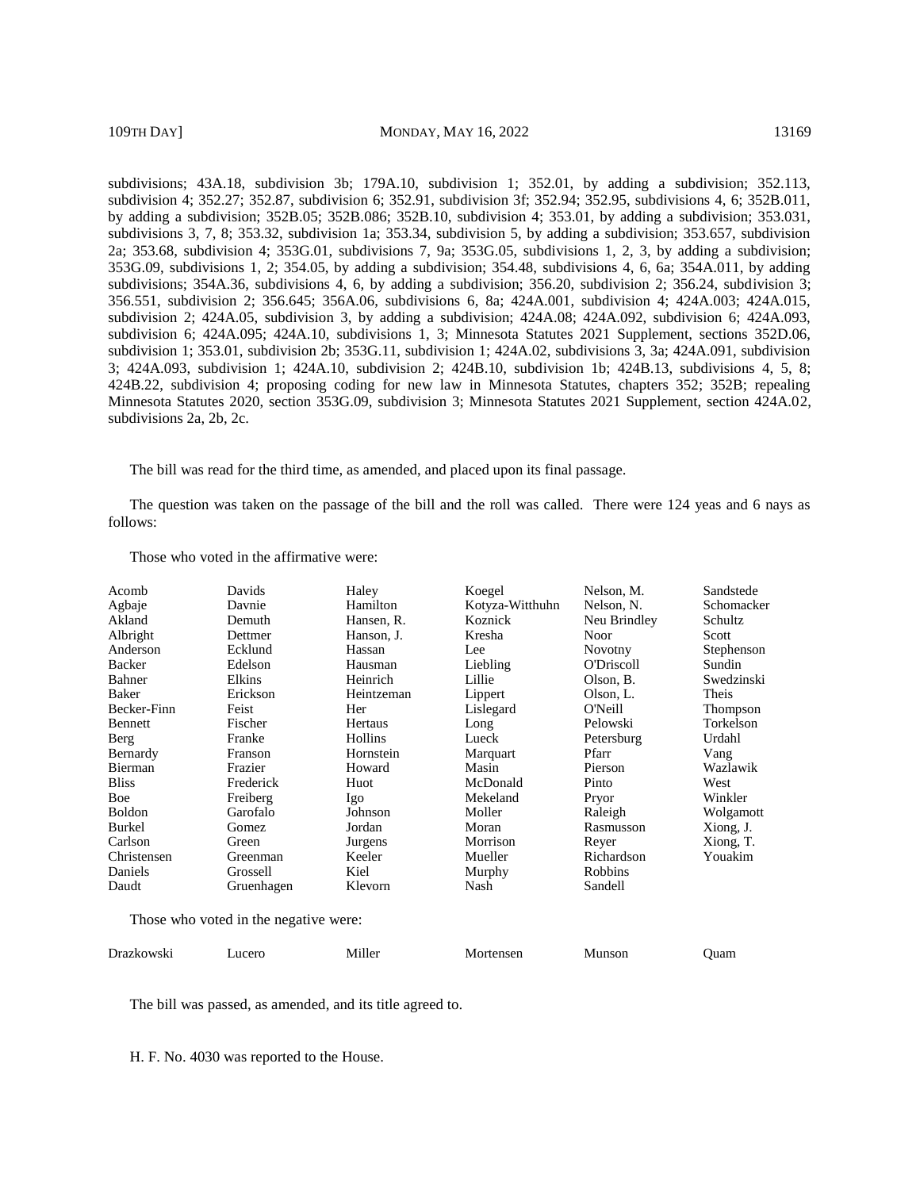subdivisions; 43A.18, subdivision 3b; 179A.10, subdivision 1; 352.01, by adding a subdivision; 352.113, subdivision 4; 352.27; 352.87, subdivision 6; 352.91, subdivision 3f; 352.94; 352.95, subdivisions 4, 6; 352B.011, by adding a subdivision; 352B.05; 352B.086; 352B.10, subdivision 4; 353.01, by adding a subdivision; 353.031, subdivisions 3, 7, 8; 353.32, subdivision 1a; 353.34, subdivision 5, by adding a subdivision; 353.657, subdivision 2a; 353.68, subdivision 4; 353G.01, subdivisions 7, 9a; 353G.05, subdivisions 1, 2, 3, by adding a subdivision; 353G.09, subdivisions 1, 2; 354.05, by adding a subdivision; 354.48, subdivisions 4, 6, 6a; 354A.011, by adding subdivisions; 354A.36, subdivisions 4, 6, by adding a subdivision; 356.20, subdivision 2; 356.24, subdivision 3; 356.551, subdivision 2; 356.645; 356A.06, subdivisions 6, 8a; 424A.001, subdivision 4; 424A.003; 424A.015, subdivision 2; 424A.05, subdivision 3, by adding a subdivision; 424A.08; 424A.092, subdivision 6; 424A.093, subdivision 6; 424A.095; 424A.10, subdivisions 1, 3; Minnesota Statutes 2021 Supplement, sections 352D.06, subdivision 1; 353.01, subdivision 2b; 353G.11, subdivision 1; 424A.02, subdivisions 3, 3a; 424A.091, subdivision 3; 424A.093, subdivision 1; 424A.10, subdivision 2; 424B.10, subdivision 1b; 424B.13, subdivisions 4, 5, 8; 424B.22, subdivision 4; proposing coding for new law in Minnesota Statutes, chapters 352; 352B; repealing Minnesota Statutes 2020, section 353G.09, subdivision 3; Minnesota Statutes 2021 Supplement, section 424A.02, subdivisions 2a, 2b, 2c.

The bill was read for the third time, as amended, and placed upon its final passage.

The question was taken on the passage of the bill and the roll was called. There were 124 yeas and 6 nays as follows:

Those who voted in the affirmative were:

| | | | | | |
|---|---|---|---|---|---|
| Acomb | Davids | Haley | Koegel | Nelson, M. | Sandstede |
| Agbaje | Davnie | Hamilton | Kotyza-Witthuhn | Nelson, N. | Schomacker |
| Akland | Demuth | Hansen, R. | Koznick | Neu Brindley | Schultz |
| Albright | Dettmer | Hanson, J. | Kresha | Noor | Scott |
| Anderson | Ecklund | Hassan | Lee | Novotny | Stephenson |
| Backer | Edelson | Hausman | Liebling | O'Driscoll | Sundin |
| Bahner | Elkins | Heinrich | Lillie | Olson, B. | Swedzinski |
| Baker | Erickson | Heintzeman | Lippert | Olson, L. | Theis |
| Becker-Finn | Feist | Her | Lislegard | O'Neill | Thompson |
| Bennett | Fischer | Hertaus | Long | Pelowski | Torkelson |
| Berg | Franke | Hollins | Lueck | Petersburg | Urdahl |
| Bernardy | Franson | Hornstein | Marquart | Pfarr | Vang |
| Bierman | Frazier | Howard | Masin | Pierson | Wazlawik |
| Bliss | Frederick | Huot | McDonald | Pinto | West |
| Boe | Freiberg | Igo | Mekeland | Pryor | Winkler |
| Boldon | Garofalo | Johnson | Moller | Raleigh | Wolgamott |
| Burkel | Gomez | Jordan | Moran | Rasmusson | Xiong, J. |
| Carlson | Green | Jurgens | Morrison | Reyer | Xiong, T. |
| Christensen | Greenman | Keeler | Mueller | Richardson | Youakim |
| Daniels | Grossell | Kiel | Murphy | Robbins | |
| Daudt | Gruenhagen | Klevorn | Nash | Sandell | |

Those who voted in the negative were:

| | | | | | |
|---|---|---|---|---|---|
| Drazkowski | Lucero | Miller | Mortensen | Munson | Quam |

The bill was passed, as amended, and its title agreed to.

H. F. No. 4030 was reported to the House.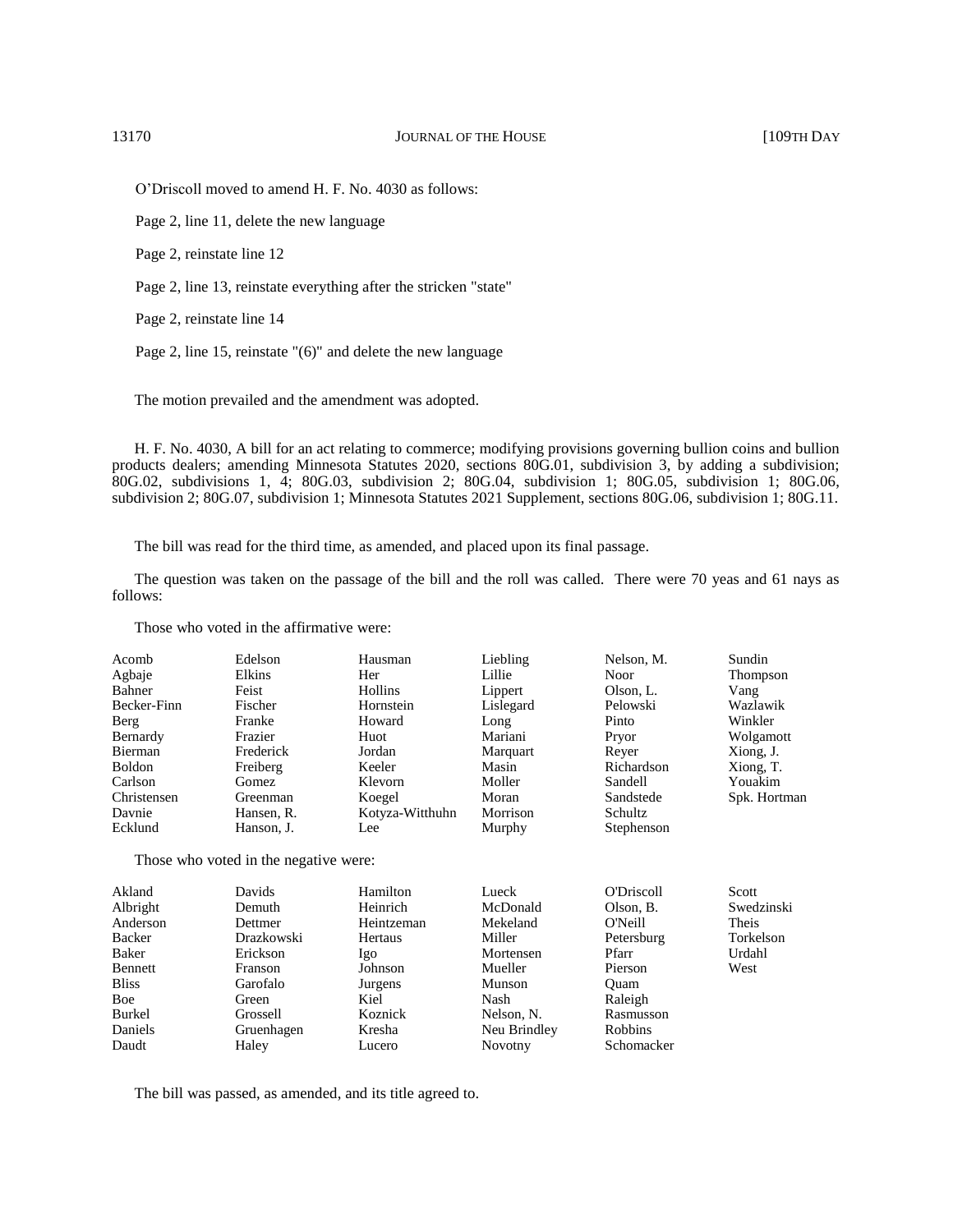O'Driscoll moved to amend H. F. No. 4030 as follows:

Page 2, line 11, delete the new language

Page 2, reinstate line 12

Page 2, line 13, reinstate everything after the stricken "state"

Page 2, reinstate line 14

Page 2, line 15, reinstate "(6)" and delete the new language

The motion prevailed and the amendment was adopted.

H. F. No. 4030, A bill for an act relating to commerce; modifying provisions governing bullion coins and bullion products dealers; amending Minnesota Statutes 2020, sections 80G.01, subdivision 3, by adding a subdivision; 80G.02, subdivisions 1, 4; 80G.03, subdivision 2; 80G.04, subdivision 1; 80G.05, subdivision 1; 80G.06, subdivision 2; 80G.07, subdivision 1; Minnesota Statutes 2021 Supplement, sections 80G.06, subdivision 1; 80G.11.

The bill was read for the third time, as amended, and placed upon its final passage.

The question was taken on the passage of the bill and the roll was called. There were 70 yeas and 61 nays as follows:

Those who voted in the affirmative were:

| | | | | | |
|---|---|---|---|---|---|
| Acomb | Edelson | Hausman | Liebling | Nelson, M. | Sundin |
| Agbaje | Elkins | Her | Lillie | Noor | Thompson |
| Bahner | Feist | Hollins | Lippert | Olson, L. | Vang |
| Becker-Finn | Fischer | Hornstein | Lislegard | Pelowski | Wazlawik |
| Berg | Franke | Howard | Long | Pinto | Winkler |
| Bernardy | Frazier | Huot | Mariani | Pryor | Wolgamott |
| Bierman | Frederick | Jordan | Marquart | Reyer | Xiong, J. |
| Boldon | Freiberg | Keeler | Masin | Richardson | Xiong, T. |
| Carlson | Gomez | Klevorn | Moller | Sandell | Youakim |
| Christensen | Greenman | Koegel | Moran | Sandstede | Spk. Hortman |
| Davnie | Hansen, R. | Kotyza-Witthuhn | Morrison | Schultz | |
| Ecklund | Hanson, J. | Lee | Murphy | Stephenson | |

Those who voted in the negative were:

| | | | | | |
|---|---|---|---|---|---|
| Akland | Davids | Hamilton | Lueck | O'Driscoll | Scott |
| Albright | Demuth | Heinrich | McDonald | Olson, B. | Swedzinski |
| Anderson | Dettmer | Heintzeman | Mekeland | O'Neill | Theis |
| Backer | Drazkowski | Hertaus | Miller | Petersburg | Torkelson |
| Baker | Erickson | Igo | Mortensen | Pfarr | Urdahl |
| Bennett | Franson | Johnson | Mueller | Pierson | West |
| Bliss | Garofalo | Jurgens | Munson | Quam | |
| Boe | Green | Kiel | Nash | Raleigh | |
| Burkel | Grossell | Koznick | Nelson, N. | Rasmusson | |
| Daniels | Gruenhagen | Kresha | Neu Brindley | Robbins | |
| Daudt | Haley | Lucero | Novotny | Schomacker | |

The bill was passed, as amended, and its title agreed to.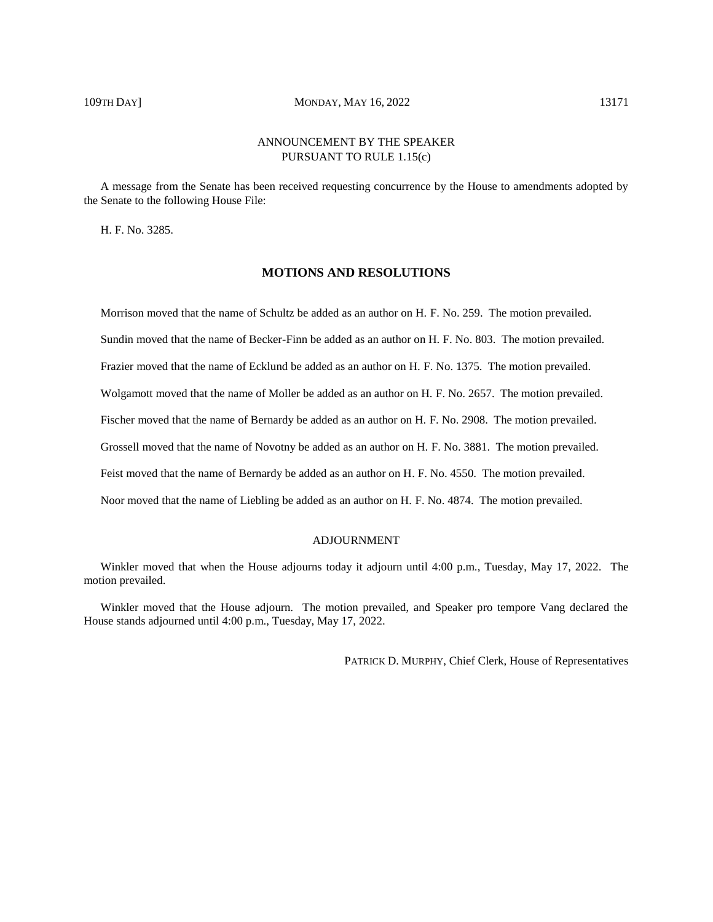ANNOUNCEMENT BY THE SPEAKER
PURSUANT TO RULE 1.15(c)

A message from the Senate has been received requesting concurrence by the House to amendments adopted by the Senate to the following House File:

H. F. No. 3285.

## MOTIONS AND RESOLUTIONS

Morrison moved that the name of Schultz be added as an author on H. F. No. 259. The motion prevailed.

Sundin moved that the name of Becker-Finn be added as an author on H. F. No. 803. The motion prevailed.

Frazier moved that the name of Ecklund be added as an author on H. F. No. 1375. The motion prevailed.

Wolgamott moved that the name of Moller be added as an author on H. F. No. 2657. The motion prevailed.

Fischer moved that the name of Bernardy be added as an author on H. F. No. 2908. The motion prevailed.

Grossell moved that the name of Novotny be added as an author on H. F. No. 3881. The motion prevailed.

Feist moved that the name of Bernardy be added as an author on H. F. No. 4550. The motion prevailed.

Noor moved that the name of Liebling be added as an author on H. F. No. 4874. The motion prevailed.

ADJOURNMENT

Winkler moved that when the House adjourns today it adjourn until 4:00 p.m., Tuesday, May 17, 2022. The motion prevailed.

Winkler moved that the House adjourn. The motion prevailed, and Speaker pro tempore Vang declared the House stands adjourned until 4:00 p.m., Tuesday, May 17, 2022.

PATRICK D. MURPHY, Chief Clerk, House of Representatives